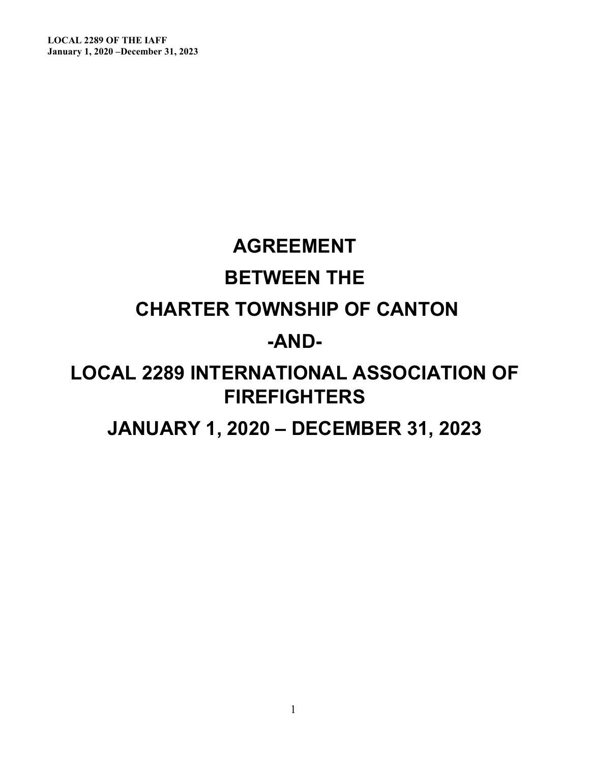# AGREEMENT

# BETWEEN THE

# CHARTER TOWNSHIP OF CANTON

# -AND-

# LOCAL 2289 INTERNATIONAL ASSOCIATION OF FIREFIGHTERS

# JANUARY 1, 2020 – DECEMBER 31, 2023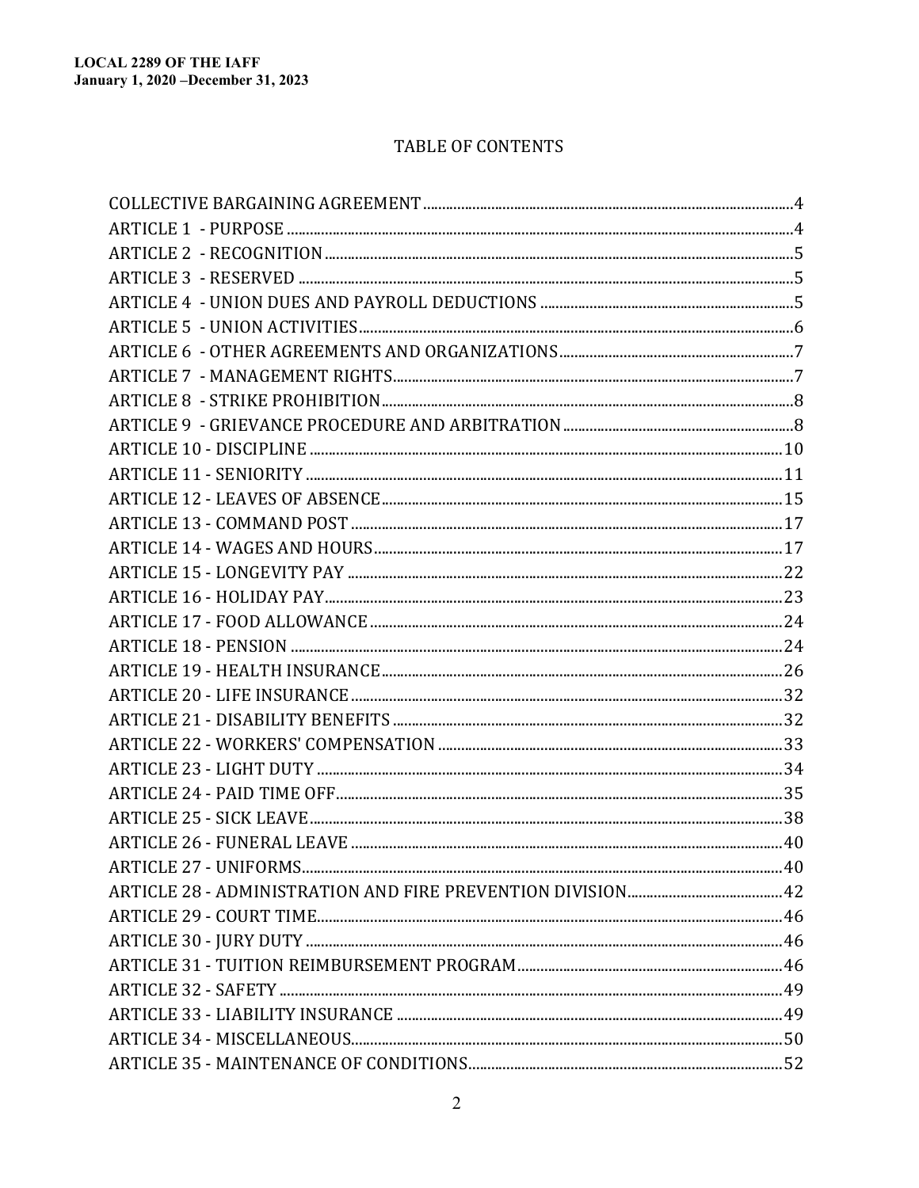# TABLE OF CONTENTS

| | |
|---|---|
| COLLECTIVE BARGAINING AGREEMENT | 4 |
| ARTICLE 1 - PURPOSE | 4 |
| ARTICLE 2 - RECOGNITION | 5 |
| ARTICLE 3 - RESERVED | 5 |
| ARTICLE 4 - UNION DUES AND PAYROLL DEDUCTIONS | 5 |
| ARTICLE 5 - UNION ACTIVITIES | 6 |
| ARTICLE 6 - OTHER AGREEMENTS AND ORGANIZATIONS | 7 |
| ARTICLE 7 - MANAGEMENT RIGHTS | 7 |
| ARTICLE 8 - STRIKE PROHIBITION | 8 |
| ARTICLE 9 - GRIEVANCE PROCEDURE AND ARBITRATION | 8 |
| ARTICLE 10 - DISCIPLINE | 10 |
| ARTICLE 11 - SENIORITY | 11 |
| ARTICLE 12 - LEAVES OF ABSENCE | 15 |
| ARTICLE 13 - COMMAND POST | 17 |
| ARTICLE 14 - WAGES AND HOURS | 17 |
| ARTICLE 15 - LONGEVITY PAY | 22 |
| ARTICLE 16 - HOLIDAY PAY | 23 |
| ARTICLE 17 - FOOD ALLOWANCE | 24 |
| ARTICLE 18 - PENSION | 24 |
| ARTICLE 19 - HEALTH INSURANCE | 26 |
| ARTICLE 20 - LIFE INSURANCE | 32 |
| ARTICLE 21 - DISABILITY BENEFITS | 32 |
| ARTICLE 22 - WORKERS' COMPENSATION | 33 |
| ARTICLE 23 - LIGHT DUTY | 34 |
| ARTICLE 24 - PAID TIME OFF | 35 |
| ARTICLE 25 - SICK LEAVE | 38 |
| ARTICLE 26 - FUNERAL LEAVE | 40 |
| ARTICLE 27 - UNIFORMS | 40 |
| ARTICLE 28 - ADMINISTRATION AND FIRE PREVENTION DIVISION | 42 |
| ARTICLE 29 - COURT TIME | 46 |
| ARTICLE 30 - JURY DUTY | 46 |
| ARTICLE 31 - TUITION REIMBURSEMENT PROGRAM | 46 |
| ARTICLE 32 - SAFETY | 49 |
| ARTICLE 33 - LIABILITY INSURANCE | 49 |
| ARTICLE 34 - MISCELLANEOUS | 50 |
| ARTICLE 35 - MAINTENANCE OF CONDITIONS | 52 |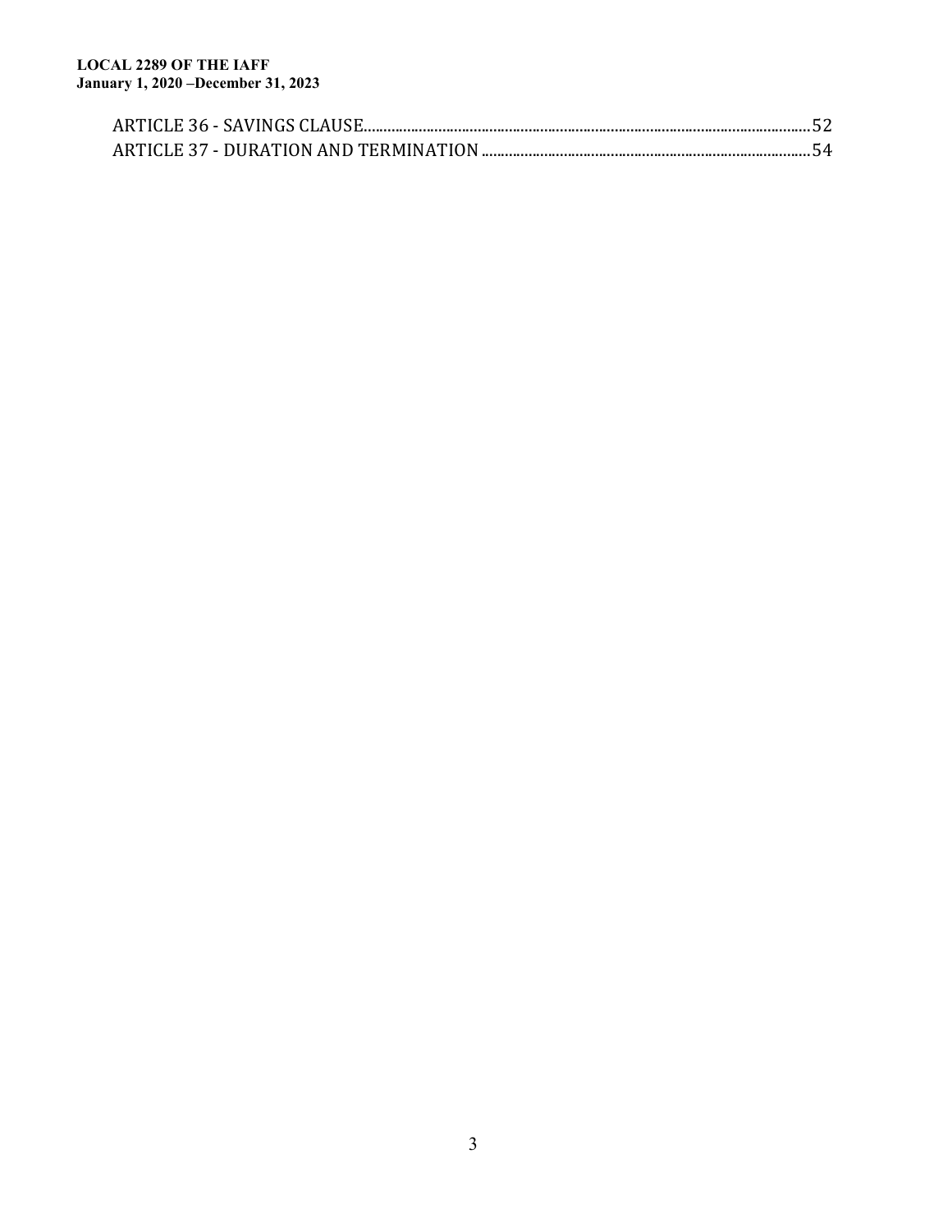ARTICLE 36 - SAVINGS CLAUSE....................................................................................................................52
ARTICLE 37 - DURATION AND TERMINATION ..................................................................................54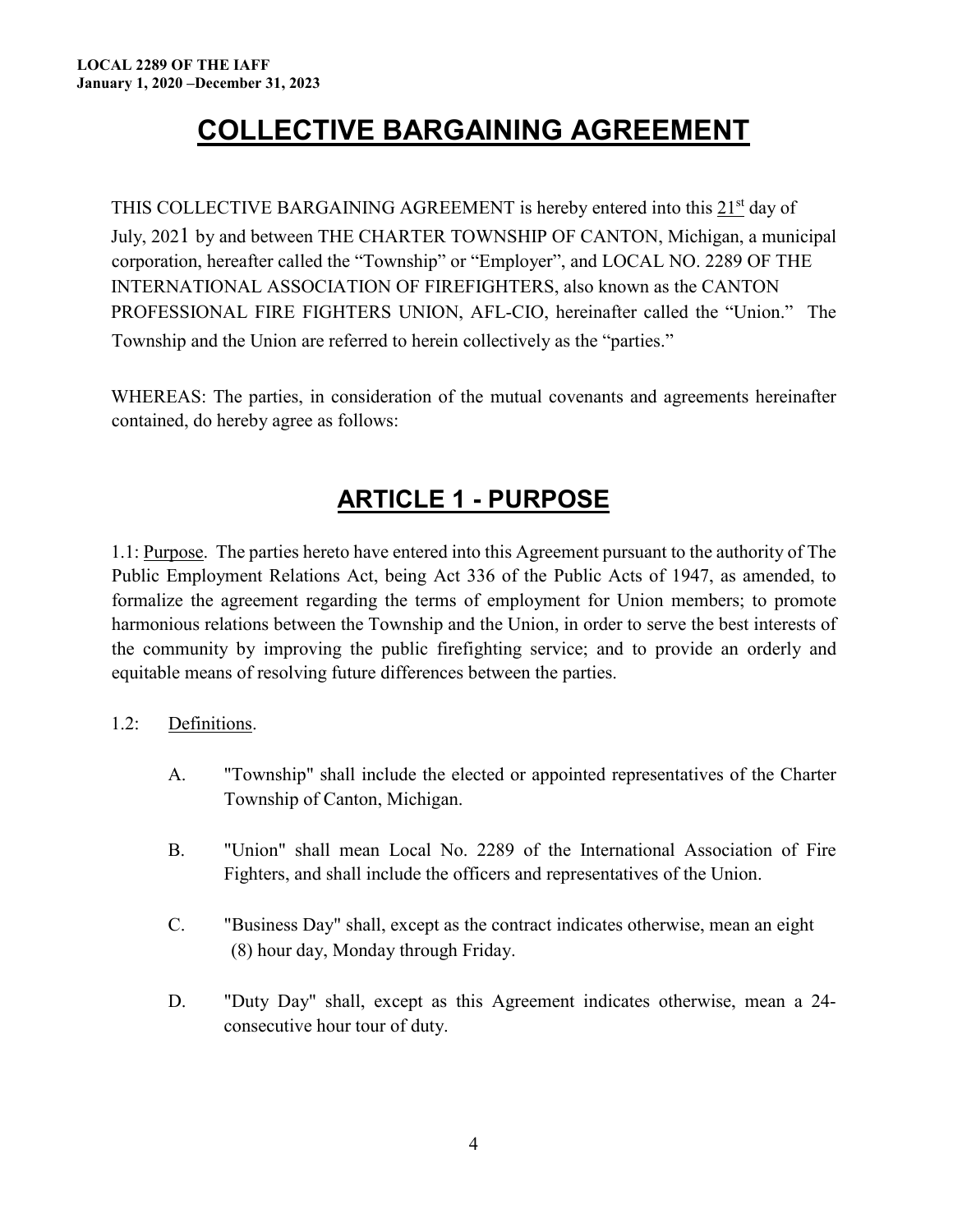# COLLECTIVE BARGAINING AGREEMENT

THIS COLLECTIVE BARGAINING AGREEMENT is hereby entered into this 21st day of July, 2021 by and between THE CHARTER TOWNSHIP OF CANTON, Michigan, a municipal corporation, hereafter called the "Township" or "Employer", and LOCAL NO. 2289 OF THE INTERNATIONAL ASSOCIATION OF FIREFIGHTERS, also known as the CANTON PROFESSIONAL FIRE FIGHTERS UNION, AFL-CIO, hereinafter called the "Union." The Township and the Union are referred to herein collectively as the "parties."

WHEREAS: The parties, in consideration of the mutual covenants and agreements hereinafter contained, do hereby agree as follows:

## ARTICLE 1 - PURPOSE

1.1: Purpose. The parties hereto have entered into this Agreement pursuant to the authority of The Public Employment Relations Act, being Act 336 of the Public Acts of 1947, as amended, to formalize the agreement regarding the terms of employment for Union members; to promote harmonious relations between the Township and the Union, in order to serve the best interests of the community by improving the public firefighting service; and to provide an orderly and equitable means of resolving future differences between the parties.

1.2: Definitions.

A. "Township" shall include the elected or appointed representatives of the Charter Township of Canton, Michigan.

B. "Union" shall mean Local No. 2289 of the International Association of Fire Fighters, and shall include the officers and representatives of the Union.

C. "Business Day" shall, except as the contract indicates otherwise, mean an eight (8) hour day, Monday through Friday.

D. "Duty Day" shall, except as this Agreement indicates otherwise, mean a 24-consecutive hour tour of duty.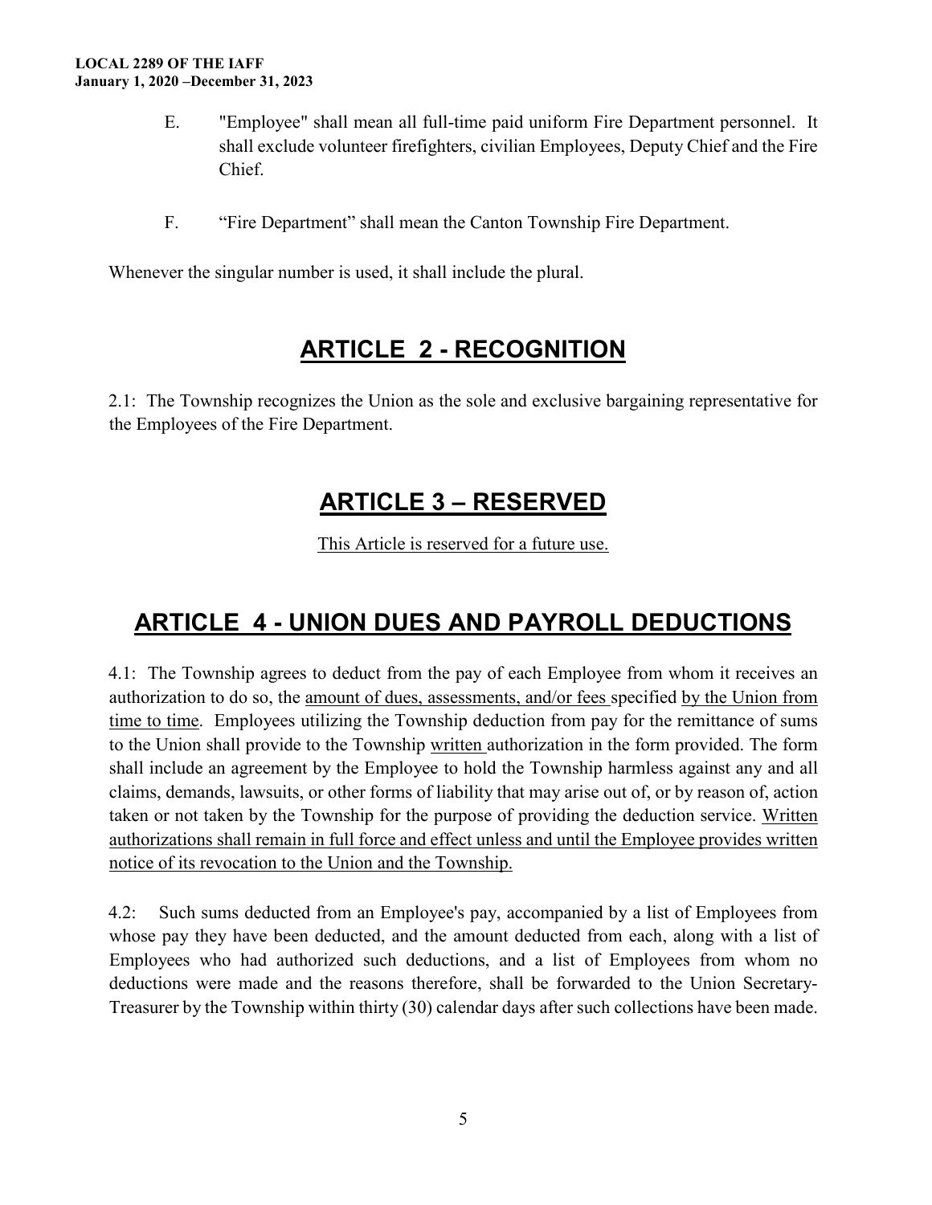E. "Employee" shall mean all full-time paid uniform Fire Department personnel. It shall exclude volunteer firefighters, civilian Employees, Deputy Chief and the Fire Chief.

F. "Fire Department" shall mean the Canton Township Fire Department.

Whenever the singular number is used, it shall include the plural.

## ARTICLE 2 - RECOGNITION

2.1: The Township recognizes the Union as the sole and exclusive bargaining representative for the Employees of the Fire Department.

## ARTICLE 3 – RESERVED

This Article is reserved for a future use.

## ARTICLE 4 - UNION DUES AND PAYROLL DEDUCTIONS

4.1: The Township agrees to deduct from the pay of each Employee from whom it receives an authorization to do so, the amount of dues, assessments, and/or fees specified by the Union from time to time. Employees utilizing the Township deduction from pay for the remittance of sums to the Union shall provide to the Township written authorization in the form provided. The form shall include an agreement by the Employee to hold the Township harmless against any and all claims, demands, lawsuits, or other forms of liability that may arise out of, or by reason of, action taken or not taken by the Township for the purpose of providing the deduction service. Written authorizations shall remain in full force and effect unless and until the Employee provides written notice of its revocation to the Union and the Township.

4.2: Such sums deducted from an Employee's pay, accompanied by a list of Employees from whose pay they have been deducted, and the amount deducted from each, along with a list of Employees who had authorized such deductions, and a list of Employees from whom no deductions were made and the reasons therefore, shall be forwarded to the Union Secretary-Treasurer by the Township within thirty (30) calendar days after such collections have been made.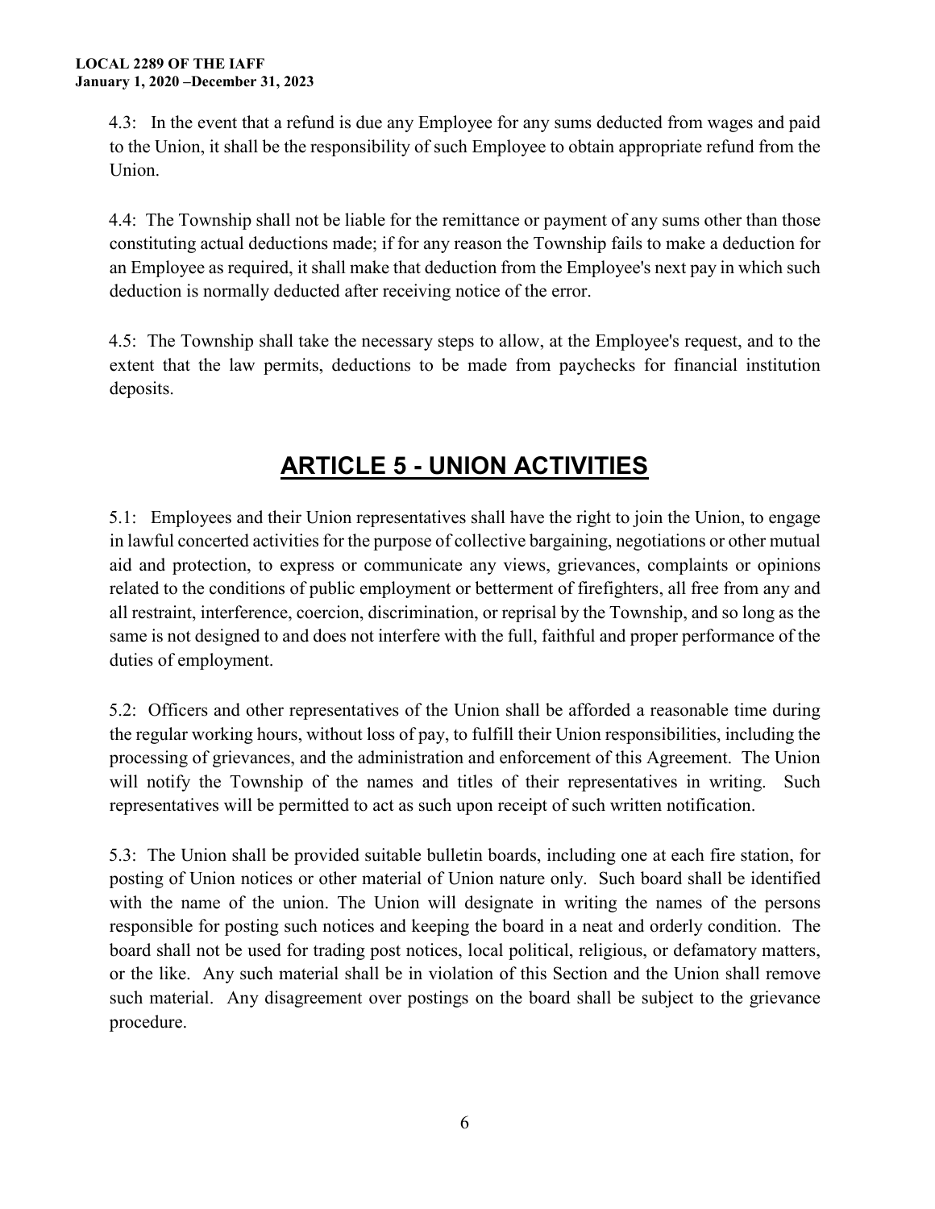4.3: In the event that a refund is due any Employee for any sums deducted from wages and paid to the Union, it shall be the responsibility of such Employee to obtain appropriate refund from the Union.

4.4: The Township shall not be liable for the remittance or payment of any sums other than those constituting actual deductions made; if for any reason the Township fails to make a deduction for an Employee as required, it shall make that deduction from the Employee's next pay in which such deduction is normally deducted after receiving notice of the error.

4.5: The Township shall take the necessary steps to allow, at the Employee's request, and to the extent that the law permits, deductions to be made from paychecks for financial institution deposits.

# ARTICLE 5 - UNION ACTIVITIES

5.1: Employees and their Union representatives shall have the right to join the Union, to engage in lawful concerted activities for the purpose of collective bargaining, negotiations or other mutual aid and protection, to express or communicate any views, grievances, complaints or opinions related to the conditions of public employment or betterment of firefighters, all free from any and all restraint, interference, coercion, discrimination, or reprisal by the Township, and so long as the same is not designed to and does not interfere with the full, faithful and proper performance of the duties of employment.

5.2: Officers and other representatives of the Union shall be afforded a reasonable time during the regular working hours, without loss of pay, to fulfill their Union responsibilities, including the processing of grievances, and the administration and enforcement of this Agreement. The Union will notify the Township of the names and titles of their representatives in writing. Such representatives will be permitted to act as such upon receipt of such written notification.

5.3: The Union shall be provided suitable bulletin boards, including one at each fire station, for posting of Union notices or other material of Union nature only. Such board shall be identified with the name of the union. The Union will designate in writing the names of the persons responsible for posting such notices and keeping the board in a neat and orderly condition. The board shall not be used for trading post notices, local political, religious, or defamatory matters, or the like. Any such material shall be in violation of this Section and the Union shall remove such material. Any disagreement over postings on the board shall be subject to the grievance procedure.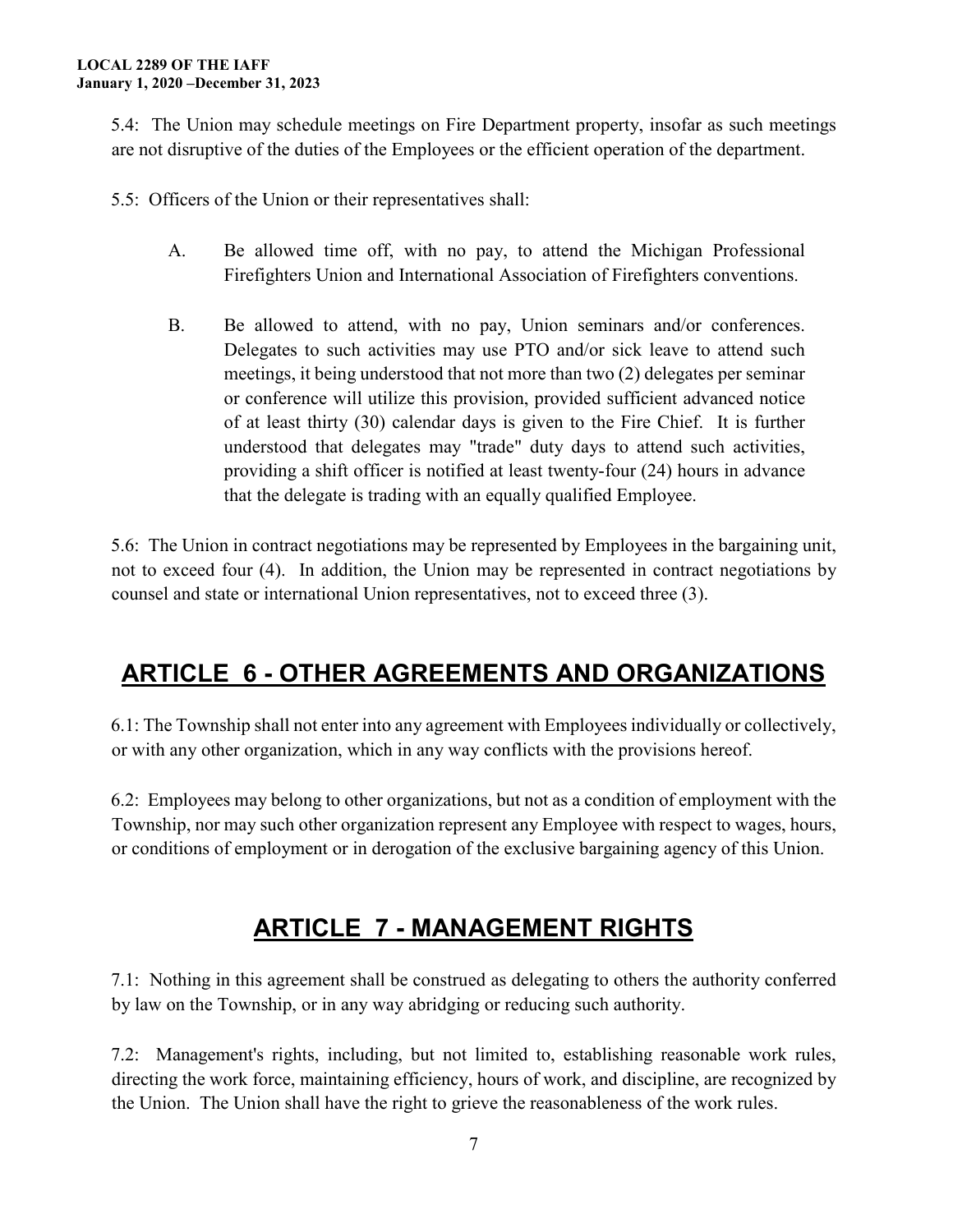5.4: The Union may schedule meetings on Fire Department property, insofar as such meetings are not disruptive of the duties of the Employees or the efficient operation of the department.

5.5: Officers of the Union or their representatives shall:

A. Be allowed time off, with no pay, to attend the Michigan Professional Firefighters Union and International Association of Firefighters conventions.

B. Be allowed to attend, with no pay, Union seminars and/or conferences. Delegates to such activities may use PTO and/or sick leave to attend such meetings, it being understood that not more than two (2) delegates per seminar or conference will utilize this provision, provided sufficient advanced notice of at least thirty (30) calendar days is given to the Fire Chief. It is further understood that delegates may "trade" duty days to attend such activities, providing a shift officer is notified at least twenty-four (24) hours in advance that the delegate is trading with an equally qualified Employee.

5.6: The Union in contract negotiations may be represented by Employees in the bargaining unit, not to exceed four (4). In addition, the Union may be represented in contract negotiations by counsel and state or international Union representatives, not to exceed three (3).

## ARTICLE 6 - OTHER AGREEMENTS AND ORGANIZATIONS

6.1: The Township shall not enter into any agreement with Employees individually or collectively, or with any other organization, which in any way conflicts with the provisions hereof.

6.2: Employees may belong to other organizations, but not as a condition of employment with the Township, nor may such other organization represent any Employee with respect to wages, hours, or conditions of employment or in derogation of the exclusive bargaining agency of this Union.

## ARTICLE 7 - MANAGEMENT RIGHTS

7.1: Nothing in this agreement shall be construed as delegating to others the authority conferred by law on the Township, or in any way abridging or reducing such authority.

7.2: Management's rights, including, but not limited to, establishing reasonable work rules, directing the work force, maintaining efficiency, hours of work, and discipline, are recognized by the Union. The Union shall have the right to grieve the reasonableness of the work rules.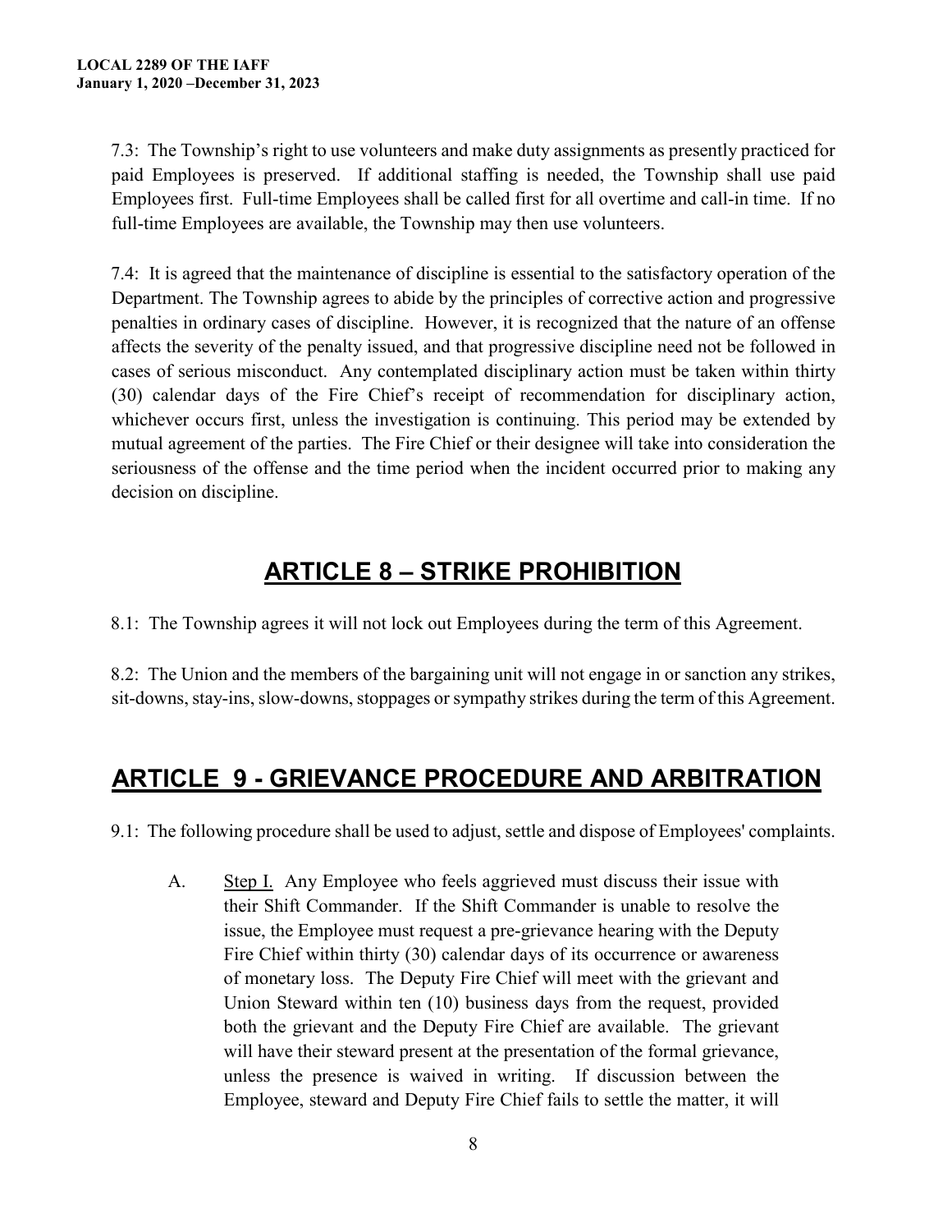7.3: The Township's right to use volunteers and make duty assignments as presently practiced for paid Employees is preserved. If additional staffing is needed, the Township shall use paid Employees first. Full-time Employees shall be called first for all overtime and call-in time. If no full-time Employees are available, the Township may then use volunteers.

7.4: It is agreed that the maintenance of discipline is essential to the satisfactory operation of the Department. The Township agrees to abide by the principles of corrective action and progressive penalties in ordinary cases of discipline. However, it is recognized that the nature of an offense affects the severity of the penalty issued, and that progressive discipline need not be followed in cases of serious misconduct. Any contemplated disciplinary action must be taken within thirty (30) calendar days of the Fire Chief's receipt of recommendation for disciplinary action, whichever occurs first, unless the investigation is continuing. This period may be extended by mutual agreement of the parties. The Fire Chief or their designee will take into consideration the seriousness of the offense and the time period when the incident occurred prior to making any decision on discipline.

# ARTICLE 8 – STRIKE PROHIBITION

8.1: The Township agrees it will not lock out Employees during the term of this Agreement.

8.2: The Union and the members of the bargaining unit will not engage in or sanction any strikes, sit-downs, stay-ins, slow-downs, stoppages or sympathy strikes during the term of this Agreement.

# ARTICLE 9 - GRIEVANCE PROCEDURE AND ARBITRATION

9.1: The following procedure shall be used to adjust, settle and dispose of Employees' complaints.

A. Step I. Any Employee who feels aggrieved must discuss their issue with their Shift Commander. If the Shift Commander is unable to resolve the issue, the Employee must request a pre-grievance hearing with the Deputy Fire Chief within thirty (30) calendar days of its occurrence or awareness of monetary loss. The Deputy Fire Chief will meet with the grievant and Union Steward within ten (10) business days from the request, provided both the grievant and the Deputy Fire Chief are available. The grievant will have their steward present at the presentation of the formal grievance, unless the presence is waived in writing. If discussion between the Employee, steward and Deputy Fire Chief fails to settle the matter, it will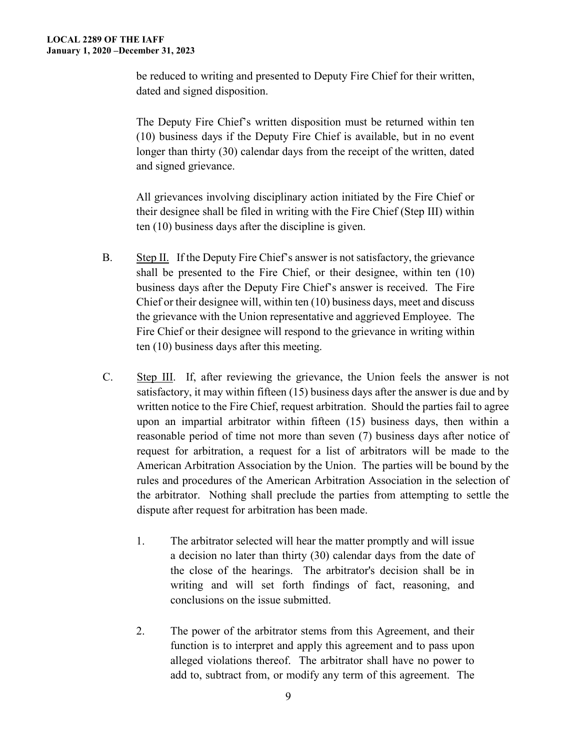be reduced to writing and presented to Deputy Fire Chief for their written, dated and signed disposition.

The Deputy Fire Chief's written disposition must be returned within ten (10) business days if the Deputy Fire Chief is available, but in no event longer than thirty (30) calendar days from the receipt of the written, dated and signed grievance.

All grievances involving disciplinary action initiated by the Fire Chief or their designee shall be filed in writing with the Fire Chief (Step III) within ten (10) business days after the discipline is given.

B. Step II. If the Deputy Fire Chief's answer is not satisfactory, the grievance shall be presented to the Fire Chief, or their designee, within ten (10) business days after the Deputy Fire Chief's answer is received. The Fire Chief or their designee will, within ten (10) business days, meet and discuss the grievance with the Union representative and aggrieved Employee. The Fire Chief or their designee will respond to the grievance in writing within ten (10) business days after this meeting.

C. Step III. If, after reviewing the grievance, the Union feels the answer is not satisfactory, it may within fifteen (15) business days after the answer is due and by written notice to the Fire Chief, request arbitration. Should the parties fail to agree upon an impartial arbitrator within fifteen (15) business days, then within a reasonable period of time not more than seven (7) business days after notice of request for arbitration, a request for a list of arbitrators will be made to the American Arbitration Association by the Union. The parties will be bound by the rules and procedures of the American Arbitration Association in the selection of the arbitrator. Nothing shall preclude the parties from attempting to settle the dispute after request for arbitration has been made.

1. The arbitrator selected will hear the matter promptly and will issue a decision no later than thirty (30) calendar days from the date of the close of the hearings. The arbitrator's decision shall be in writing and will set forth findings of fact, reasoning, and conclusions on the issue submitted.

2. The power of the arbitrator stems from this Agreement, and their function is to interpret and apply this agreement and to pass upon alleged violations thereof. The arbitrator shall have no power to add to, subtract from, or modify any term of this agreement. The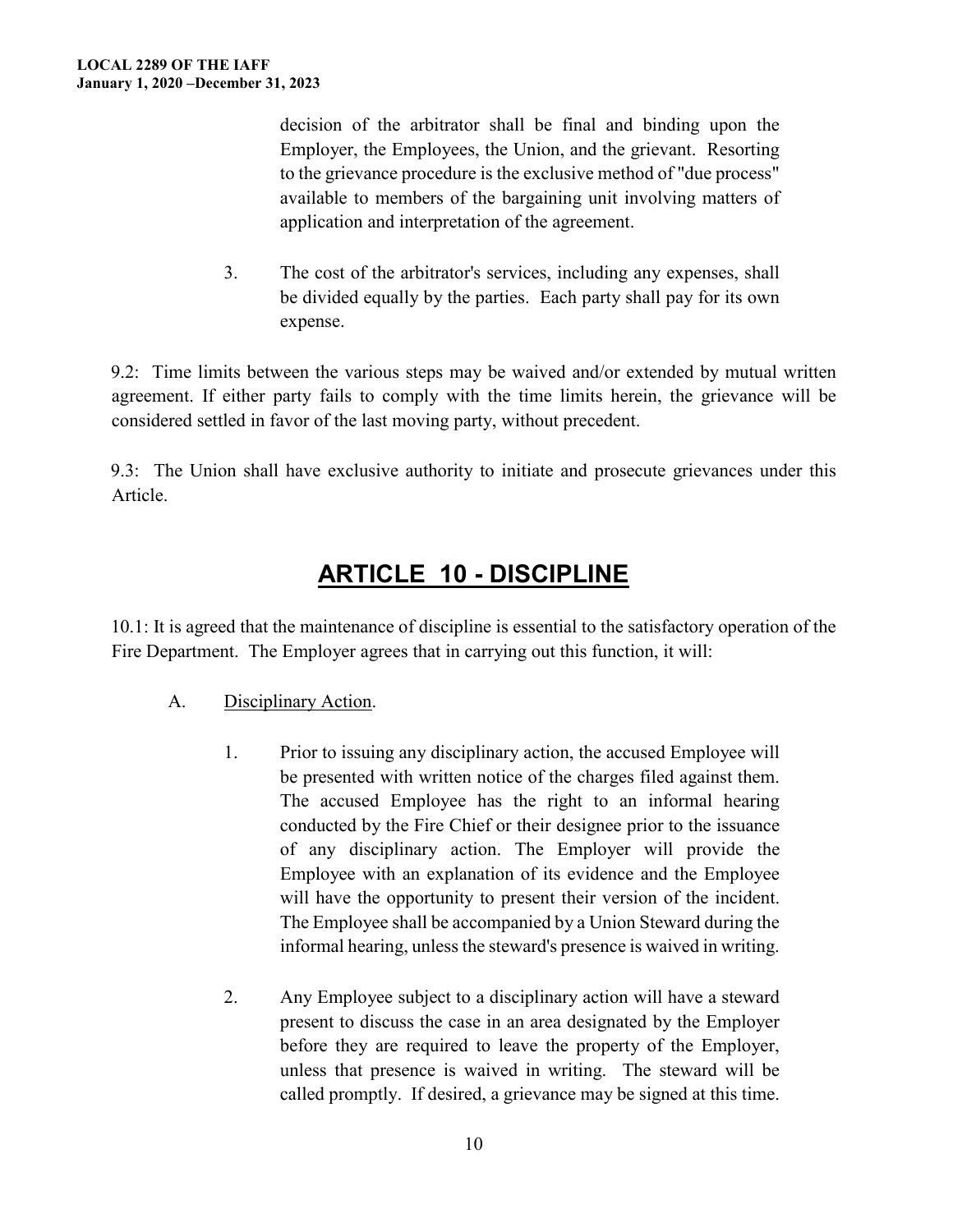decision of the arbitrator shall be final and binding upon the Employer, the Employees, the Union, and the grievant. Resorting to the grievance procedure is the exclusive method of "due process" available to members of the bargaining unit involving matters of application and interpretation of the agreement.

3. The cost of the arbitrator's services, including any expenses, shall be divided equally by the parties. Each party shall pay for its own expense.

9.2: Time limits between the various steps may be waived and/or extended by mutual written agreement. If either party fails to comply with the time limits herein, the grievance will be considered settled in favor of the last moving party, without precedent.

9.3: The Union shall have exclusive authority to initiate and prosecute grievances under this Article.

# ARTICLE 10 - DISCIPLINE

10.1: It is agreed that the maintenance of discipline is essential to the satisfactory operation of the Fire Department. The Employer agrees that in carrying out this function, it will:

A. Disciplinary Action.

1. Prior to issuing any disciplinary action, the accused Employee will be presented with written notice of the charges filed against them. The accused Employee has the right to an informal hearing conducted by the Fire Chief or their designee prior to the issuance of any disciplinary action. The Employer will provide the Employee with an explanation of its evidence and the Employee will have the opportunity to present their version of the incident. The Employee shall be accompanied by a Union Steward during the informal hearing, unless the steward's presence is waived in writing.

2. Any Employee subject to a disciplinary action will have a steward present to discuss the case in an area designated by the Employer before they are required to leave the property of the Employer, unless that presence is waived in writing. The steward will be called promptly. If desired, a grievance may be signed at this time.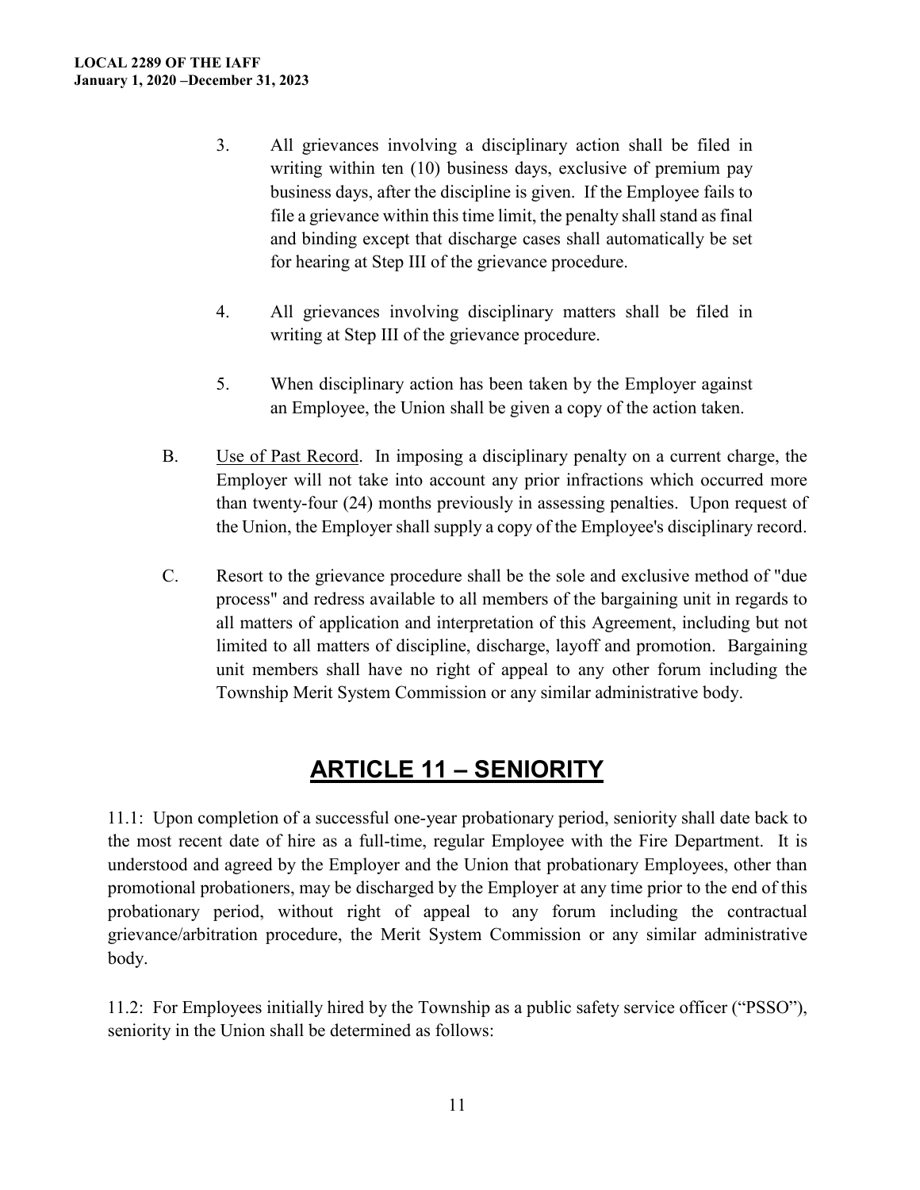3. All grievances involving a disciplinary action shall be filed in writing within ten (10) business days, exclusive of premium pay business days, after the discipline is given. If the Employee fails to file a grievance within this time limit, the penalty shall stand as final and binding except that discharge cases shall automatically be set for hearing at Step III of the grievance procedure.

4. All grievances involving disciplinary matters shall be filed in writing at Step III of the grievance procedure.

5. When disciplinary action has been taken by the Employer against an Employee, the Union shall be given a copy of the action taken.

B. Use of Past Record. In imposing a disciplinary penalty on a current charge, the Employer will not take into account any prior infractions which occurred more than twenty-four (24) months previously in assessing penalties. Upon request of the Union, the Employer shall supply a copy of the Employee's disciplinary record.

C. Resort to the grievance procedure shall be the sole and exclusive method of "due process" and redress available to all members of the bargaining unit in regards to all matters of application and interpretation of this Agreement, including but not limited to all matters of discipline, discharge, layoff and promotion. Bargaining unit members shall have no right of appeal to any other forum including the Township Merit System Commission or any similar administrative body.

# ARTICLE 11 – SENIORITY

11.1: Upon completion of a successful one-year probationary period, seniority shall date back to the most recent date of hire as a full-time, regular Employee with the Fire Department. It is understood and agreed by the Employer and the Union that probationary Employees, other than promotional probationers, may be discharged by the Employer at any time prior to the end of this probationary period, without right of appeal to any forum including the contractual grievance/arbitration procedure, the Merit System Commission or any similar administrative body.

11.2: For Employees initially hired by the Township as a public safety service officer ("PSSO"), seniority in the Union shall be determined as follows: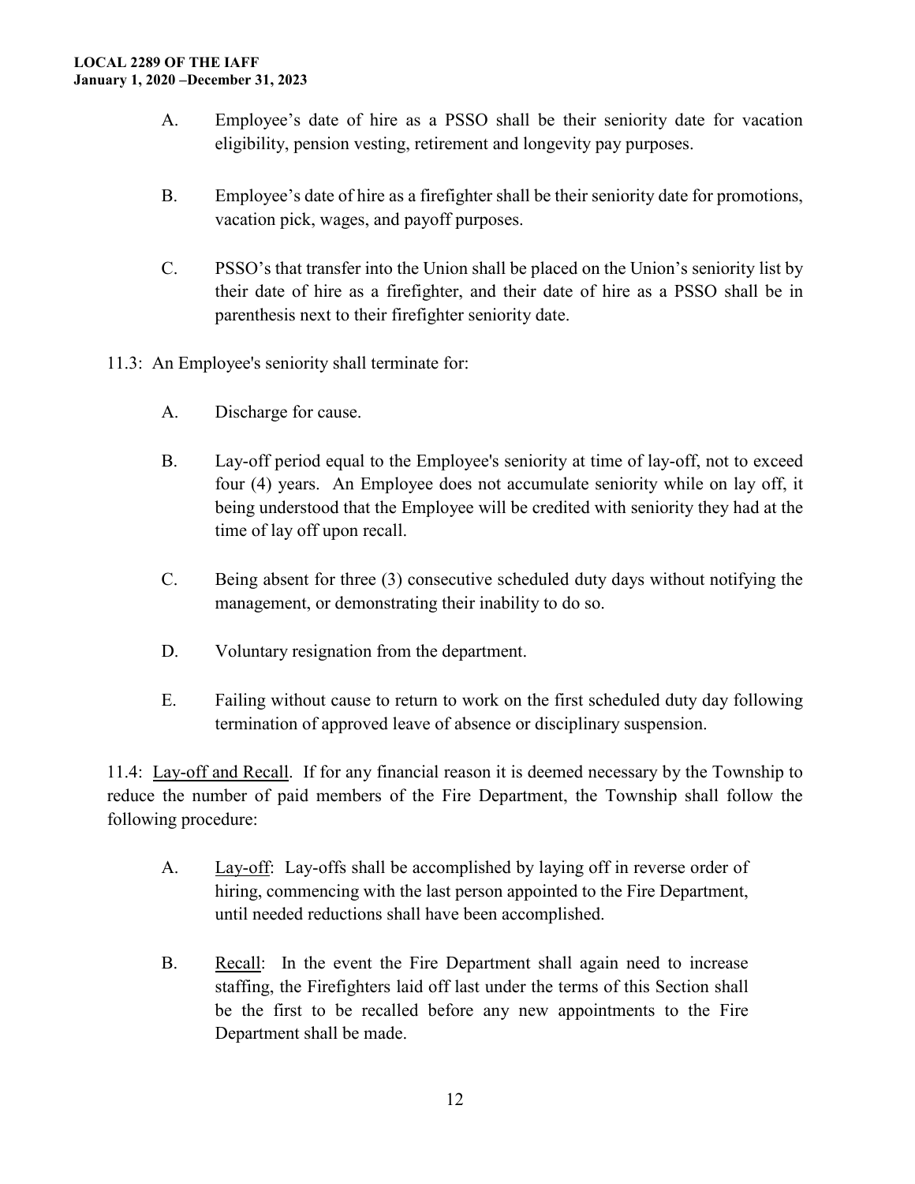A. Employee's date of hire as a PSSO shall be their seniority date for vacation eligibility, pension vesting, retirement and longevity pay purposes.

B. Employee's date of hire as a firefighter shall be their seniority date for promotions, vacation pick, wages, and payoff purposes.

C. PSSO's that transfer into the Union shall be placed on the Union's seniority list by their date of hire as a firefighter, and their date of hire as a PSSO shall be in parenthesis next to their firefighter seniority date.

11.3: An Employee's seniority shall terminate for:

A. Discharge for cause.

B. Lay-off period equal to the Employee's seniority at time of lay-off, not to exceed four (4) years. An Employee does not accumulate seniority while on lay off, it being understood that the Employee will be credited with seniority they had at the time of lay off upon recall.

C. Being absent for three (3) consecutive scheduled duty days without notifying the management, or demonstrating their inability to do so.

D. Voluntary resignation from the department.

E. Failing without cause to return to work on the first scheduled duty day following termination of approved leave of absence or disciplinary suspension.

11.4: Lay-off and Recall. If for any financial reason it is deemed necessary by the Township to reduce the number of paid members of the Fire Department, the Township shall follow the following procedure:

A. Lay-off: Lay-offs shall be accomplished by laying off in reverse order of hiring, commencing with the last person appointed to the Fire Department, until needed reductions shall have been accomplished.

B. Recall: In the event the Fire Department shall again need to increase staffing, the Firefighters laid off last under the terms of this Section shall be the first to be recalled before any new appointments to the Fire Department shall be made.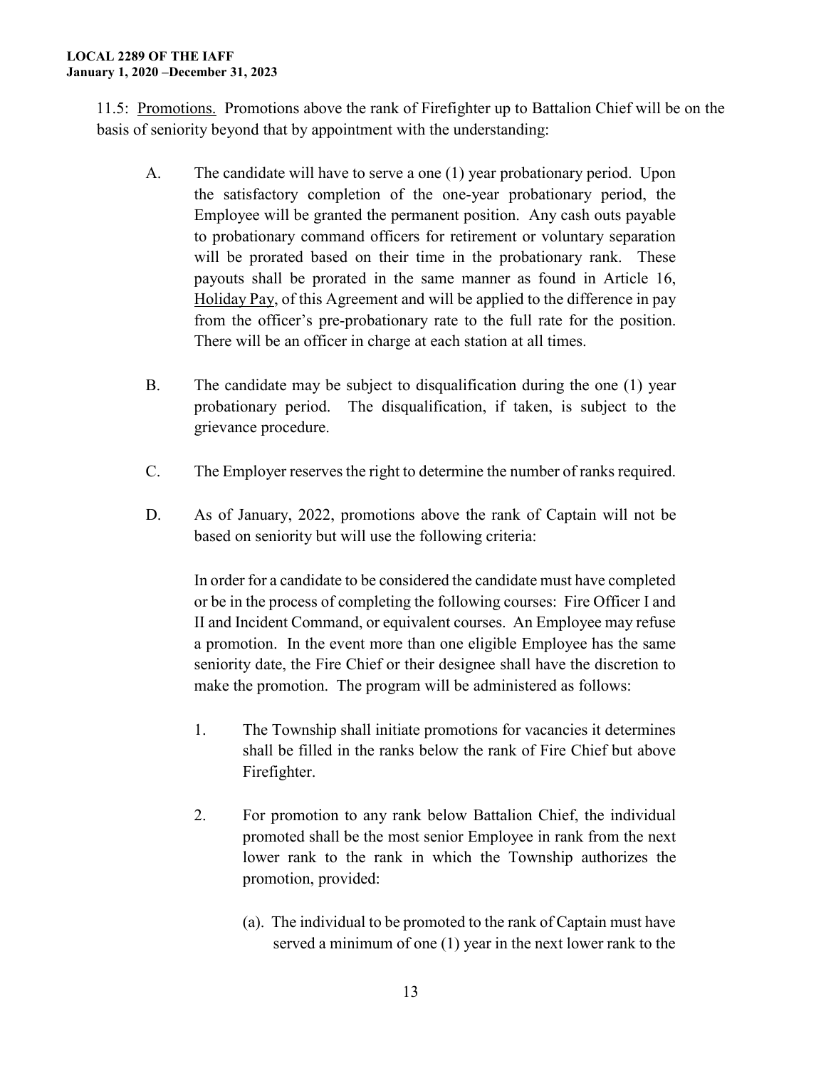11.5: Promotions. Promotions above the rank of Firefighter up to Battalion Chief will be on the basis of seniority beyond that by appointment with the understanding:

A. The candidate will have to serve a one (1) year probationary period. Upon the satisfactory completion of the one-year probationary period, the Employee will be granted the permanent position. Any cash outs payable to probationary command officers for retirement or voluntary separation will be prorated based on their time in the probationary rank. These payouts shall be prorated in the same manner as found in Article 16, Holiday Pay, of this Agreement and will be applied to the difference in pay from the officer's pre-probationary rate to the full rate for the position. There will be an officer in charge at each station at all times.

B. The candidate may be subject to disqualification during the one (1) year probationary period. The disqualification, if taken, is subject to the grievance procedure.

C. The Employer reserves the right to determine the number of ranks required.

D. As of January, 2022, promotions above the rank of Captain will not be based on seniority but will use the following criteria:

In order for a candidate to be considered the candidate must have completed or be in the process of completing the following courses: Fire Officer I and II and Incident Command, or equivalent courses. An Employee may refuse a promotion. In the event more than one eligible Employee has the same seniority date, the Fire Chief or their designee shall have the discretion to make the promotion. The program will be administered as follows:

1. The Township shall initiate promotions for vacancies it determines shall be filled in the ranks below the rank of Fire Chief but above Firefighter.

2. For promotion to any rank below Battalion Chief, the individual promoted shall be the most senior Employee in rank from the next lower rank to the rank in which the Township authorizes the promotion, provided:

   (a). The individual to be promoted to the rank of Captain must have served a minimum of one (1) year in the next lower rank to the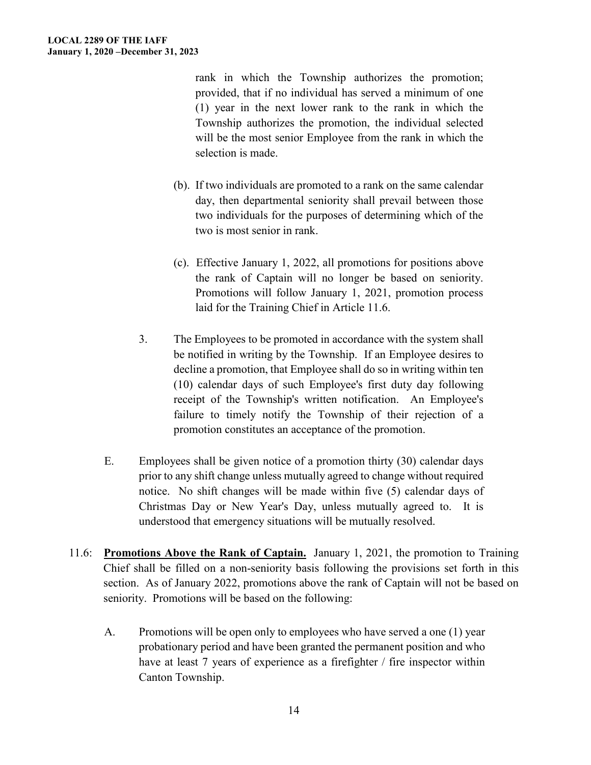rank in which the Township authorizes the promotion; provided, that if no individual has served a minimum of one (1) year in the next lower rank to the rank in which the Township authorizes the promotion, the individual selected will be the most senior Employee from the rank in which the selection is made.

(b). If two individuals are promoted to a rank on the same calendar day, then departmental seniority shall prevail between those two individuals for the purposes of determining which of the two is most senior in rank.

(c). Effective January 1, 2022, all promotions for positions above the rank of Captain will no longer be based on seniority. Promotions will follow January 1, 2021, promotion process laid for the Training Chief in Article 11.6.

3. The Employees to be promoted in accordance with the system shall be notified in writing by the Township. If an Employee desires to decline a promotion, that Employee shall do so in writing within ten (10) calendar days of such Employee's first duty day following receipt of the Township's written notification. An Employee's failure to timely notify the Township of their rejection of a promotion constitutes an acceptance of the promotion.

E. Employees shall be given notice of a promotion thirty (30) calendar days prior to any shift change unless mutually agreed to change without required notice. No shift changes will be made within five (5) calendar days of Christmas Day or New Year's Day, unless mutually agreed to. It is understood that emergency situations will be mutually resolved.

11.6: **Promotions Above the Rank of Captain.** January 1, 2021, the promotion to Training Chief shall be filled on a non-seniority basis following the provisions set forth in this section. As of January 2022, promotions above the rank of Captain will not be based on seniority. Promotions will be based on the following:

A. Promotions will be open only to employees who have served a one (1) year probationary period and have been granted the permanent position and who have at least 7 years of experience as a firefighter / fire inspector within Canton Township.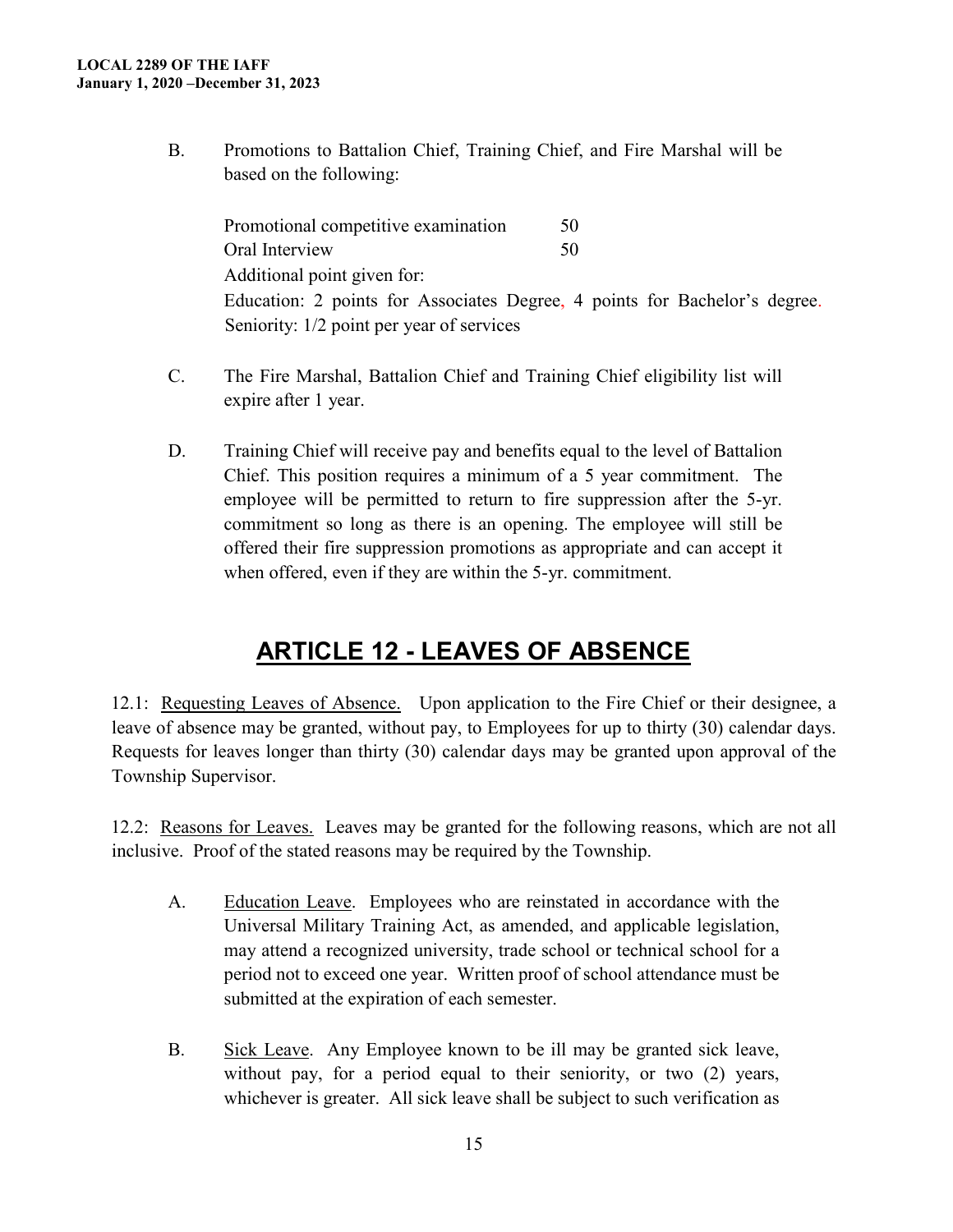B. Promotions to Battalion Chief, Training Chief, and Fire Marshal will be based on the following:

| | |
|---|---|
| Promotional competitive examination | 50 |
| Oral Interview | 50 |

Additional point given for:
Education: 2 points for Associates Degree, 4 points for Bachelor's degree.
Seniority: 1/2 point per year of services

C. The Fire Marshal, Battalion Chief and Training Chief eligibility list will expire after 1 year.

D. Training Chief will receive pay and benefits equal to the level of Battalion Chief. This position requires a minimum of a 5 year commitment. The employee will be permitted to return to fire suppression after the 5-yr. commitment so long as there is an opening. The employee will still be offered their fire suppression promotions as appropriate and can accept it when offered, even if they are within the 5-yr. commitment.

# ARTICLE 12 - LEAVES OF ABSENCE

12.1: Requesting Leaves of Absence. Upon application to the Fire Chief or their designee, a leave of absence may be granted, without pay, to Employees for up to thirty (30) calendar days. Requests for leaves longer than thirty (30) calendar days may be granted upon approval of the Township Supervisor.

12.2: Reasons for Leaves. Leaves may be granted for the following reasons, which are not all inclusive. Proof of the stated reasons may be required by the Township.

A. Education Leave. Employees who are reinstated in accordance with the Universal Military Training Act, as amended, and applicable legislation, may attend a recognized university, trade school or technical school for a period not to exceed one year. Written proof of school attendance must be submitted at the expiration of each semester.

B. Sick Leave. Any Employee known to be ill may be granted sick leave, without pay, for a period equal to their seniority, or two (2) years, whichever is greater. All sick leave shall be subject to such verification as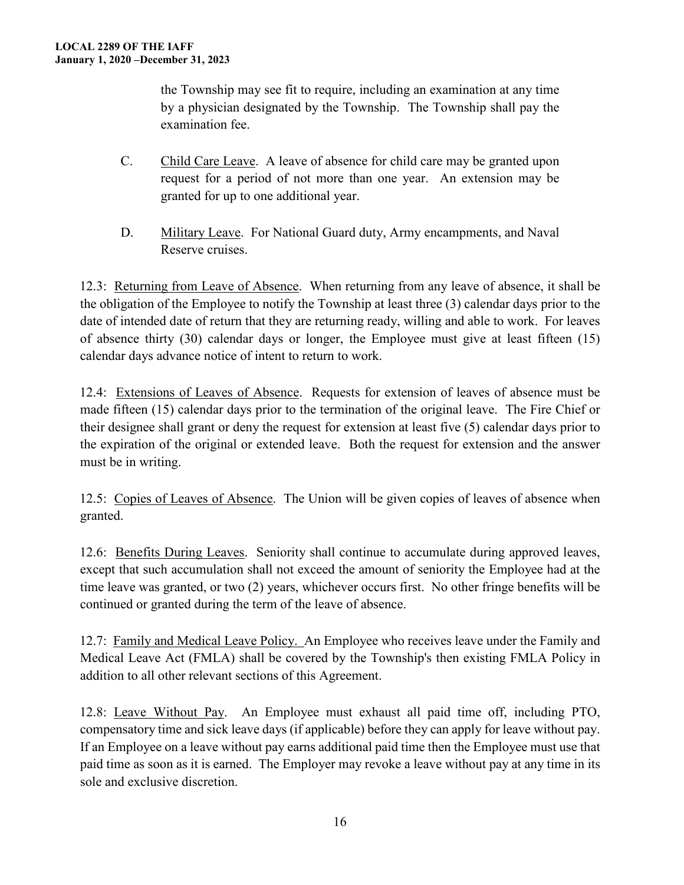the Township may see fit to require, including an examination at any time by a physician designated by the Township. The Township shall pay the examination fee.

C. Child Care Leave. A leave of absence for child care may be granted upon request for a period of not more than one year. An extension may be granted for up to one additional year.

D. Military Leave. For National Guard duty, Army encampments, and Naval Reserve cruises.

12.3: Returning from Leave of Absence. When returning from any leave of absence, it shall be the obligation of the Employee to notify the Township at least three (3) calendar days prior to the date of intended date of return that they are returning ready, willing and able to work. For leaves of absence thirty (30) calendar days or longer, the Employee must give at least fifteen (15) calendar days advance notice of intent to return to work.

12.4: Extensions of Leaves of Absence. Requests for extension of leaves of absence must be made fifteen (15) calendar days prior to the termination of the original leave. The Fire Chief or their designee shall grant or deny the request for extension at least five (5) calendar days prior to the expiration of the original or extended leave. Both the request for extension and the answer must be in writing.

12.5: Copies of Leaves of Absence. The Union will be given copies of leaves of absence when granted.

12.6: Benefits During Leaves. Seniority shall continue to accumulate during approved leaves, except that such accumulation shall not exceed the amount of seniority the Employee had at the time leave was granted, or two (2) years, whichever occurs first. No other fringe benefits will be continued or granted during the term of the leave of absence.

12.7: Family and Medical Leave Policy. An Employee who receives leave under the Family and Medical Leave Act (FMLA) shall be covered by the Township's then existing FMLA Policy in addition to all other relevant sections of this Agreement.

12.8: Leave Without Pay. An Employee must exhaust all paid time off, including PTO, compensatory time and sick leave days (if applicable) before they can apply for leave without pay. If an Employee on a leave without pay earns additional paid time then the Employee must use that paid time as soon as it is earned. The Employer may revoke a leave without pay at any time in its sole and exclusive discretion.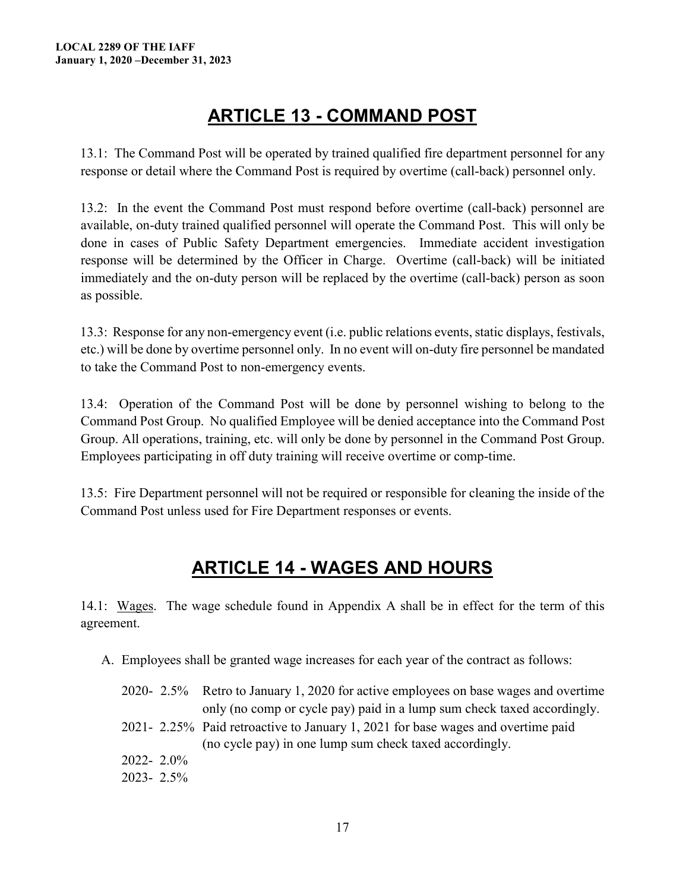# ARTICLE 13 - COMMAND POST

13.1: The Command Post will be operated by trained qualified fire department personnel for any response or detail where the Command Post is required by overtime (call-back) personnel only.

13.2: In the event the Command Post must respond before overtime (call-back) personnel are available, on-duty trained qualified personnel will operate the Command Post. This will only be done in cases of Public Safety Department emergencies. Immediate accident investigation response will be determined by the Officer in Charge. Overtime (call-back) will be initiated immediately and the on-duty person will be replaced by the overtime (call-back) person as soon as possible.

13.3: Response for any non-emergency event (i.e. public relations events, static displays, festivals, etc.) will be done by overtime personnel only. In no event will on-duty fire personnel be mandated to take the Command Post to non-emergency events.

13.4: Operation of the Command Post will be done by personnel wishing to belong to the Command Post Group. No qualified Employee will be denied acceptance into the Command Post Group. All operations, training, etc. will only be done by personnel in the Command Post Group. Employees participating in off duty training will receive overtime or comp-time.

13.5: Fire Department personnel will not be required or responsible for cleaning the inside of the Command Post unless used for Fire Department responses or events.

# ARTICLE 14 - WAGES AND HOURS

14.1: Wages. The wage schedule found in Appendix A shall be in effect for the term of this agreement.

A. Employees shall be granted wage increases for each year of the contract as follows:

   2020- 2.5% Retro to January 1, 2020 for active employees on base wages and overtime only (no comp or cycle pay) paid in a lump sum check taxed accordingly.

   2021- 2.25% Paid retroactive to January 1, 2021 for base wages and overtime paid (no cycle pay) in one lump sum check taxed accordingly.

   2022- 2.0%

   2023- 2.5%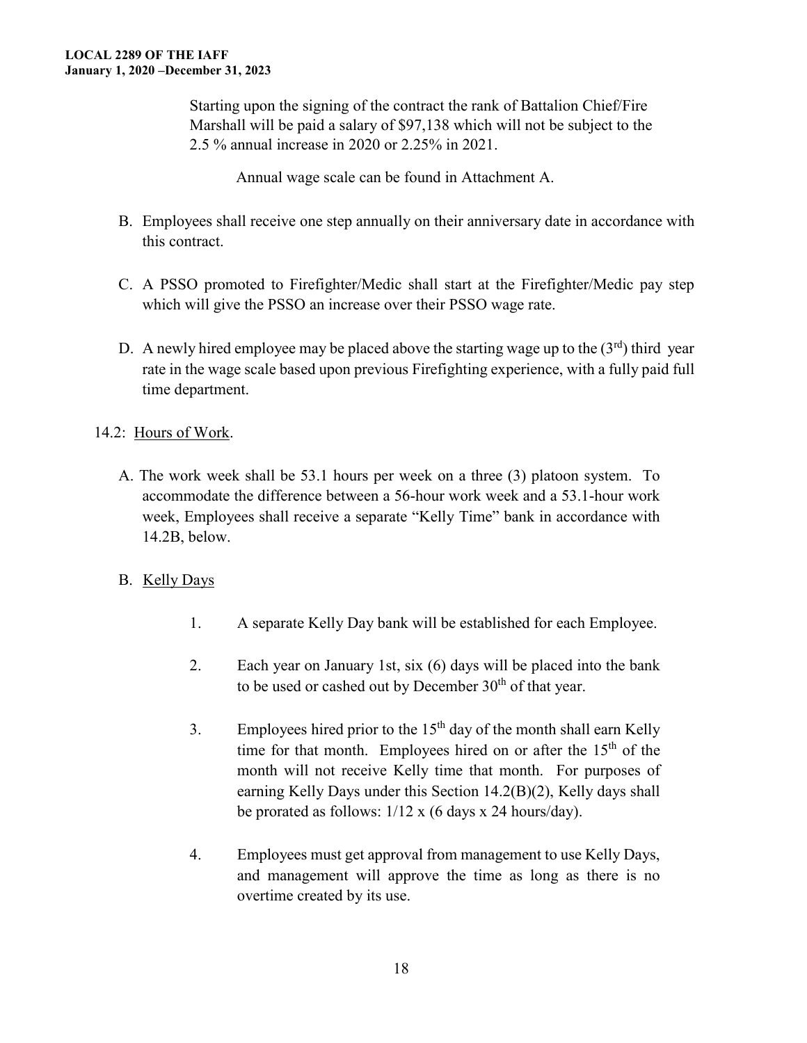Starting upon the signing of the contract the rank of Battalion Chief/Fire Marshall will be paid a salary of $97,138 which will not be subject to the 2.5 % annual increase in 2020 or 2.25% in 2021.

Annual wage scale can be found in Attachment A.

B. Employees shall receive one step annually on their anniversary date in accordance with this contract.

C. A PSSO promoted to Firefighter/Medic shall start at the Firefighter/Medic pay step which will give the PSSO an increase over their PSSO wage rate.

D. A newly hired employee may be placed above the starting wage up to the (3rd) third year rate in the wage scale based upon previous Firefighting experience, with a fully paid full time department.

14.2: Hours of Work.

A. The work week shall be 53.1 hours per week on a three (3) platoon system. To accommodate the difference between a 56-hour work week and a 53.1-hour work week, Employees shall receive a separate "Kelly Time" bank in accordance with 14.2B, below.

B. Kelly Days

1. A separate Kelly Day bank will be established for each Employee.

2. Each year on January 1st, six (6) days will be placed into the bank to be used or cashed out by December 30th of that year.

3. Employees hired prior to the 15th day of the month shall earn Kelly time for that month. Employees hired on or after the 15th of the month will not receive Kelly time that month. For purposes of earning Kelly Days under this Section 14.2(B)(2), Kelly days shall be prorated as follows: 1/12 x (6 days x 24 hours/day).

4. Employees must get approval from management to use Kelly Days, and management will approve the time as long as there is no overtime created by its use.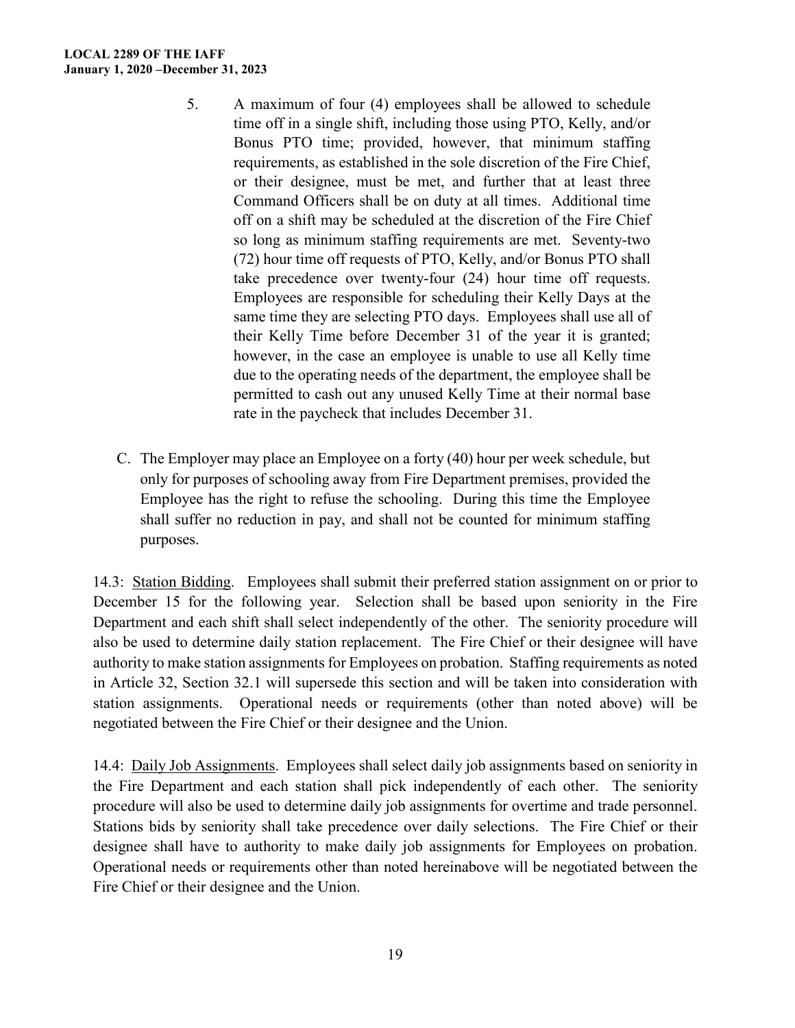5. A maximum of four (4) employees shall be allowed to schedule time off in a single shift, including those using PTO, Kelly, and/or Bonus PTO time; provided, however, that minimum staffing requirements, as established in the sole discretion of the Fire Chief, or their designee, must be met, and further that at least three Command Officers shall be on duty at all times. Additional time off on a shift may be scheduled at the discretion of the Fire Chief so long as minimum staffing requirements are met. Seventy-two (72) hour time off requests of PTO, Kelly, and/or Bonus PTO shall take precedence over twenty-four (24) hour time off requests. Employees are responsible for scheduling their Kelly Days at the same time they are selecting PTO days. Employees shall use all of their Kelly Time before December 31 of the year it is granted; however, in the case an employee is unable to use all Kelly time due to the operating needs of the department, the employee shall be permitted to cash out any unused Kelly Time at their normal base rate in the paycheck that includes December 31.

C. The Employer may place an Employee on a forty (40) hour per week schedule, but only for purposes of schooling away from Fire Department premises, provided the Employee has the right to refuse the schooling. During this time the Employee shall suffer no reduction in pay, and shall not be counted for minimum staffing purposes.

14.3: Station Bidding. Employees shall submit their preferred station assignment on or prior to December 15 for the following year. Selection shall be based upon seniority in the Fire Department and each shift shall select independently of the other. The seniority procedure will also be used to determine daily station replacement. The Fire Chief or their designee will have authority to make station assignments for Employees on probation. Staffing requirements as noted in Article 32, Section 32.1 will supersede this section and will be taken into consideration with station assignments. Operational needs or requirements (other than noted above) will be negotiated between the Fire Chief or their designee and the Union.

14.4: Daily Job Assignments. Employees shall select daily job assignments based on seniority in the Fire Department and each station shall pick independently of each other. The seniority procedure will also be used to determine daily job assignments for overtime and trade personnel. Stations bids by seniority shall take precedence over daily selections. The Fire Chief or their designee shall have to authority to make daily job assignments for Employees on probation. Operational needs or requirements other than noted hereinabove will be negotiated between the Fire Chief or their designee and the Union.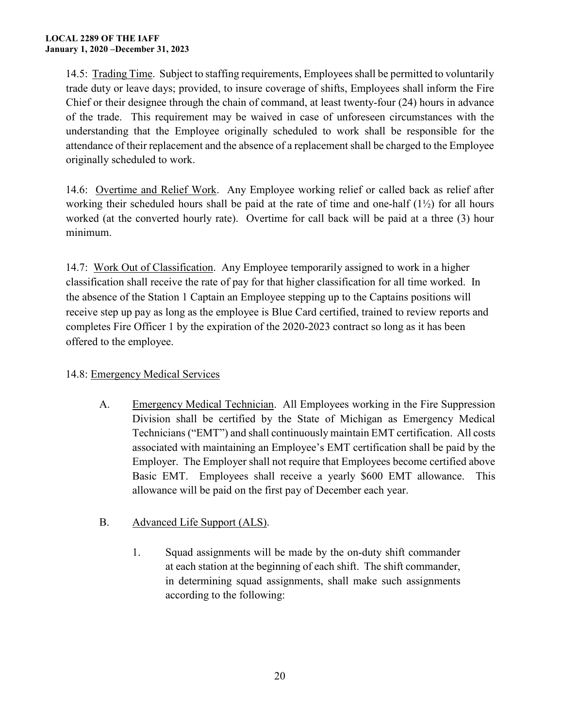14.5: <u>Trading Time</u>. Subject to staffing requirements, Employees shall be permitted to voluntarily trade duty or leave days; provided, to insure coverage of shifts, Employees shall inform the Fire Chief or their designee through the chain of command, at least twenty-four (24) hours in advance of the trade. This requirement may be waived in case of unforeseen circumstances with the understanding that the Employee originally scheduled to work shall be responsible for the attendance of their replacement and the absence of a replacement shall be charged to the Employee originally scheduled to work.

14.6: <u>Overtime and Relief Work</u>. Any Employee working relief or called back as relief after working their scheduled hours shall be paid at the rate of time and one-half (1½) for all hours worked (at the converted hourly rate). Overtime for call back will be paid at a three (3) hour minimum.

14.7: <u>Work Out of Classification</u>. Any Employee temporarily assigned to work in a higher classification shall receive the rate of pay for that higher classification for all time worked. In the absence of the Station 1 Captain an Employee stepping up to the Captains positions will receive step up pay as long as the employee is Blue Card certified, trained to review reports and completes Fire Officer 1 by the expiration of the 2020-2023 contract so long as it has been offered to the employee.

14.8: <u>Emergency Medical Services</u>

A. <u>Emergency Medical Technician</u>. All Employees working in the Fire Suppression Division shall be certified by the State of Michigan as Emergency Medical Technicians ("EMT") and shall continuously maintain EMT certification. All costs associated with maintaining an Employee's EMT certification shall be paid by the Employer. The Employer shall not require that Employees become certified above Basic EMT. Employees shall receive a yearly $600 EMT allowance. This allowance will be paid on the first pay of December each year.

B. <u>Advanced Life Support (ALS)</u>.

1. Squad assignments will be made by the on-duty shift commander at each station at the beginning of each shift. The shift commander, in determining squad assignments, shall make such assignments according to the following: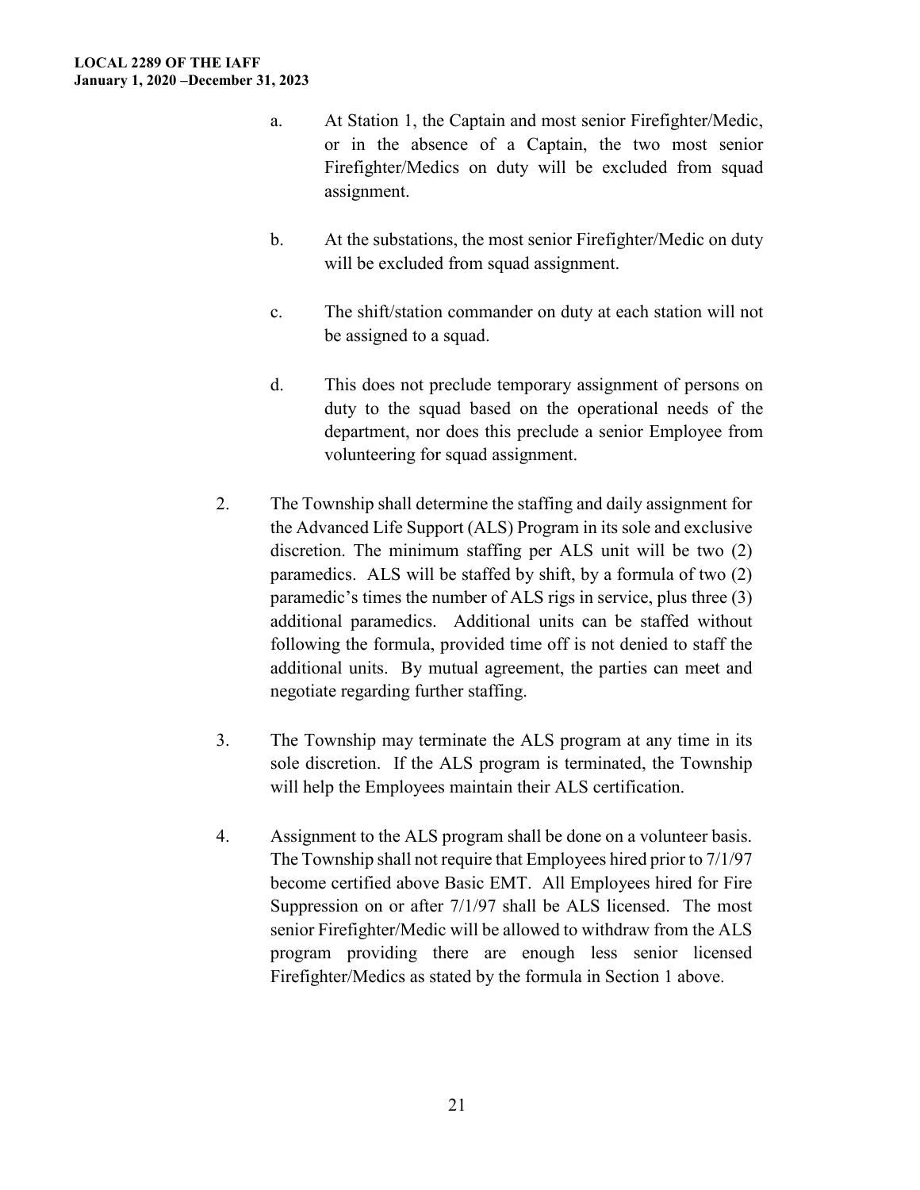a. At Station 1, the Captain and most senior Firefighter/Medic, or in the absence of a Captain, the two most senior Firefighter/Medics on duty will be excluded from squad assignment.

b. At the substations, the most senior Firefighter/Medic on duty will be excluded from squad assignment.

c. The shift/station commander on duty at each station will not be assigned to a squad.

d. This does not preclude temporary assignment of persons on duty to the squad based on the operational needs of the department, nor does this preclude a senior Employee from volunteering for squad assignment.

2. The Township shall determine the staffing and daily assignment for the Advanced Life Support (ALS) Program in its sole and exclusive discretion. The minimum staffing per ALS unit will be two (2) paramedics. ALS will be staffed by shift, by a formula of two (2) paramedic's times the number of ALS rigs in service, plus three (3) additional paramedics. Additional units can be staffed without following the formula, provided time off is not denied to staff the additional units. By mutual agreement, the parties can meet and negotiate regarding further staffing.

3. The Township may terminate the ALS program at any time in its sole discretion. If the ALS program is terminated, the Township will help the Employees maintain their ALS certification.

4. Assignment to the ALS program shall be done on a volunteer basis. The Township shall not require that Employees hired prior to 7/1/97 become certified above Basic EMT. All Employees hired for Fire Suppression on or after 7/1/97 shall be ALS licensed. The most senior Firefighter/Medic will be allowed to withdraw from the ALS program providing there are enough less senior licensed Firefighter/Medics as stated by the formula in Section 1 above.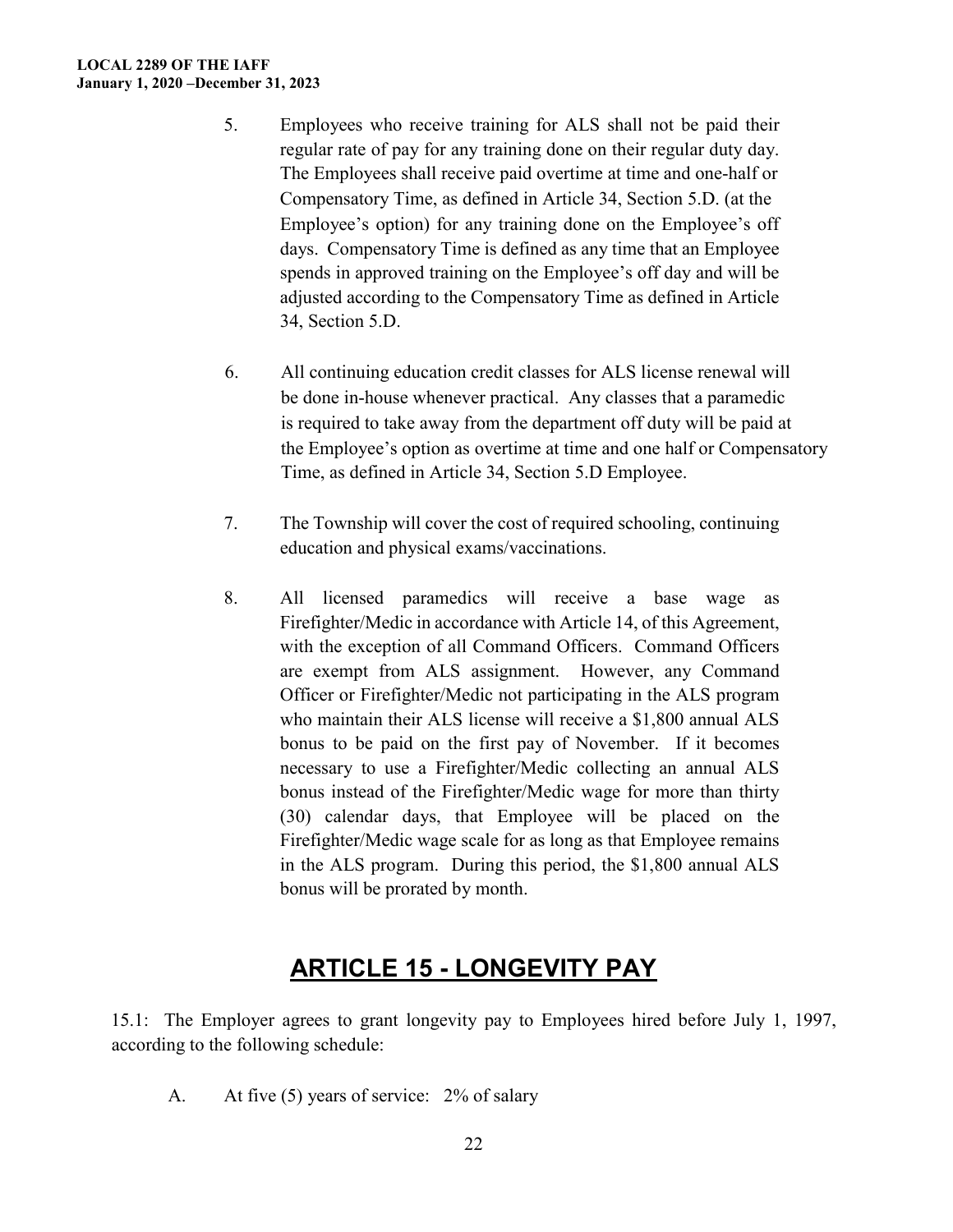5. Employees who receive training for ALS shall not be paid their regular rate of pay for any training done on their regular duty day. The Employees shall receive paid overtime at time and one-half or Compensatory Time, as defined in Article 34, Section 5.D. (at the Employee's option) for any training done on the Employee's off days. Compensatory Time is defined as any time that an Employee spends in approved training on the Employee's off day and will be adjusted according to the Compensatory Time as defined in Article 34, Section 5.D.

6. All continuing education credit classes for ALS license renewal will be done in-house whenever practical. Any classes that a paramedic is required to take away from the department off duty will be paid at the Employee's option as overtime at time and one half or Compensatory Time, as defined in Article 34, Section 5.D Employee.

7. The Township will cover the cost of required schooling, continuing education and physical exams/vaccinations.

8. All licensed paramedics will receive a base wage as Firefighter/Medic in accordance with Article 14, of this Agreement, with the exception of all Command Officers. Command Officers are exempt from ALS assignment. However, any Command Officer or Firefighter/Medic not participating in the ALS program who maintain their ALS license will receive a $1,800 annual ALS bonus to be paid on the first pay of November. If it becomes necessary to use a Firefighter/Medic collecting an annual ALS bonus instead of the Firefighter/Medic wage for more than thirty (30) calendar days, that Employee will be placed on the Firefighter/Medic wage scale for as long as that Employee remains in the ALS program. During this period, the $1,800 annual ALS bonus will be prorated by month.

# ARTICLE 15 - LONGEVITY PAY

15.1: The Employer agrees to grant longevity pay to Employees hired before July 1, 1997, according to the following schedule:

A. At five (5) years of service: 2% of salary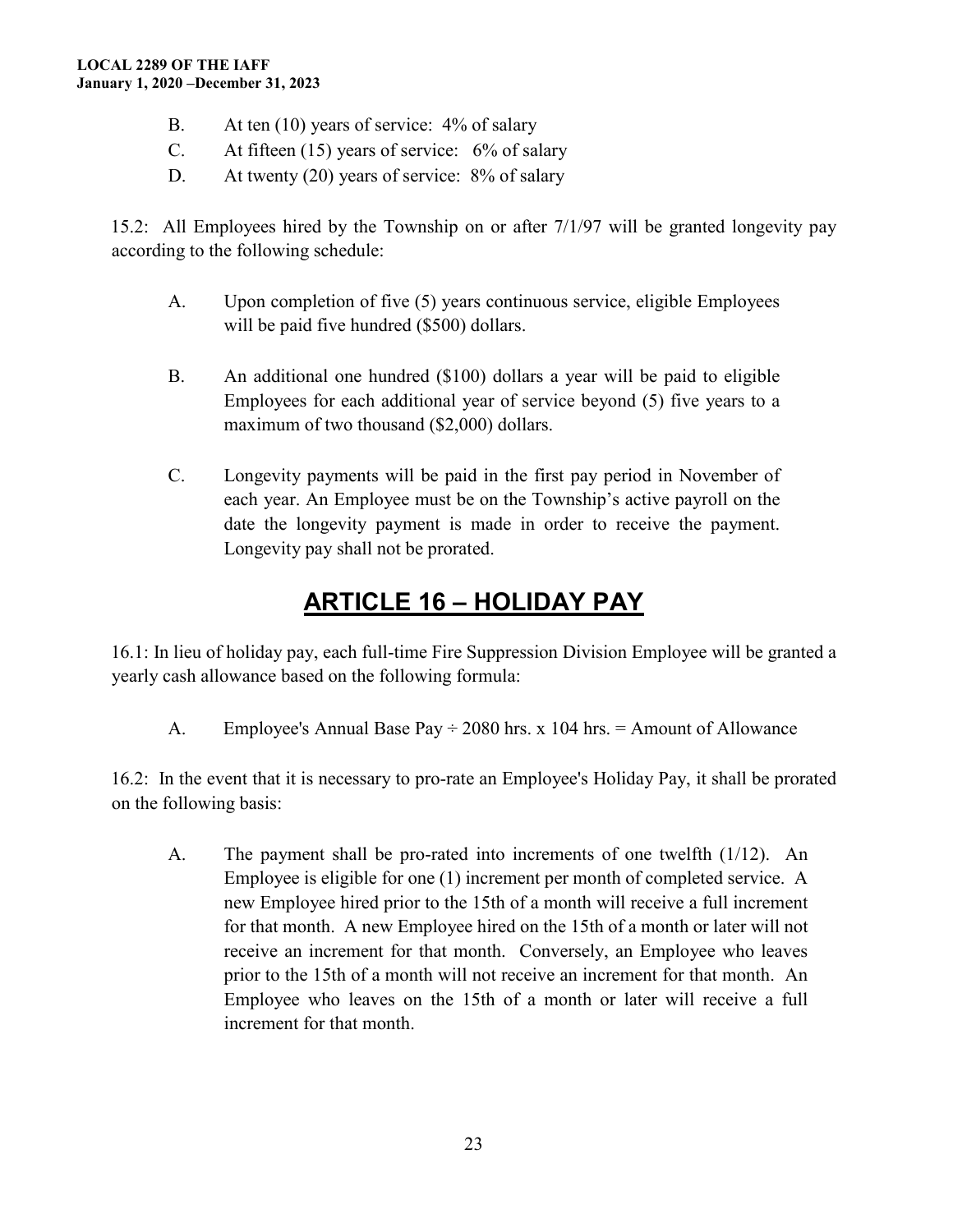B. At ten (10) years of service: 4% of salary
C. At fifteen (15) years of service: 6% of salary
D. At twenty (20) years of service: 8% of salary

15.2: All Employees hired by the Township on or after 7/1/97 will be granted longevity pay according to the following schedule:

A. Upon completion of five (5) years continuous service, eligible Employees will be paid five hundred ($500) dollars.

B. An additional one hundred ($100) dollars a year will be paid to eligible Employees for each additional year of service beyond (5) five years to a maximum of two thousand ($2,000) dollars.

C. Longevity payments will be paid in the first pay period in November of each year. An Employee must be on the Township's active payroll on the date the longevity payment is made in order to receive the payment. Longevity pay shall not be prorated.

# ARTICLE 16 – HOLIDAY PAY

16.1: In lieu of holiday pay, each full-time Fire Suppression Division Employee will be granted a yearly cash allowance based on the following formula:

A. Employee's Annual Base Pay ÷ 2080 hrs. x 104 hrs. = Amount of Allowance

16.2: In the event that it is necessary to pro-rate an Employee's Holiday Pay, it shall be prorated on the following basis:

A. The payment shall be pro-rated into increments of one twelfth (1/12). An Employee is eligible for one (1) increment per month of completed service. A new Employee hired prior to the 15th of a month will receive a full increment for that month. A new Employee hired on the 15th of a month or later will not receive an increment for that month. Conversely, an Employee who leaves prior to the 15th of a month will not receive an increment for that month. An Employee who leaves on the 15th of a month or later will receive a full increment for that month.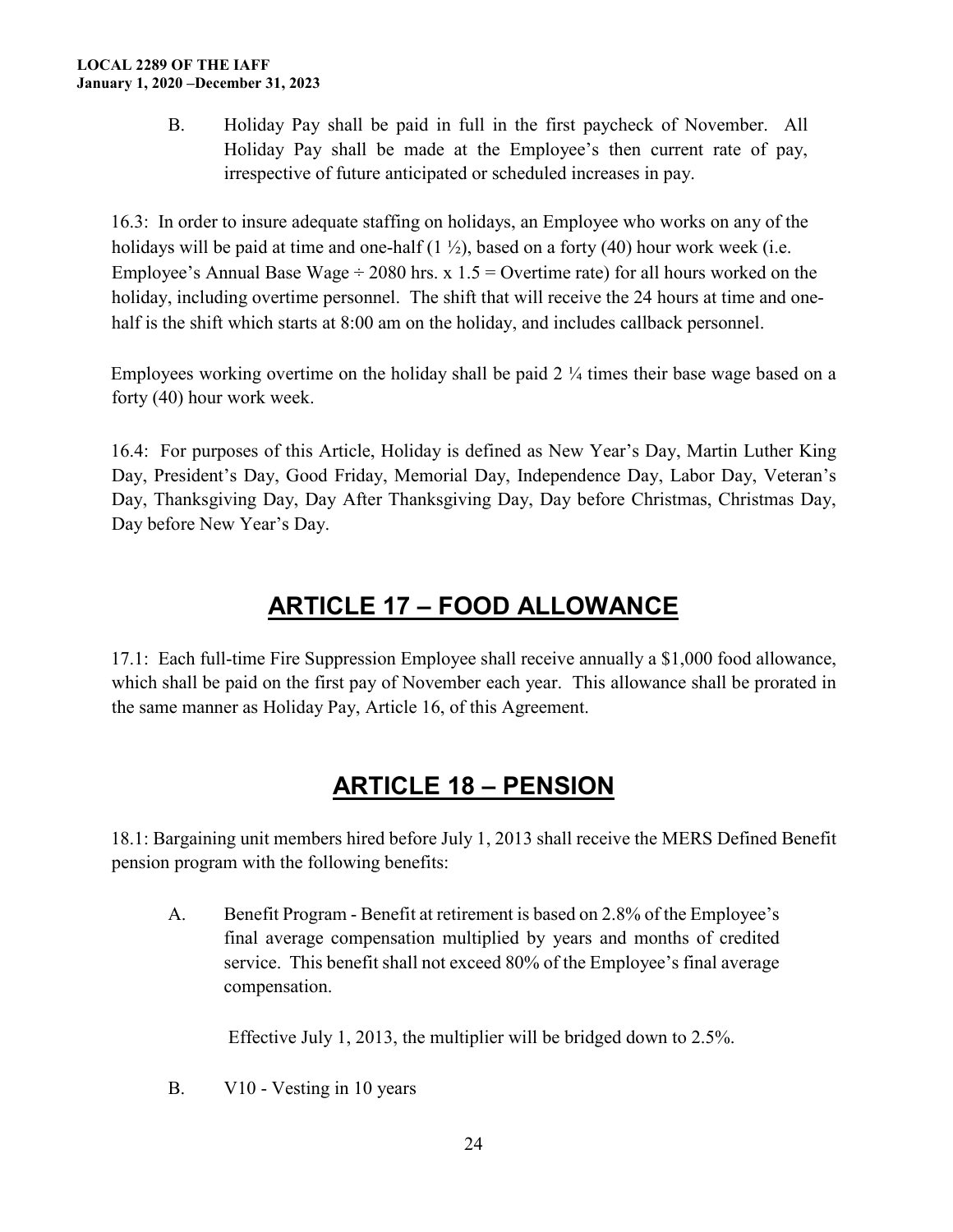B. Holiday Pay shall be paid in full in the first paycheck of November. All Holiday Pay shall be made at the Employee's then current rate of pay, irrespective of future anticipated or scheduled increases in pay.

16.3: In order to insure adequate staffing on holidays, an Employee who works on any of the holidays will be paid at time and one-half (1 ½), based on a forty (40) hour work week (i.e. Employee's Annual Base Wage ÷ 2080 hrs. x 1.5 = Overtime rate) for all hours worked on the holiday, including overtime personnel. The shift that will receive the 24 hours at time and one-half is the shift which starts at 8:00 am on the holiday, and includes callback personnel.

Employees working overtime on the holiday shall be paid 2 ¼ times their base wage based on a forty (40) hour work week.

16.4: For purposes of this Article, Holiday is defined as New Year's Day, Martin Luther King Day, President's Day, Good Friday, Memorial Day, Independence Day, Labor Day, Veteran's Day, Thanksgiving Day, Day After Thanksgiving Day, Day before Christmas, Christmas Day, Day before New Year's Day.

## ARTICLE 17 – FOOD ALLOWANCE

17.1: Each full-time Fire Suppression Employee shall receive annually a $1,000 food allowance, which shall be paid on the first pay of November each year. This allowance shall be prorated in the same manner as Holiday Pay, Article 16, of this Agreement.

## ARTICLE 18 – PENSION

18.1: Bargaining unit members hired before July 1, 2013 shall receive the MERS Defined Benefit pension program with the following benefits:

A. Benefit Program - Benefit at retirement is based on 2.8% of the Employee's final average compensation multiplied by years and months of credited service. This benefit shall not exceed 80% of the Employee's final average compensation.

   Effective July 1, 2013, the multiplier will be bridged down to 2.5%.

B. V10 - Vesting in 10 years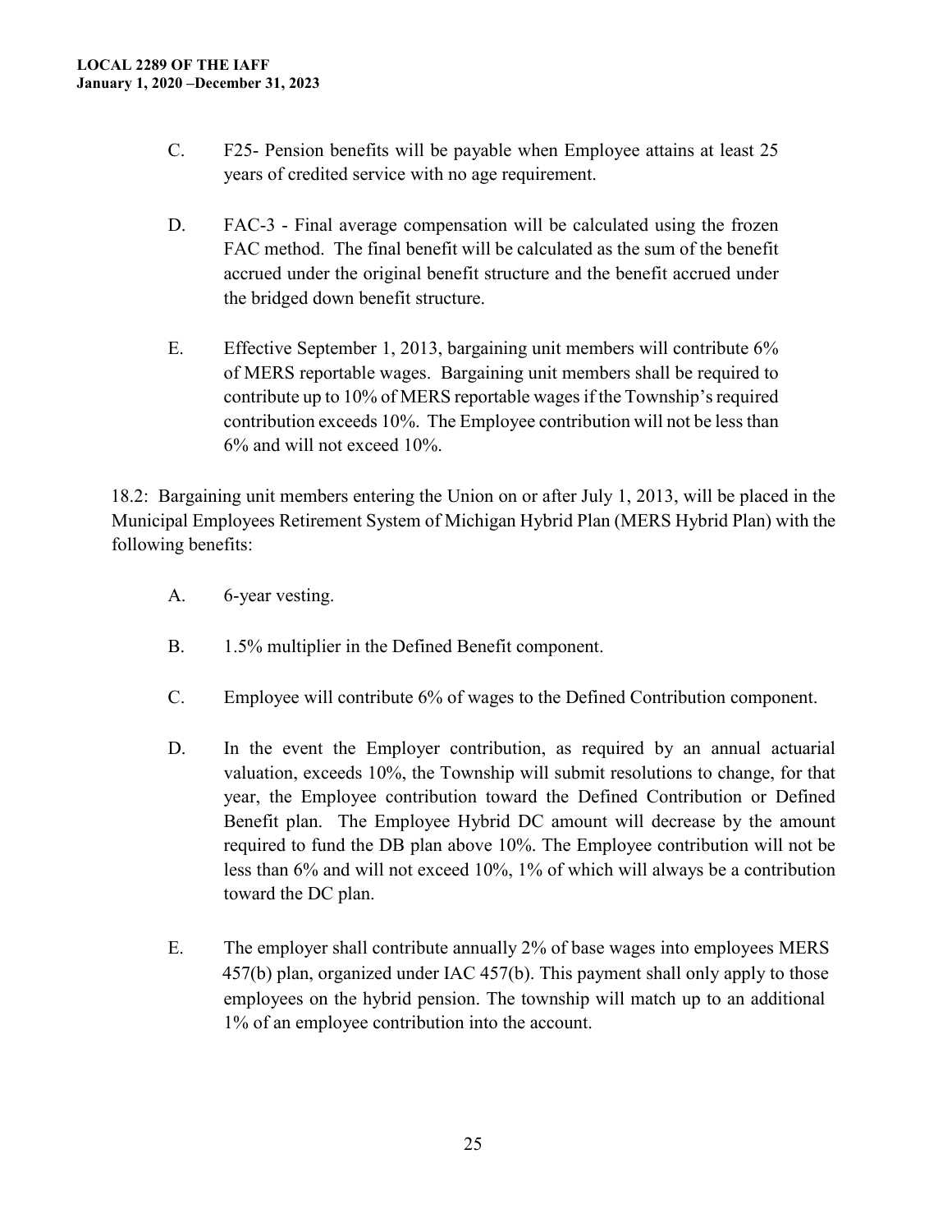C. F25- Pension benefits will be payable when Employee attains at least 25 years of credited service with no age requirement.

D. FAC-3 - Final average compensation will be calculated using the frozen FAC method. The final benefit will be calculated as the sum of the benefit accrued under the original benefit structure and the benefit accrued under the bridged down benefit structure.

E. Effective September 1, 2013, bargaining unit members will contribute 6% of MERS reportable wages. Bargaining unit members shall be required to contribute up to 10% of MERS reportable wages if the Township's required contribution exceeds 10%. The Employee contribution will not be less than 6% and will not exceed 10%.

18.2: Bargaining unit members entering the Union on or after July 1, 2013, will be placed in the Municipal Employees Retirement System of Michigan Hybrid Plan (MERS Hybrid Plan) with the following benefits:

A. 6-year vesting.

B. 1.5% multiplier in the Defined Benefit component.

C. Employee will contribute 6% of wages to the Defined Contribution component.

D. In the event the Employer contribution, as required by an annual actuarial valuation, exceeds 10%, the Township will submit resolutions to change, for that year, the Employee contribution toward the Defined Contribution or Defined Benefit plan. The Employee Hybrid DC amount will decrease by the amount required to fund the DB plan above 10%. The Employee contribution will not be less than 6% and will not exceed 10%, 1% of which will always be a contribution toward the DC plan.

E. The employer shall contribute annually 2% of base wages into employees MERS 457(b) plan, organized under IAC 457(b). This payment shall only apply to those employees on the hybrid pension. The township will match up to an additional 1% of an employee contribution into the account.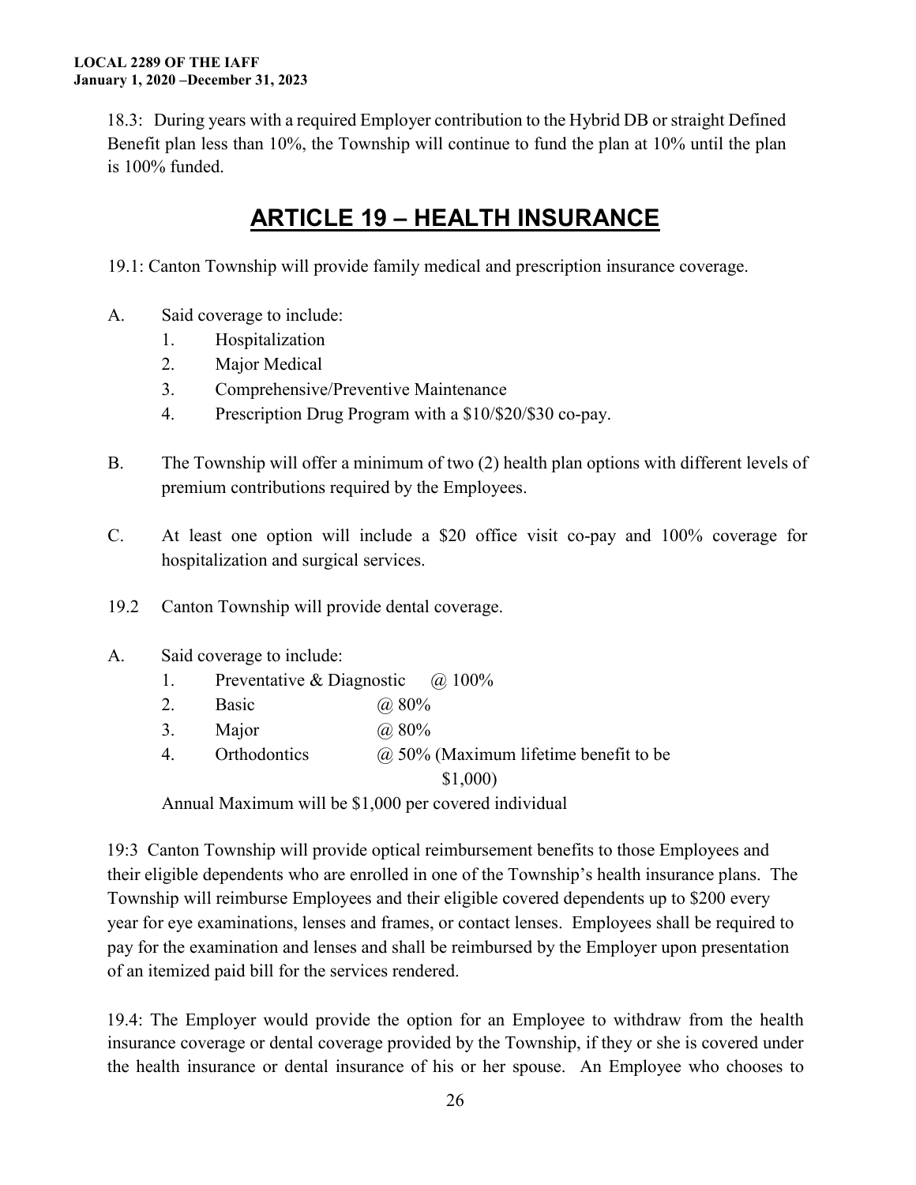18.3: During years with a required Employer contribution to the Hybrid DB or straight Defined Benefit plan less than 10%, the Township will continue to fund the plan at 10% until the plan is 100% funded.

# ARTICLE 19 – HEALTH INSURANCE

19.1: Canton Township will provide family medical and prescription insurance coverage.

A. Said coverage to include:
   1. Hospitalization
   2. Major Medical
   3. Comprehensive/Preventive Maintenance
   4. Prescription Drug Program with a $10/$20/$30 co-pay.

B. The Township will offer a minimum of two (2) health plan options with different levels of premium contributions required by the Employees.

C. At least one option will include a $20 office visit co-pay and 100% coverage for hospitalization and surgical services.

19.2 Canton Township will provide dental coverage.

A. Said coverage to include:
   1. Preventative & Diagnostic @ 100%
   2. Basic @ 80%
   3. Major @ 80%
   4. Orthodontics @ 50% (Maximum lifetime benefit to be $1,000)

   Annual Maximum will be $1,000 per covered individual

19:3 Canton Township will provide optical reimbursement benefits to those Employees and their eligible dependents who are enrolled in one of the Township's health insurance plans. The Township will reimburse Employees and their eligible covered dependents up to $200 every year for eye examinations, lenses and frames, or contact lenses. Employees shall be required to pay for the examination and lenses and shall be reimbursed by the Employer upon presentation of an itemized paid bill for the services rendered.

19.4: The Employer would provide the option for an Employee to withdraw from the health insurance coverage or dental coverage provided by the Township, if they or she is covered under the health insurance or dental insurance of his or her spouse. An Employee who chooses to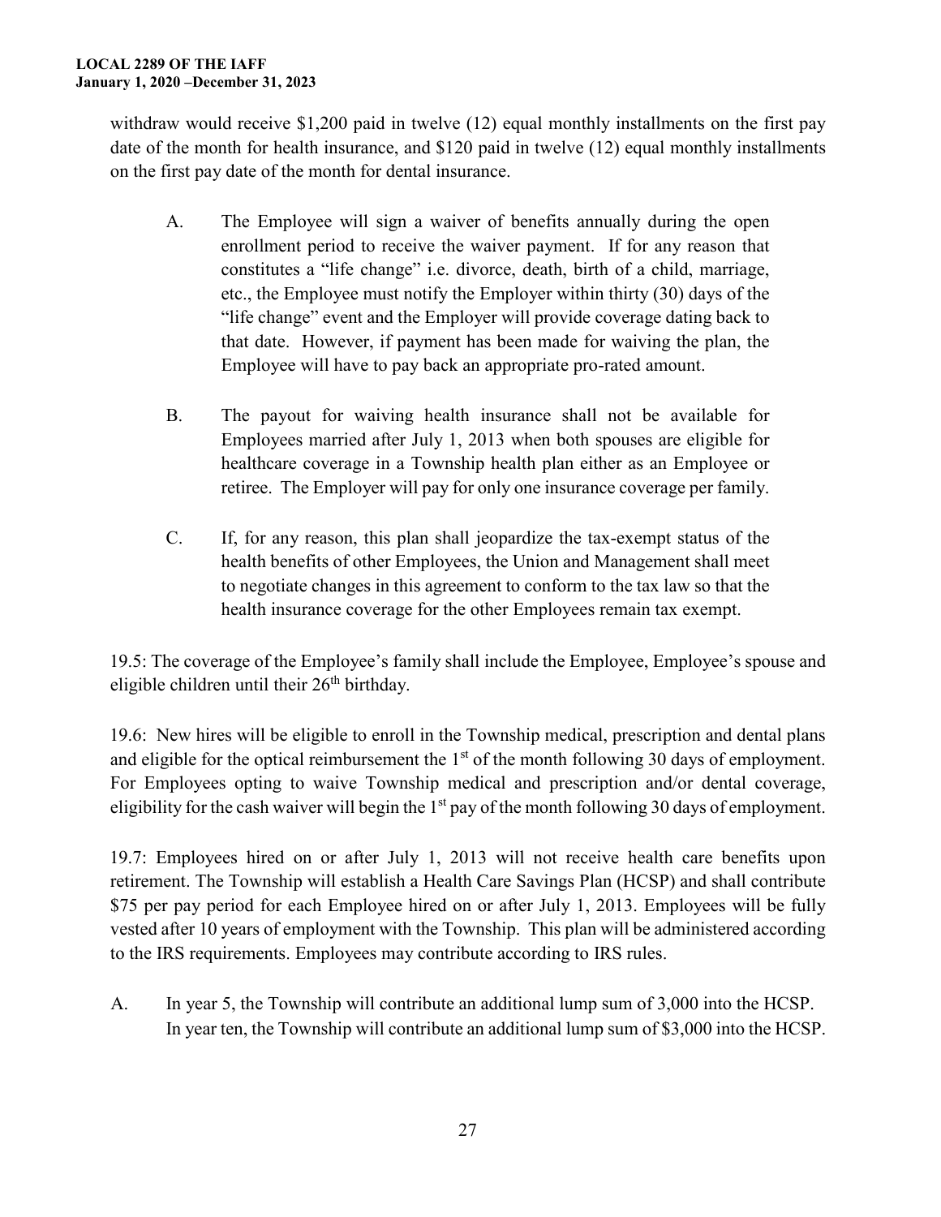withdraw would receive $1,200 paid in twelve (12) equal monthly installments on the first pay date of the month for health insurance, and $120 paid in twelve (12) equal monthly installments on the first pay date of the month for dental insurance.

A. The Employee will sign a waiver of benefits annually during the open enrollment period to receive the waiver payment. If for any reason that constitutes a "life change" i.e. divorce, death, birth of a child, marriage, etc., the Employee must notify the Employer within thirty (30) days of the "life change" event and the Employer will provide coverage dating back to that date. However, if payment has been made for waiving the plan, the Employee will have to pay back an appropriate pro-rated amount.

B. The payout for waiving health insurance shall not be available for Employees married after July 1, 2013 when both spouses are eligible for healthcare coverage in a Township health plan either as an Employee or retiree. The Employer will pay for only one insurance coverage per family.

C. If, for any reason, this plan shall jeopardize the tax-exempt status of the health benefits of other Employees, the Union and Management shall meet to negotiate changes in this agreement to conform to the tax law so that the health insurance coverage for the other Employees remain tax exempt.

19.5: The coverage of the Employee's family shall include the Employee, Employee's spouse and eligible children until their 26th birthday.

19.6: New hires will be eligible to enroll in the Township medical, prescription and dental plans and eligible for the optical reimbursement the 1st of the month following 30 days of employment. For Employees opting to waive Township medical and prescription and/or dental coverage, eligibility for the cash waiver will begin the 1st pay of the month following 30 days of employment.

19.7: Employees hired on or after July 1, 2013 will not receive health care benefits upon retirement. The Township will establish a Health Care Savings Plan (HCSP) and shall contribute $75 per pay period for each Employee hired on or after July 1, 2013. Employees will be fully vested after 10 years of employment with the Township. This plan will be administered according to the IRS requirements. Employees may contribute according to IRS rules.

A. In year 5, the Township will contribute an additional lump sum of 3,000 into the HCSP. In year ten, the Township will contribute an additional lump sum of $3,000 into the HCSP.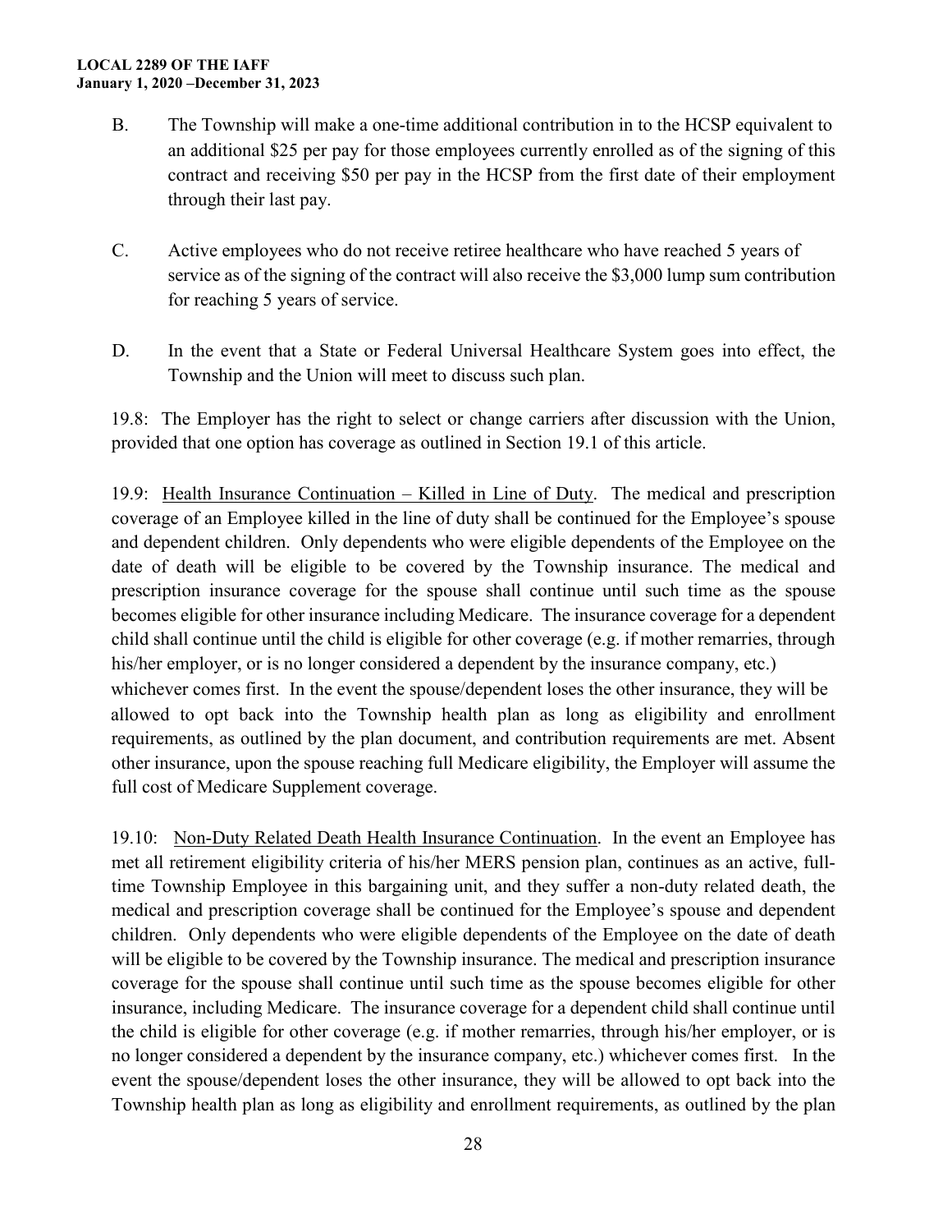B. The Township will make a one-time additional contribution in to the HCSP equivalent to an additional $25 per pay for those employees currently enrolled as of the signing of this contract and receiving $50 per pay in the HCSP from the first date of their employment through their last pay.

C. Active employees who do not receive retiree healthcare who have reached 5 years of service as of the signing of the contract will also receive the $3,000 lump sum contribution for reaching 5 years of service.

D. In the event that a State or Federal Universal Healthcare System goes into effect, the Township and the Union will meet to discuss such plan.

19.8: The Employer has the right to select or change carriers after discussion with the Union, provided that one option has coverage as outlined in Section 19.1 of this article.

19.9: Health Insurance Continuation – Killed in Line of Duty. The medical and prescription coverage of an Employee killed in the line of duty shall be continued for the Employee's spouse and dependent children. Only dependents who were eligible dependents of the Employee on the date of death will be eligible to be covered by the Township insurance. The medical and prescription insurance coverage for the spouse shall continue until such time as the spouse becomes eligible for other insurance including Medicare. The insurance coverage for a dependent child shall continue until the child is eligible for other coverage (e.g. if mother remarries, through his/her employer, or is no longer considered a dependent by the insurance company, etc.) whichever comes first. In the event the spouse/dependent loses the other insurance, they will be allowed to opt back into the Township health plan as long as eligibility and enrollment requirements, as outlined by the plan document, and contribution requirements are met. Absent other insurance, upon the spouse reaching full Medicare eligibility, the Employer will assume the full cost of Medicare Supplement coverage.

19.10: Non-Duty Related Death Health Insurance Continuation. In the event an Employee has met all retirement eligibility criteria of his/her MERS pension plan, continues as an active, full-time Township Employee in this bargaining unit, and they suffer a non-duty related death, the medical and prescription coverage shall be continued for the Employee's spouse and dependent children. Only dependents who were eligible dependents of the Employee on the date of death will be eligible to be covered by the Township insurance. The medical and prescription insurance coverage for the spouse shall continue until such time as the spouse becomes eligible for other insurance, including Medicare. The insurance coverage for a dependent child shall continue until the child is eligible for other coverage (e.g. if mother remarries, through his/her employer, or is no longer considered a dependent by the insurance company, etc.) whichever comes first. In the event the spouse/dependent loses the other insurance, they will be allowed to opt back into the Township health plan as long as eligibility and enrollment requirements, as outlined by the plan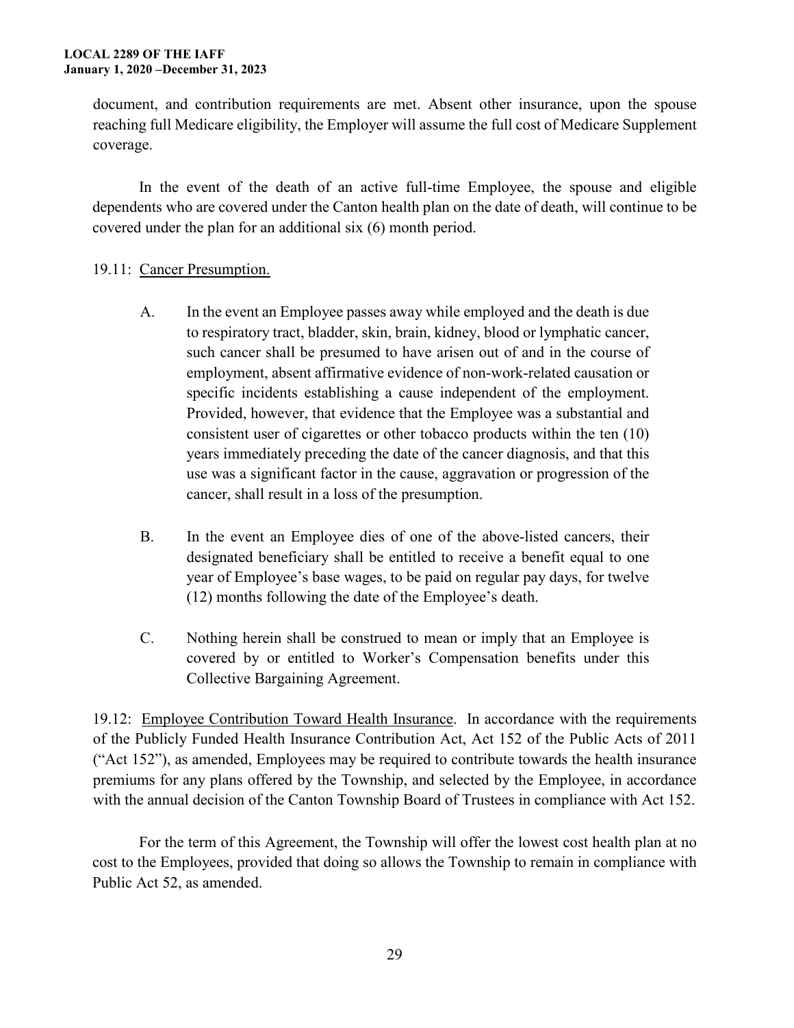document, and contribution requirements are met. Absent other insurance, upon the spouse reaching full Medicare eligibility, the Employer will assume the full cost of Medicare Supplement coverage.

In the event of the death of an active full-time Employee, the spouse and eligible dependents who are covered under the Canton health plan on the date of death, will continue to be covered under the plan for an additional six (6) month period.

19.11: <u>Cancer Presumption.</u>

A. In the event an Employee passes away while employed and the death is due to respiratory tract, bladder, skin, brain, kidney, blood or lymphatic cancer, such cancer shall be presumed to have arisen out of and in the course of employment, absent affirmative evidence of non-work-related causation or specific incidents establishing a cause independent of the employment. Provided, however, that evidence that the Employee was a substantial and consistent user of cigarettes or other tobacco products within the ten (10) years immediately preceding the date of the cancer diagnosis, and that this use was a significant factor in the cause, aggravation or progression of the cancer, shall result in a loss of the presumption.

B. In the event an Employee dies of one of the above-listed cancers, their designated beneficiary shall be entitled to receive a benefit equal to one year of Employee's base wages, to be paid on regular pay days, for twelve (12) months following the date of the Employee's death.

C. Nothing herein shall be construed to mean or imply that an Employee is covered by or entitled to Worker's Compensation benefits under this Collective Bargaining Agreement.

19.12: <u>Employee Contribution Toward Health Insurance</u>. In accordance with the requirements of the Publicly Funded Health Insurance Contribution Act, Act 152 of the Public Acts of 2011 ("Act 152"), as amended, Employees may be required to contribute towards the health insurance premiums for any plans offered by the Township, and selected by the Employee, in accordance with the annual decision of the Canton Township Board of Trustees in compliance with Act 152.

For the term of this Agreement, the Township will offer the lowest cost health plan at no cost to the Employees, provided that doing so allows the Township to remain in compliance with Public Act 52, as amended.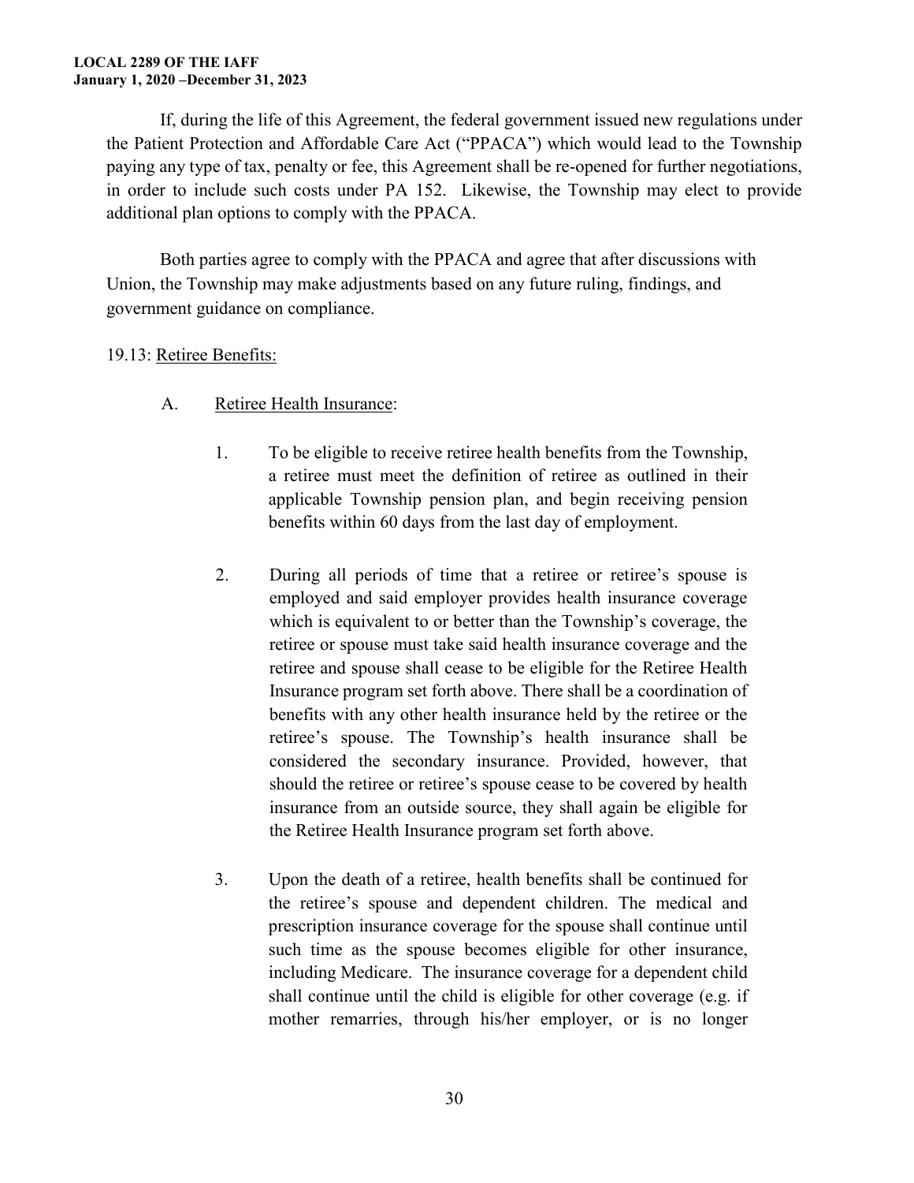If, during the life of this Agreement, the federal government issued new regulations under the Patient Protection and Affordable Care Act ("PPACA") which would lead to the Township paying any type of tax, penalty or fee, this Agreement shall be re-opened for further negotiations, in order to include such costs under PA 152. Likewise, the Township may elect to provide additional plan options to comply with the PPACA.

Both parties agree to comply with the PPACA and agree that after discussions with Union, the Township may make adjustments based on any future ruling, findings, and government guidance on compliance.

19.13: Retiree Benefits:

A. Retiree Health Insurance:

1. To be eligible to receive retiree health benefits from the Township, a retiree must meet the definition of retiree as outlined in their applicable Township pension plan, and begin receiving pension benefits within 60 days from the last day of employment.

2. During all periods of time that a retiree or retiree's spouse is employed and said employer provides health insurance coverage which is equivalent to or better than the Township's coverage, the retiree or spouse must take said health insurance coverage and the retiree and spouse shall cease to be eligible for the Retiree Health Insurance program set forth above. There shall be a coordination of benefits with any other health insurance held by the retiree or the retiree's spouse. The Township's health insurance shall be considered the secondary insurance. Provided, however, that should the retiree or retiree's spouse cease to be covered by health insurance from an outside source, they shall again be eligible for the Retiree Health Insurance program set forth above.

3. Upon the death of a retiree, health benefits shall be continued for the retiree's spouse and dependent children. The medical and prescription insurance coverage for the spouse shall continue until such time as the spouse becomes eligible for other insurance, including Medicare. The insurance coverage for a dependent child shall continue until the child is eligible for other coverage (e.g. if mother remarries, through his/her employer, or is no longer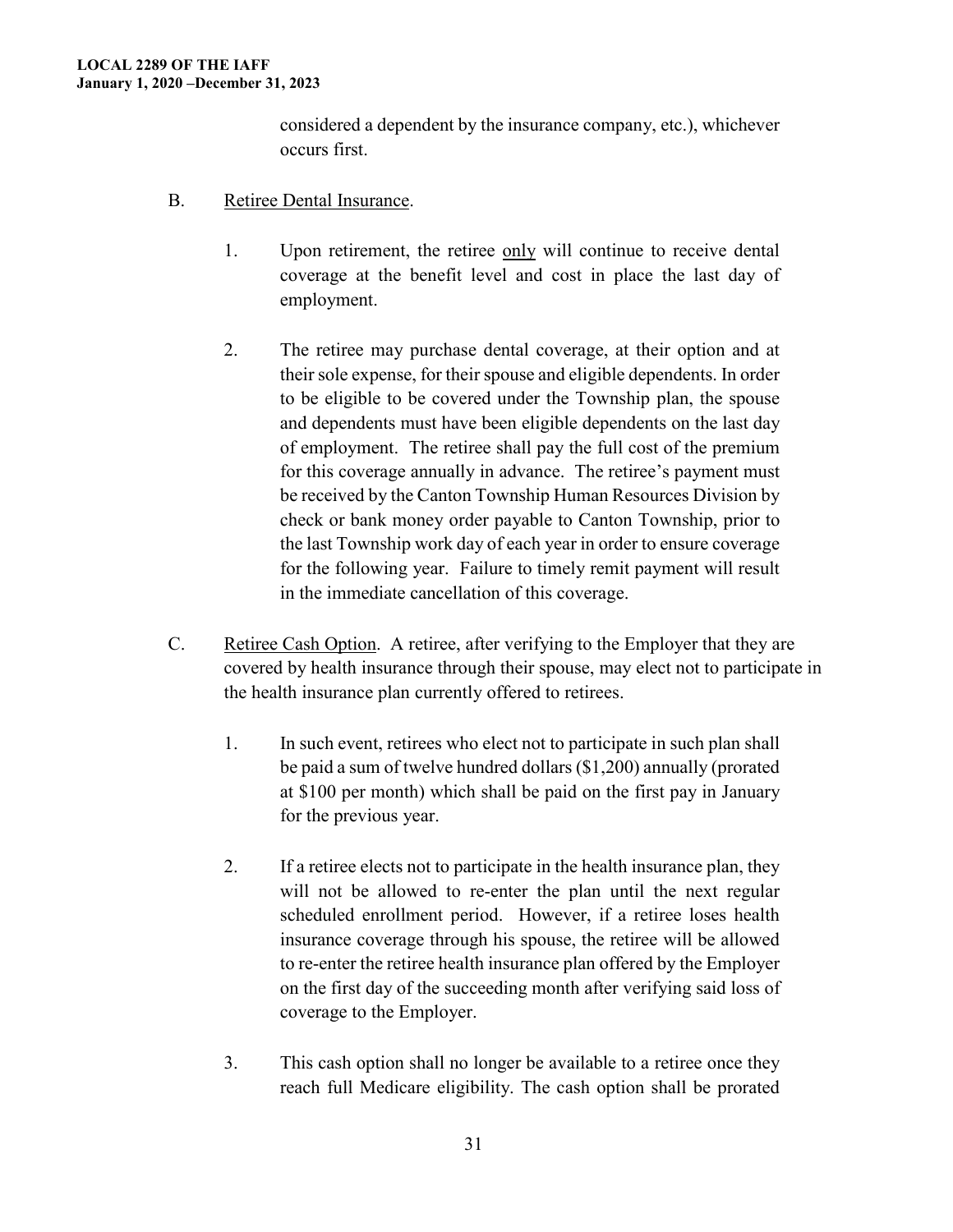considered a dependent by the insurance company, etc.), whichever occurs first.

B. Retiree Dental Insurance.

1. Upon retirement, the retiree only will continue to receive dental coverage at the benefit level and cost in place the last day of employment.

2. The retiree may purchase dental coverage, at their option and at their sole expense, for their spouse and eligible dependents. In order to be eligible to be covered under the Township plan, the spouse and dependents must have been eligible dependents on the last day of employment. The retiree shall pay the full cost of the premium for this coverage annually in advance. The retiree's payment must be received by the Canton Township Human Resources Division by check or bank money order payable to Canton Township, prior to the last Township work day of each year in order to ensure coverage for the following year. Failure to timely remit payment will result in the immediate cancellation of this coverage.

C. Retiree Cash Option. A retiree, after verifying to the Employer that they are covered by health insurance through their spouse, may elect not to participate in the health insurance plan currently offered to retirees.

1. In such event, retirees who elect not to participate in such plan shall be paid a sum of twelve hundred dollars ($1,200) annually (prorated at $100 per month) which shall be paid on the first pay in January for the previous year.

2. If a retiree elects not to participate in the health insurance plan, they will not be allowed to re-enter the plan until the next regular scheduled enrollment period. However, if a retiree loses health insurance coverage through his spouse, the retiree will be allowed to re-enter the retiree health insurance plan offered by the Employer on the first day of the succeeding month after verifying said loss of coverage to the Employer.

3. This cash option shall no longer be available to a retiree once they reach full Medicare eligibility. The cash option shall be prorated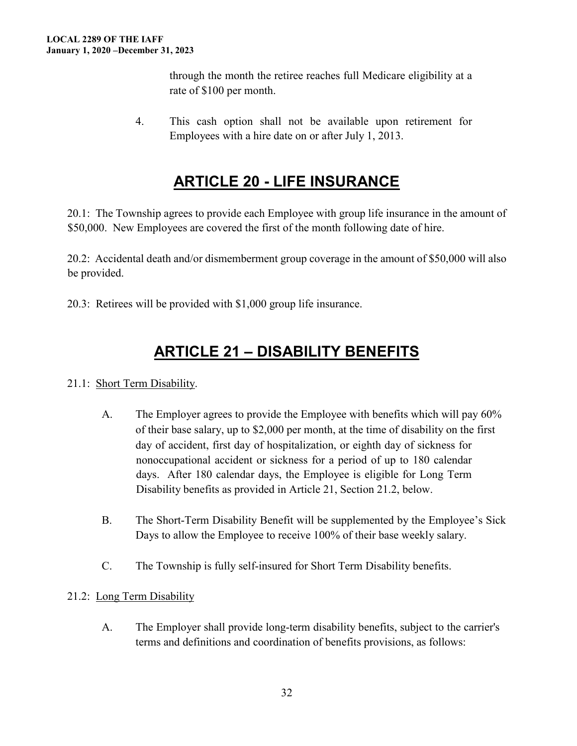through the month the retiree reaches full Medicare eligibility at a rate of $100 per month.

4. This cash option shall not be available upon retirement for Employees with a hire date on or after July 1, 2013.

# ARTICLE 20 - LIFE INSURANCE

20.1: The Township agrees to provide each Employee with group life insurance in the amount of $50,000. New Employees are covered the first of the month following date of hire.

20.2: Accidental death and/or dismemberment group coverage in the amount of $50,000 will also be provided.

20.3: Retirees will be provided with $1,000 group life insurance.

# ARTICLE 21 – DISABILITY BENEFITS

21.1: Short Term Disability.

A. The Employer agrees to provide the Employee with benefits which will pay 60% of their base salary, up to $2,000 per month, at the time of disability on the first day of accident, first day of hospitalization, or eighth day of sickness for nonoccupational accident or sickness for a period of up to 180 calendar days. After 180 calendar days, the Employee is eligible for Long Term Disability benefits as provided in Article 21, Section 21.2, below.

B. The Short-Term Disability Benefit will be supplemented by the Employee's Sick Days to allow the Employee to receive 100% of their base weekly salary.

C. The Township is fully self-insured for Short Term Disability benefits.

21.2: Long Term Disability

A. The Employer shall provide long-term disability benefits, subject to the carrier's terms and definitions and coordination of benefits provisions, as follows: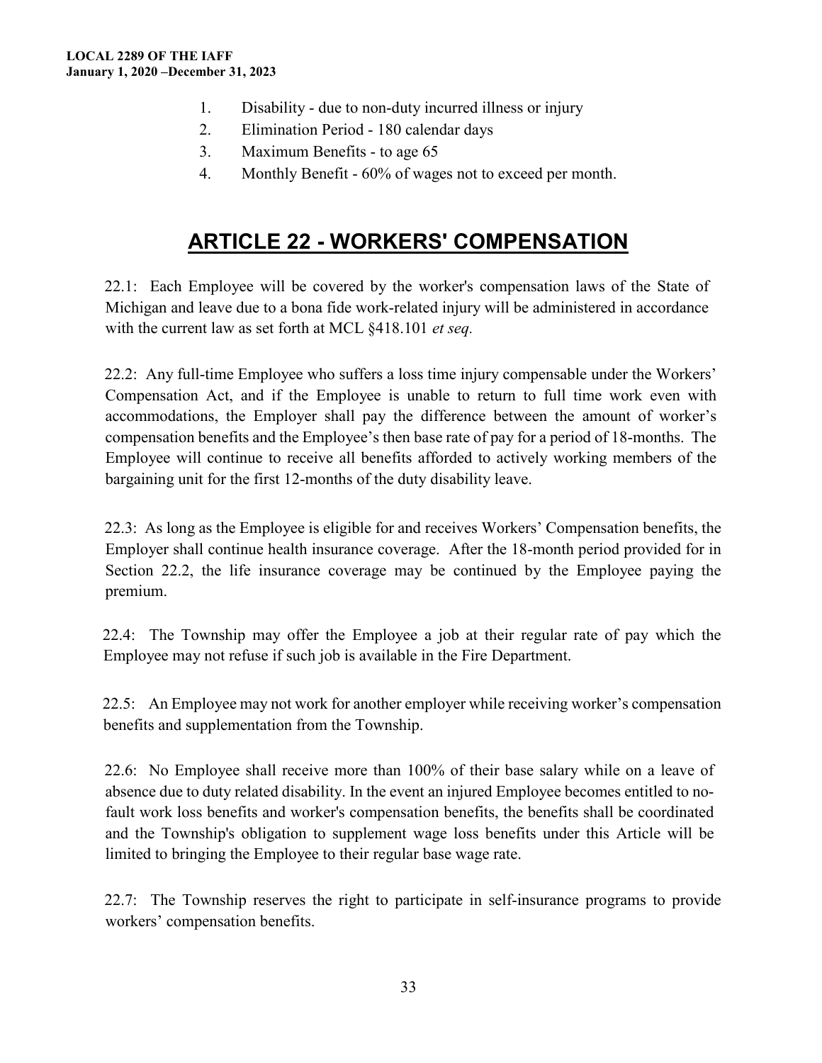1. Disability - due to non-duty incurred illness or injury
2. Elimination Period - 180 calendar days
3. Maximum Benefits - to age 65
4. Monthly Benefit - 60% of wages not to exceed per month.

# ARTICLE 22 - WORKERS' COMPENSATION

22.1: Each Employee will be covered by the worker's compensation laws of the State of Michigan and leave due to a bona fide work-related injury will be administered in accordance with the current law as set forth at MCL §418.101 *et seq.*

22.2: Any full-time Employee who suffers a loss time injury compensable under the Workers' Compensation Act, and if the Employee is unable to return to full time work even with accommodations, the Employer shall pay the difference between the amount of worker's compensation benefits and the Employee's then base rate of pay for a period of 18-months. The Employee will continue to receive all benefits afforded to actively working members of the bargaining unit for the first 12-months of the duty disability leave.

22.3: As long as the Employee is eligible for and receives Workers' Compensation benefits, the Employer shall continue health insurance coverage. After the 18-month period provided for in Section 22.2, the life insurance coverage may be continued by the Employee paying the premium.

22.4: The Township may offer the Employee a job at their regular rate of pay which the Employee may not refuse if such job is available in the Fire Department.

22.5: An Employee may not work for another employer while receiving worker's compensation benefits and supplementation from the Township.

22.6: No Employee shall receive more than 100% of their base salary while on a leave of absence due to duty related disability. In the event an injured Employee becomes entitled to no-fault work loss benefits and worker's compensation benefits, the benefits shall be coordinated and the Township's obligation to supplement wage loss benefits under this Article will be limited to bringing the Employee to their regular base wage rate.

22.7: The Township reserves the right to participate in self-insurance programs to provide workers' compensation benefits.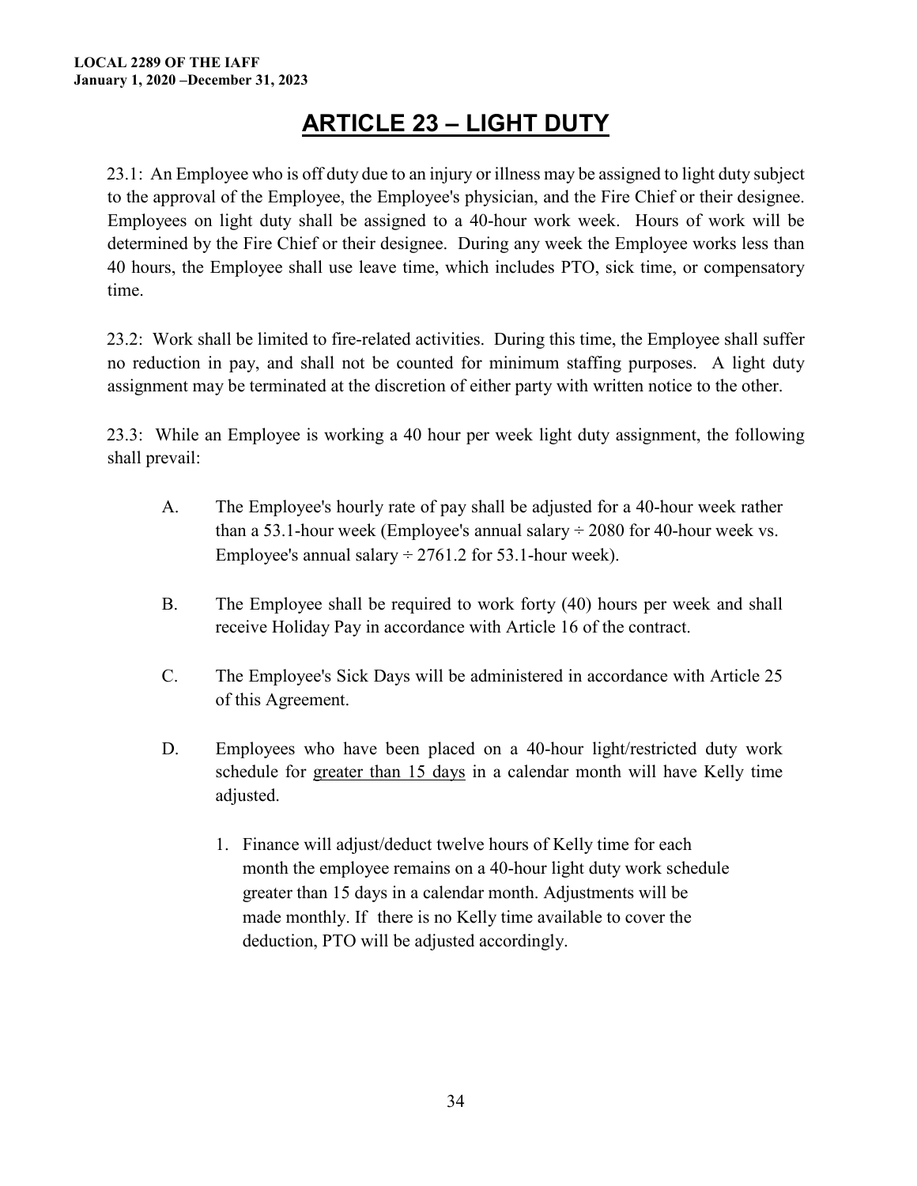# ARTICLE 23 – LIGHT DUTY

23.1: An Employee who is off duty due to an injury or illness may be assigned to light duty subject to the approval of the Employee, the Employee's physician, and the Fire Chief or their designee. Employees on light duty shall be assigned to a 40-hour work week. Hours of work will be determined by the Fire Chief or their designee. During any week the Employee works less than 40 hours, the Employee shall use leave time, which includes PTO, sick time, or compensatory time.

23.2: Work shall be limited to fire-related activities. During this time, the Employee shall suffer no reduction in pay, and shall not be counted for minimum staffing purposes. A light duty assignment may be terminated at the discretion of either party with written notice to the other.

23.3: While an Employee is working a 40 hour per week light duty assignment, the following shall prevail:

A. The Employee's hourly rate of pay shall be adjusted for a 40-hour week rather than a 53.1-hour week (Employee's annual salary ÷ 2080 for 40-hour week vs. Employee's annual salary ÷ 2761.2 for 53.1-hour week).

B. The Employee shall be required to work forty (40) hours per week and shall receive Holiday Pay in accordance with Article 16 of the contract.

C. The Employee's Sick Days will be administered in accordance with Article 25 of this Agreement.

D. Employees who have been placed on a 40-hour light/restricted duty work schedule for <u>greater than 15 days</u> in a calendar month will have Kelly time adjusted.

1. Finance will adjust/deduct twelve hours of Kelly time for each month the employee remains on a 40-hour light duty work schedule greater than 15 days in a calendar month. Adjustments will be made monthly. If there is no Kelly time available to cover the deduction, PTO will be adjusted accordingly.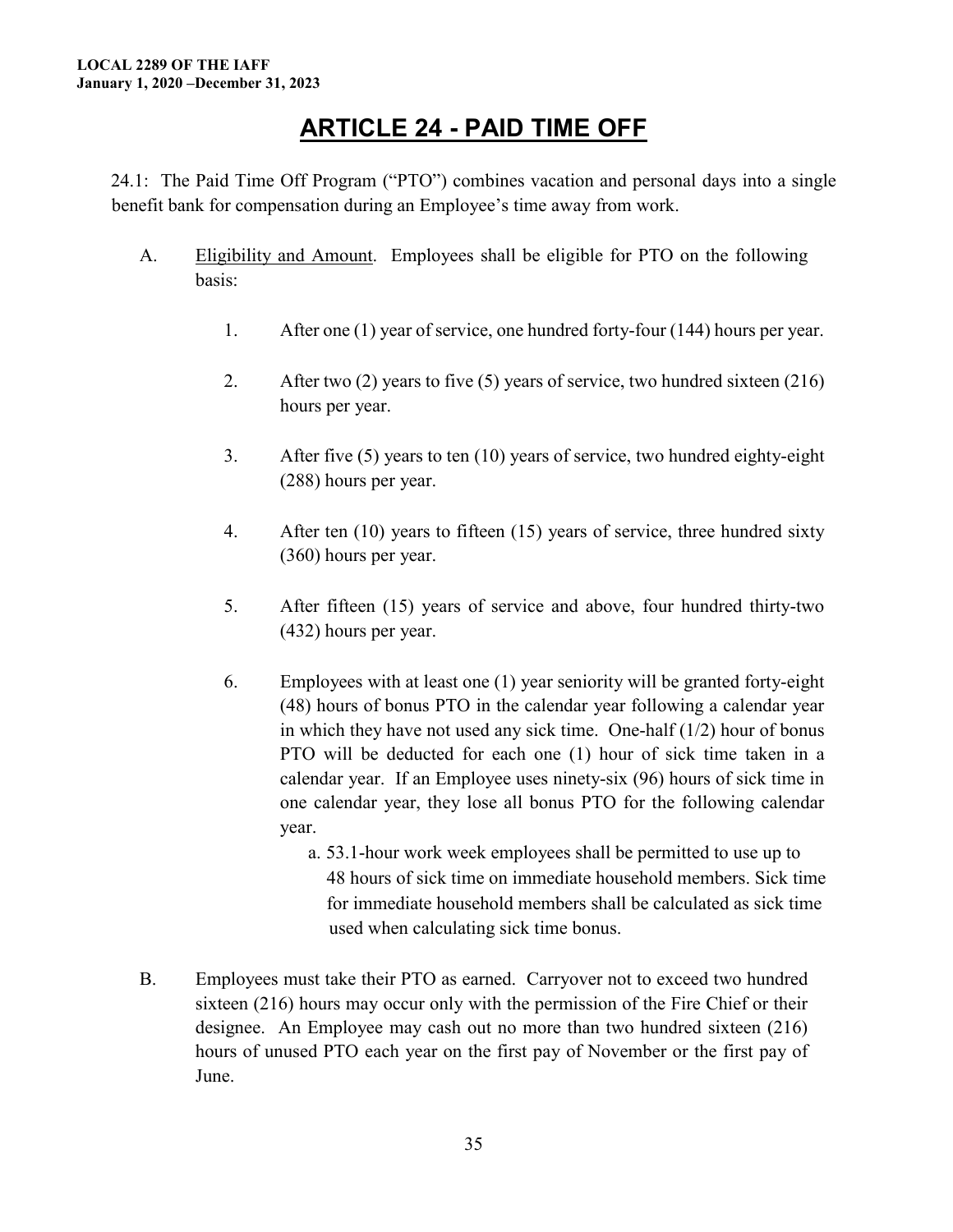# ARTICLE 24 - PAID TIME OFF

24.1: The Paid Time Off Program ("PTO") combines vacation and personal days into a single benefit bank for compensation during an Employee's time away from work.

A. Eligibility and Amount. Employees shall be eligible for PTO on the following basis:

1. After one (1) year of service, one hundred forty-four (144) hours per year.

2. After two (2) years to five (5) years of service, two hundred sixteen (216) hours per year.

3. After five (5) years to ten (10) years of service, two hundred eighty-eight (288) hours per year.

4. After ten (10) years to fifteen (15) years of service, three hundred sixty (360) hours per year.

5. After fifteen (15) years of service and above, four hundred thirty-two (432) hours per year.

6. Employees with at least one (1) year seniority will be granted forty-eight (48) hours of bonus PTO in the calendar year following a calendar year in which they have not used any sick time. One-half (1/2) hour of bonus PTO will be deducted for each one (1) hour of sick time taken in a calendar year. If an Employee uses ninety-six (96) hours of sick time in one calendar year, they lose all bonus PTO for the following calendar year.

   a. 53.1-hour work week employees shall be permitted to use up to 48 hours of sick time on immediate household members. Sick time for immediate household members shall be calculated as sick time used when calculating sick time bonus.

B. Employees must take their PTO as earned. Carryover not to exceed two hundred sixteen (216) hours may occur only with the permission of the Fire Chief or their designee. An Employee may cash out no more than two hundred sixteen (216) hours of unused PTO each year on the first pay of November or the first pay of June.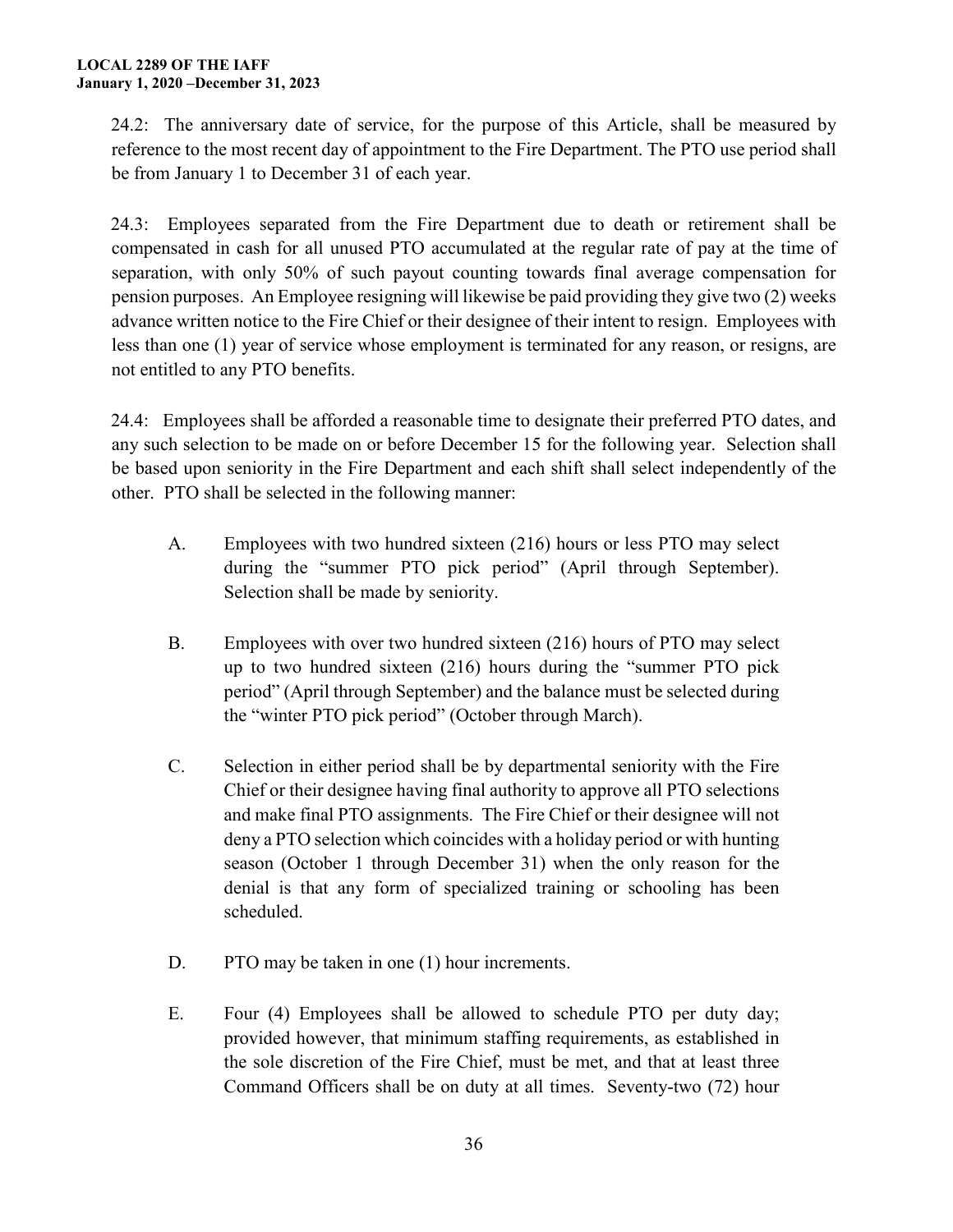24.2: The anniversary date of service, for the purpose of this Article, shall be measured by reference to the most recent day of appointment to the Fire Department. The PTO use period shall be from January 1 to December 31 of each year.

24.3: Employees separated from the Fire Department due to death or retirement shall be compensated in cash for all unused PTO accumulated at the regular rate of pay at the time of separation, with only 50% of such payout counting towards final average compensation for pension purposes. An Employee resigning will likewise be paid providing they give two (2) weeks advance written notice to the Fire Chief or their designee of their intent to resign. Employees with less than one (1) year of service whose employment is terminated for any reason, or resigns, are not entitled to any PTO benefits.

24.4: Employees shall be afforded a reasonable time to designate their preferred PTO dates, and any such selection to be made on or before December 15 for the following year. Selection shall be based upon seniority in the Fire Department and each shift shall select independently of the other. PTO shall be selected in the following manner:

A. Employees with two hundred sixteen (216) hours or less PTO may select during the "summer PTO pick period" (April through September). Selection shall be made by seniority.

B. Employees with over two hundred sixteen (216) hours of PTO may select up to two hundred sixteen (216) hours during the "summer PTO pick period" (April through September) and the balance must be selected during the "winter PTO pick period" (October through March).

C. Selection in either period shall be by departmental seniority with the Fire Chief or their designee having final authority to approve all PTO selections and make final PTO assignments. The Fire Chief or their designee will not deny a PTO selection which coincides with a holiday period or with hunting season (October 1 through December 31) when the only reason for the denial is that any form of specialized training or schooling has been scheduled.

D. PTO may be taken in one (1) hour increments.

E. Four (4) Employees shall be allowed to schedule PTO per duty day; provided however, that minimum staffing requirements, as established in the sole discretion of the Fire Chief, must be met, and that at least three Command Officers shall be on duty at all times. Seventy-two (72) hour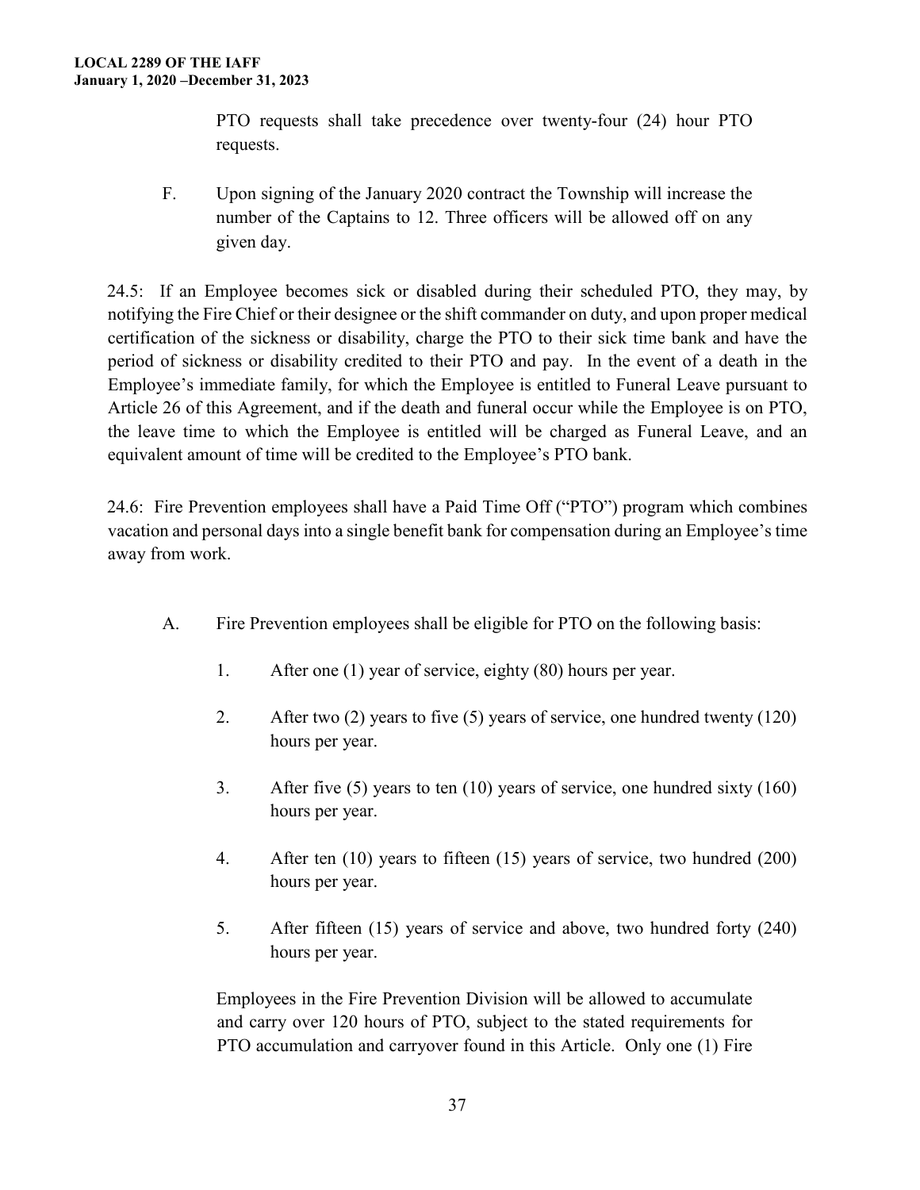PTO requests shall take precedence over twenty-four (24) hour PTO requests.

F. Upon signing of the January 2020 contract the Township will increase the number of the Captains to 12. Three officers will be allowed off on any given day.

24.5: If an Employee becomes sick or disabled during their scheduled PTO, they may, by notifying the Fire Chief or their designee or the shift commander on duty, and upon proper medical certification of the sickness or disability, charge the PTO to their sick time bank and have the period of sickness or disability credited to their PTO and pay. In the event of a death in the Employee's immediate family, for which the Employee is entitled to Funeral Leave pursuant to Article 26 of this Agreement, and if the death and funeral occur while the Employee is on PTO, the leave time to which the Employee is entitled will be charged as Funeral Leave, and an equivalent amount of time will be credited to the Employee's PTO bank.

24.6: Fire Prevention employees shall have a Paid Time Off ("PTO") program which combines vacation and personal days into a single benefit bank for compensation during an Employee's time away from work.

A. Fire Prevention employees shall be eligible for PTO on the following basis:

1. After one (1) year of service, eighty (80) hours per year.
2. After two (2) years to five (5) years of service, one hundred twenty (120) hours per year.
3. After five (5) years to ten (10) years of service, one hundred sixty (160) hours per year.
4. After ten (10) years to fifteen (15) years of service, two hundred (200) hours per year.
5. After fifteen (15) years of service and above, two hundred forty (240) hours per year.

Employees in the Fire Prevention Division will be allowed to accumulate and carry over 120 hours of PTO, subject to the stated requirements for PTO accumulation and carryover found in this Article. Only one (1) Fire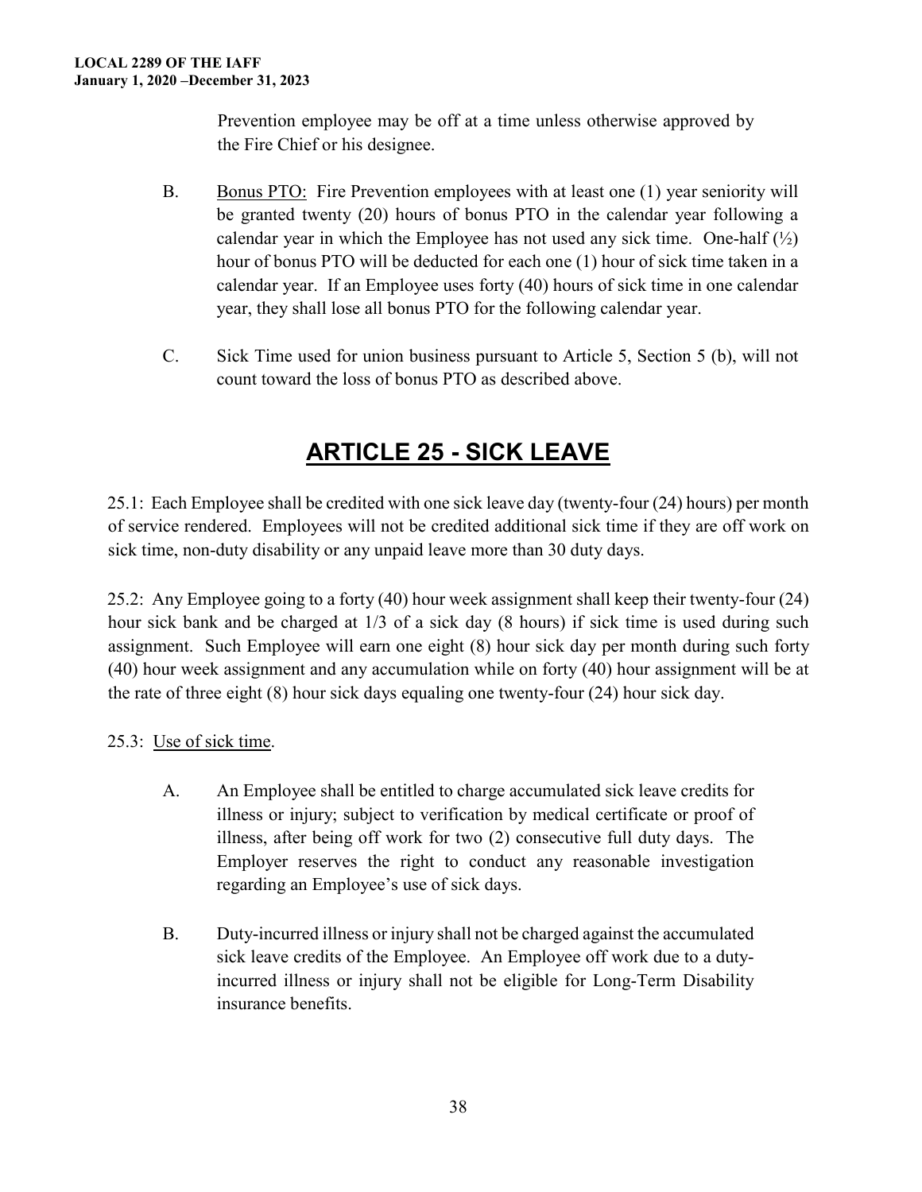Prevention employee may be off at a time unless otherwise approved by the Fire Chief or his designee.

B. Bonus PTO: Fire Prevention employees with at least one (1) year seniority will be granted twenty (20) hours of bonus PTO in the calendar year following a calendar year in which the Employee has not used any sick time. One-half (½) hour of bonus PTO will be deducted for each one (1) hour of sick time taken in a calendar year. If an Employee uses forty (40) hours of sick time in one calendar year, they shall lose all bonus PTO for the following calendar year.

C. Sick Time used for union business pursuant to Article 5, Section 5 (b), will not count toward the loss of bonus PTO as described above.

# ARTICLE 25 - SICK LEAVE

25.1: Each Employee shall be credited with one sick leave day (twenty-four (24) hours) per month of service rendered. Employees will not be credited additional sick time if they are off work on sick time, non-duty disability or any unpaid leave more than 30 duty days.

25.2: Any Employee going to a forty (40) hour week assignment shall keep their twenty-four (24) hour sick bank and be charged at 1/3 of a sick day (8 hours) if sick time is used during such assignment. Such Employee will earn one eight (8) hour sick day per month during such forty (40) hour week assignment and any accumulation while on forty (40) hour assignment will be at the rate of three eight (8) hour sick days equaling one twenty-four (24) hour sick day.

25.3: Use of sick time.

A. An Employee shall be entitled to charge accumulated sick leave credits for illness or injury; subject to verification by medical certificate or proof of illness, after being off work for two (2) consecutive full duty days. The Employer reserves the right to conduct any reasonable investigation regarding an Employee's use of sick days.

B. Duty-incurred illness or injury shall not be charged against the accumulated sick leave credits of the Employee. An Employee off work due to a duty-incurred illness or injury shall not be eligible for Long-Term Disability insurance benefits.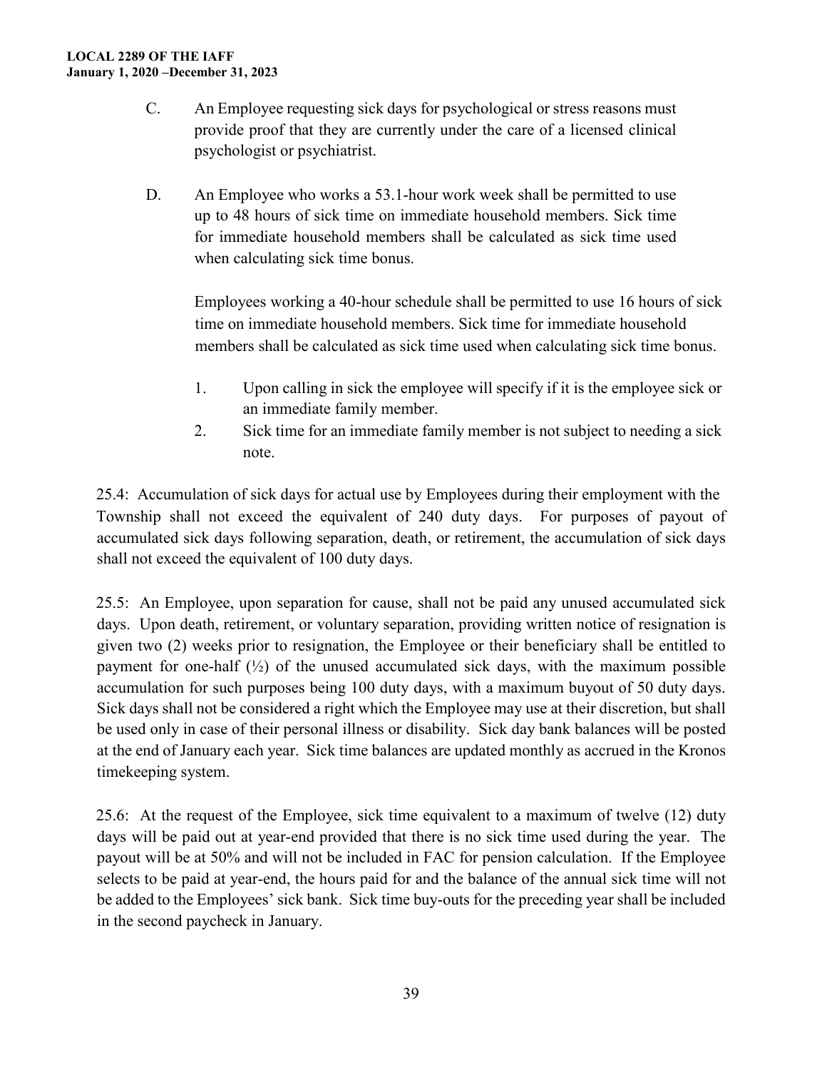C. An Employee requesting sick days for psychological or stress reasons must provide proof that they are currently under the care of a licensed clinical psychologist or psychiatrist.

D. An Employee who works a 53.1-hour work week shall be permitted to use up to 48 hours of sick time on immediate household members. Sick time for immediate household members shall be calculated as sick time used when calculating sick time bonus.

Employees working a 40-hour schedule shall be permitted to use 16 hours of sick time on immediate household members. Sick time for immediate household members shall be calculated as sick time used when calculating sick time bonus.

1. Upon calling in sick the employee will specify if it is the employee sick or an immediate family member.
2. Sick time for an immediate family member is not subject to needing a sick note.

25.4: Accumulation of sick days for actual use by Employees during their employment with the Township shall not exceed the equivalent of 240 duty days. For purposes of payout of accumulated sick days following separation, death, or retirement, the accumulation of sick days shall not exceed the equivalent of 100 duty days.

25.5: An Employee, upon separation for cause, shall not be paid any unused accumulated sick days. Upon death, retirement, or voluntary separation, providing written notice of resignation is given two (2) weeks prior to resignation, the Employee or their beneficiary shall be entitled to payment for one-half (½) of the unused accumulated sick days, with the maximum possible accumulation for such purposes being 100 duty days, with a maximum buyout of 50 duty days. Sick days shall not be considered a right which the Employee may use at their discretion, but shall be used only in case of their personal illness or disability. Sick day bank balances will be posted at the end of January each year. Sick time balances are updated monthly as accrued in the Kronos timekeeping system.

25.6: At the request of the Employee, sick time equivalent to a maximum of twelve (12) duty days will be paid out at year-end provided that there is no sick time used during the year. The payout will be at 50% and will not be included in FAC for pension calculation. If the Employee selects to be paid at year-end, the hours paid for and the balance of the annual sick time will not be added to the Employees' sick bank. Sick time buy-outs for the preceding year shall be included in the second paycheck in January.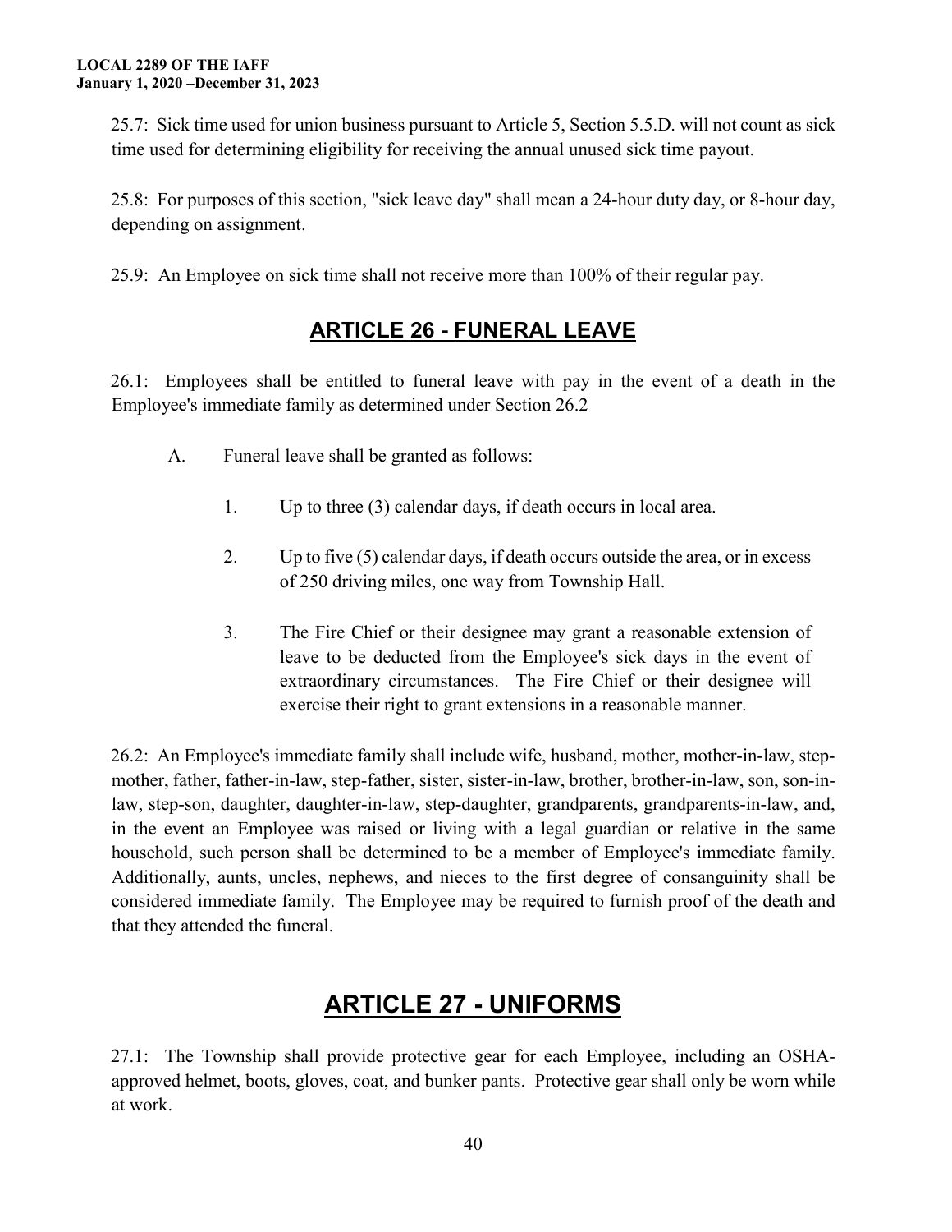25.7: Sick time used for union business pursuant to Article 5, Section 5.5.D. will not count as sick time used for determining eligibility for receiving the annual unused sick time payout.

25.8: For purposes of this section, "sick leave day" shall mean a 24-hour duty day, or 8-hour day, depending on assignment.

25.9: An Employee on sick time shall not receive more than 100% of their regular pay.

## ARTICLE 26 - FUNERAL LEAVE

26.1: Employees shall be entitled to funeral leave with pay in the event of a death in the Employee's immediate family as determined under Section 26.2

A. Funeral leave shall be granted as follows:

1. Up to three (3) calendar days, if death occurs in local area.

2. Up to five (5) calendar days, if death occurs outside the area, or in excess of 250 driving miles, one way from Township Hall.

3. The Fire Chief or their designee may grant a reasonable extension of leave to be deducted from the Employee's sick days in the event of extraordinary circumstances. The Fire Chief or their designee will exercise their right to grant extensions in a reasonable manner.

26.2: An Employee's immediate family shall include wife, husband, mother, mother-in-law, step-mother, father, father-in-law, step-father, sister, sister-in-law, brother, brother-in-law, son, son-in-law, step-son, daughter, daughter-in-law, step-daughter, grandparents, grandparents-in-law, and, in the event an Employee was raised or living with a legal guardian or relative in the same household, such person shall be determined to be a member of Employee's immediate family. Additionally, aunts, uncles, nephews, and nieces to the first degree of consanguinity shall be considered immediate family. The Employee may be required to furnish proof of the death and that they attended the funeral.

## ARTICLE 27 - UNIFORMS

27.1: The Township shall provide protective gear for each Employee, including an OSHA-approved helmet, boots, gloves, coat, and bunker pants. Protective gear shall only be worn while at work.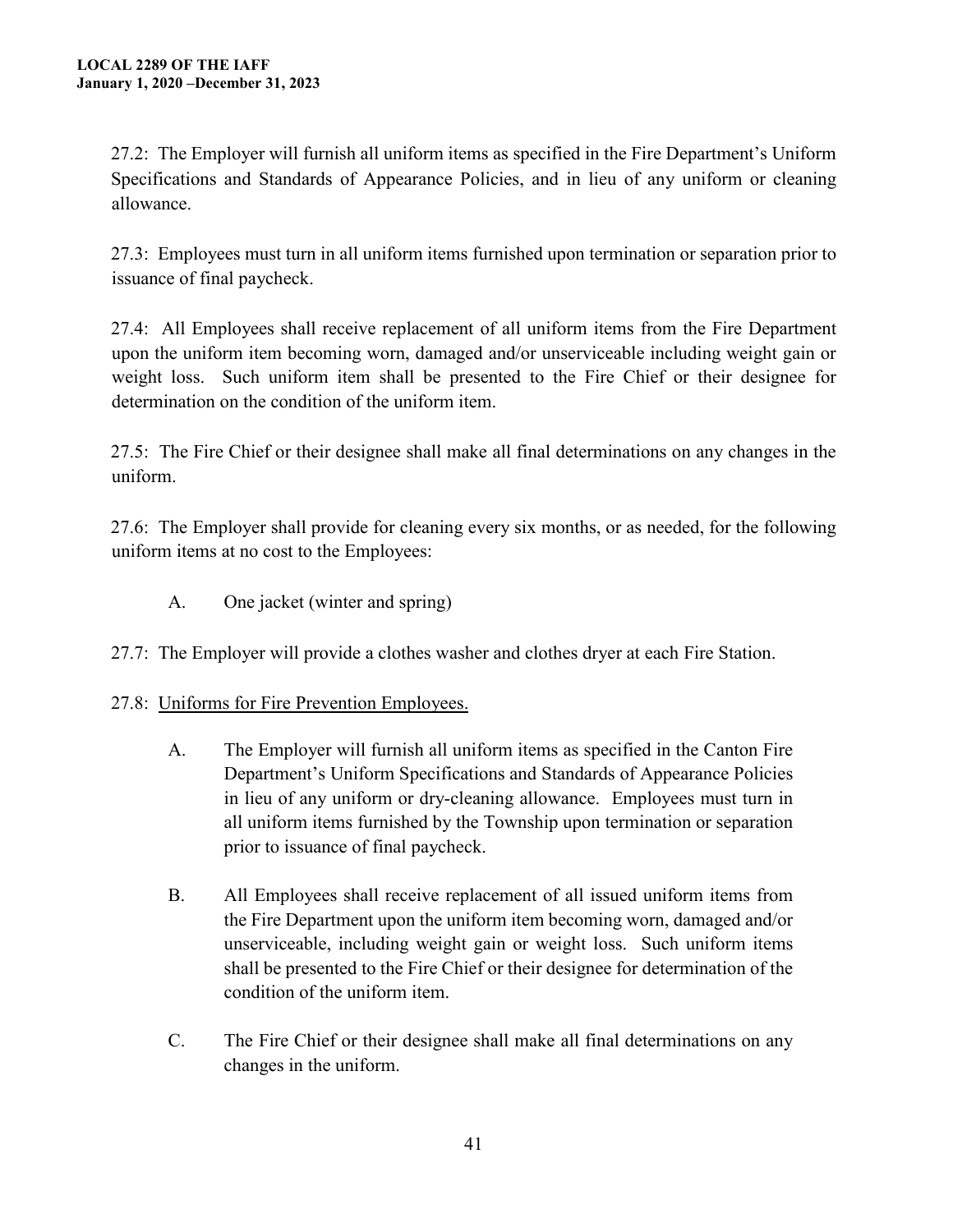27.2: The Employer will furnish all uniform items as specified in the Fire Department's Uniform Specifications and Standards of Appearance Policies, and in lieu of any uniform or cleaning allowance.

27.3: Employees must turn in all uniform items furnished upon termination or separation prior to issuance of final paycheck.

27.4: All Employees shall receive replacement of all uniform items from the Fire Department upon the uniform item becoming worn, damaged and/or unserviceable including weight gain or weight loss. Such uniform item shall be presented to the Fire Chief or their designee for determination on the condition of the uniform item.

27.5: The Fire Chief or their designee shall make all final determinations on any changes in the uniform.

27.6: The Employer shall provide for cleaning every six months, or as needed, for the following uniform items at no cost to the Employees:

A. One jacket (winter and spring)

27.7: The Employer will provide a clothes washer and clothes dryer at each Fire Station.

27.8: <u>Uniforms for Fire Prevention Employees.</u>

A. The Employer will furnish all uniform items as specified in the Canton Fire Department's Uniform Specifications and Standards of Appearance Policies in lieu of any uniform or dry-cleaning allowance. Employees must turn in all uniform items furnished by the Township upon termination or separation prior to issuance of final paycheck.

B. All Employees shall receive replacement of all issued uniform items from the Fire Department upon the uniform item becoming worn, damaged and/or unserviceable, including weight gain or weight loss. Such uniform items shall be presented to the Fire Chief or their designee for determination of the condition of the uniform item.

C. The Fire Chief or their designee shall make all final determinations on any changes in the uniform.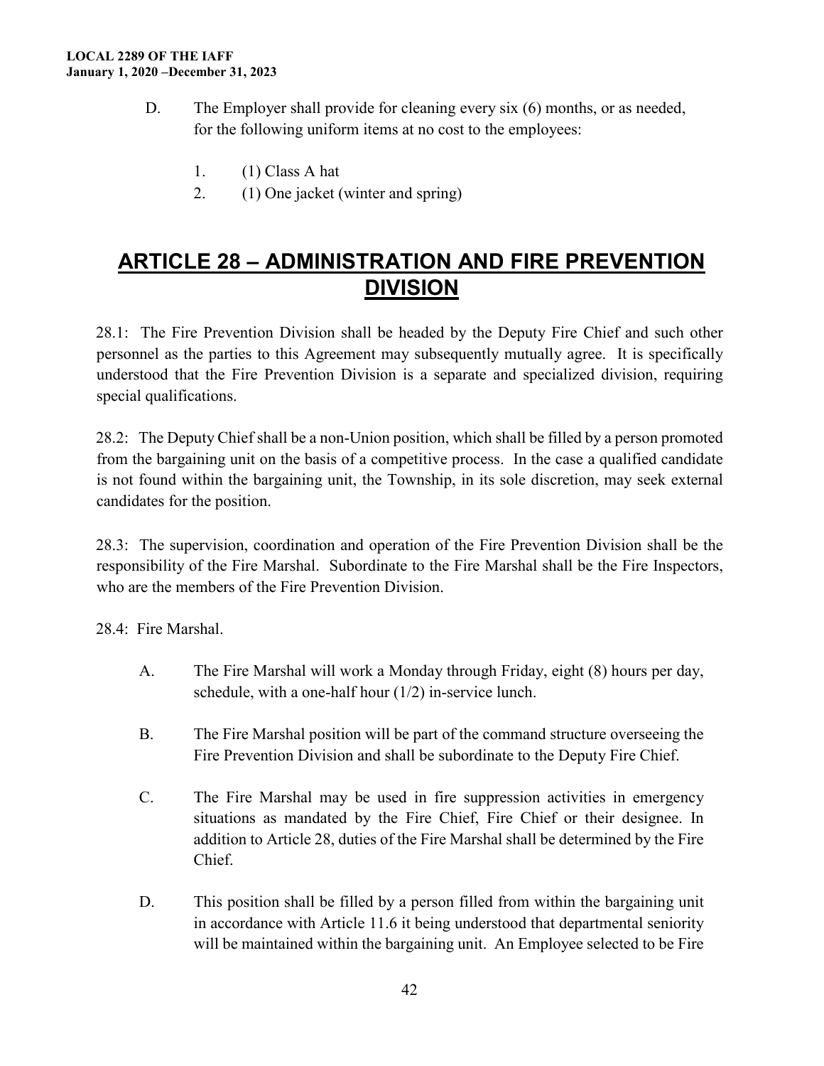D. The Employer shall provide for cleaning every six (6) months, or as needed, for the following uniform items at no cost to the employees:

1. (1) Class A hat
2. (1) One jacket (winter and spring)

## ARTICLE 28 – ADMINISTRATION AND FIRE PREVENTION DIVISION

28.1: The Fire Prevention Division shall be headed by the Deputy Fire Chief and such other personnel as the parties to this Agreement may subsequently mutually agree. It is specifically understood that the Fire Prevention Division is a separate and specialized division, requiring special qualifications.

28.2: The Deputy Chief shall be a non-Union position, which shall be filled by a person promoted from the bargaining unit on the basis of a competitive process. In the case a qualified candidate is not found within the bargaining unit, the Township, in its sole discretion, may seek external candidates for the position.

28.3: The supervision, coordination and operation of the Fire Prevention Division shall be the responsibility of the Fire Marshal. Subordinate to the Fire Marshal shall be the Fire Inspectors, who are the members of the Fire Prevention Division.

28.4: Fire Marshal.

A. The Fire Marshal will work a Monday through Friday, eight (8) hours per day, schedule, with a one-half hour (1/2) in-service lunch.

B. The Fire Marshal position will be part of the command structure overseeing the Fire Prevention Division and shall be subordinate to the Deputy Fire Chief.

C. The Fire Marshal may be used in fire suppression activities in emergency situations as mandated by the Fire Chief, Fire Chief or their designee. In addition to Article 28, duties of the Fire Marshal shall be determined by the Fire Chief.

D. This position shall be filled by a person filled from within the bargaining unit in accordance with Article 11.6 it being understood that departmental seniority will be maintained within the bargaining unit. An Employee selected to be Fire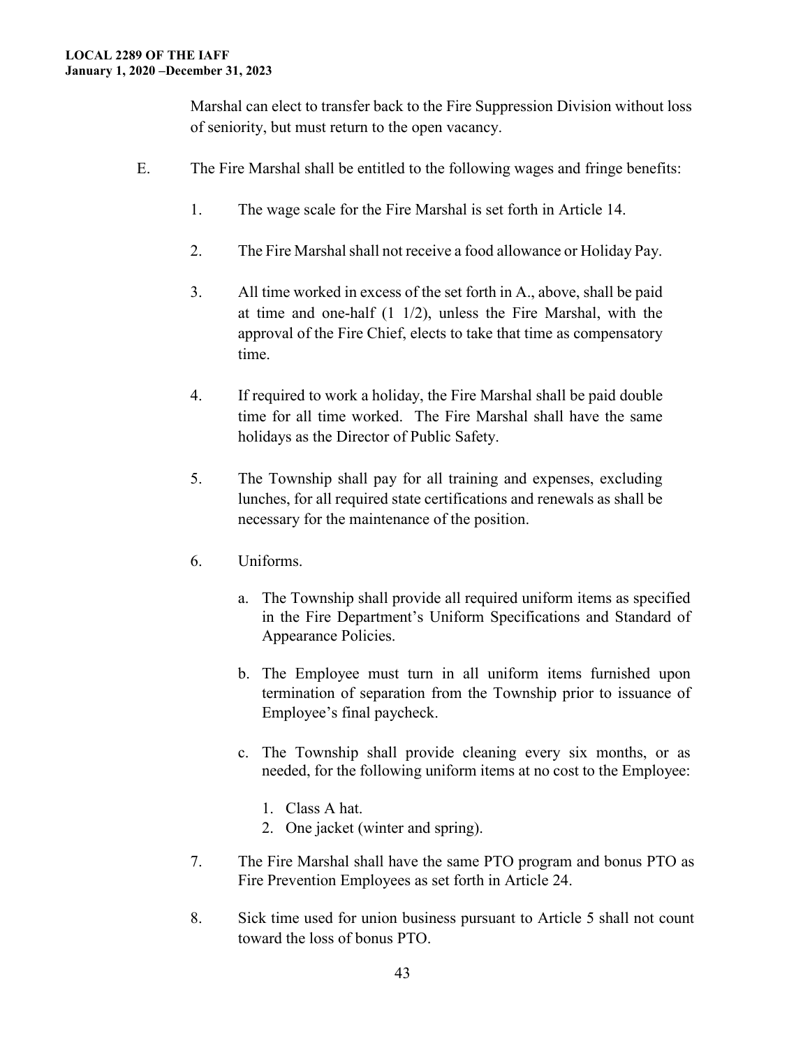Marshal can elect to transfer back to the Fire Suppression Division without loss of seniority, but must return to the open vacancy.

E. The Fire Marshal shall be entitled to the following wages and fringe benefits:

1. The wage scale for the Fire Marshal is set forth in Article 14.

2. The Fire Marshal shall not receive a food allowance or Holiday Pay.

3. All time worked in excess of the set forth in A., above, shall be paid at time and one-half (1 1/2), unless the Fire Marshal, with the approval of the Fire Chief, elects to take that time as compensatory time.

4. If required to work a holiday, the Fire Marshal shall be paid double time for all time worked. The Fire Marshal shall have the same holidays as the Director of Public Safety.

5. The Township shall pay for all training and expenses, excluding lunches, for all required state certifications and renewals as shall be necessary for the maintenance of the position.

6. Uniforms.

   a. The Township shall provide all required uniform items as specified in the Fire Department's Uniform Specifications and Standard of Appearance Policies.

   b. The Employee must turn in all uniform items furnished upon termination of separation from the Township prior to issuance of Employee's final paycheck.

   c. The Township shall provide cleaning every six months, or as needed, for the following uniform items at no cost to the Employee:

      1. Class A hat.
      2. One jacket (winter and spring).

7. The Fire Marshal shall have the same PTO program and bonus PTO as Fire Prevention Employees as set forth in Article 24.

8. Sick time used for union business pursuant to Article 5 shall not count toward the loss of bonus PTO.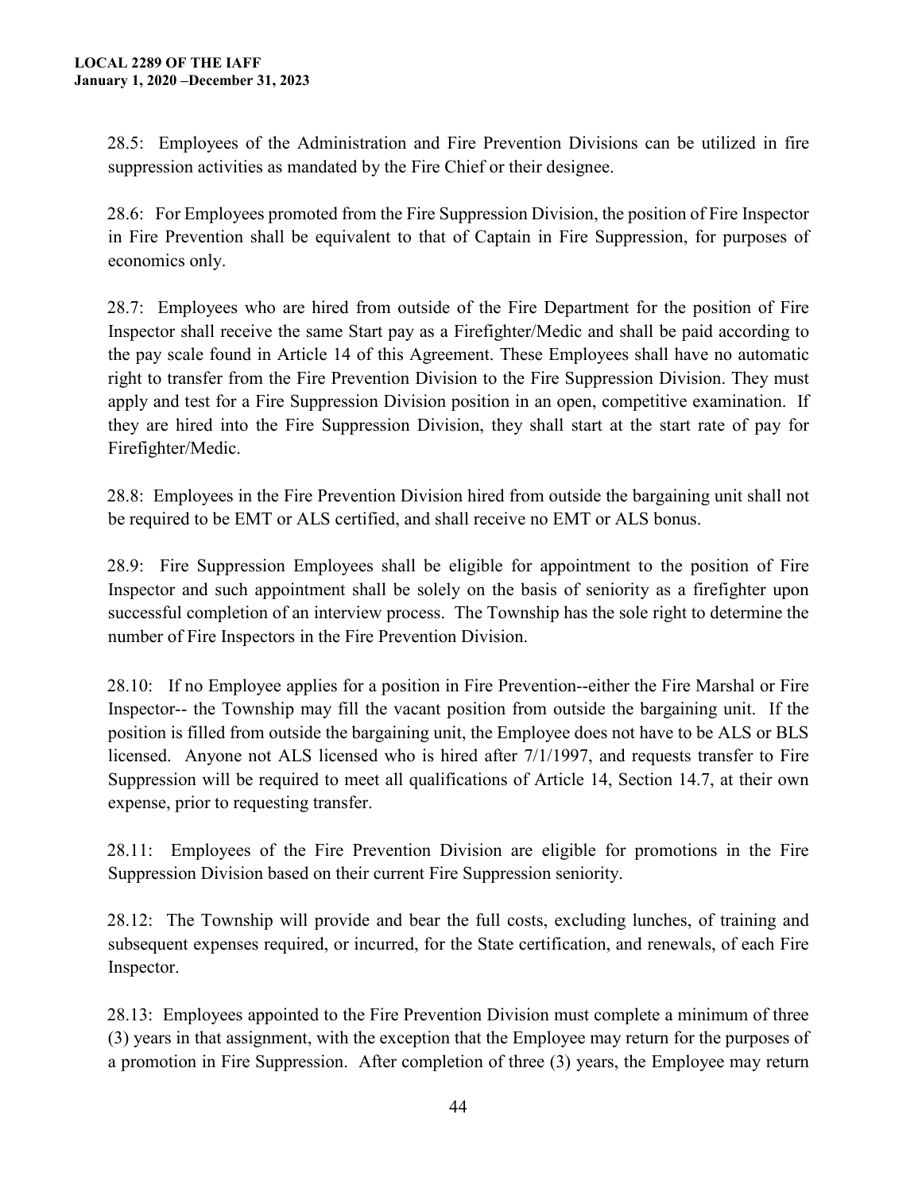28.5: Employees of the Administration and Fire Prevention Divisions can be utilized in fire suppression activities as mandated by the Fire Chief or their designee.

28.6: For Employees promoted from the Fire Suppression Division, the position of Fire Inspector in Fire Prevention shall be equivalent to that of Captain in Fire Suppression, for purposes of economics only.

28.7: Employees who are hired from outside of the Fire Department for the position of Fire Inspector shall receive the same Start pay as a Firefighter/Medic and shall be paid according to the pay scale found in Article 14 of this Agreement. These Employees shall have no automatic right to transfer from the Fire Prevention Division to the Fire Suppression Division. They must apply and test for a Fire Suppression Division position in an open, competitive examination. If they are hired into the Fire Suppression Division, they shall start at the start rate of pay for Firefighter/Medic.

28.8: Employees in the Fire Prevention Division hired from outside the bargaining unit shall not be required to be EMT or ALS certified, and shall receive no EMT or ALS bonus.

28.9: Fire Suppression Employees shall be eligible for appointment to the position of Fire Inspector and such appointment shall be solely on the basis of seniority as a firefighter upon successful completion of an interview process. The Township has the sole right to determine the number of Fire Inspectors in the Fire Prevention Division.

28.10: If no Employee applies for a position in Fire Prevention--either the Fire Marshal or Fire Inspector-- the Township may fill the vacant position from outside the bargaining unit. If the position is filled from outside the bargaining unit, the Employee does not have to be ALS or BLS licensed. Anyone not ALS licensed who is hired after 7/1/1997, and requests transfer to Fire Suppression will be required to meet all qualifications of Article 14, Section 14.7, at their own expense, prior to requesting transfer.

28.11: Employees of the Fire Prevention Division are eligible for promotions in the Fire Suppression Division based on their current Fire Suppression seniority.

28.12: The Township will provide and bear the full costs, excluding lunches, of training and subsequent expenses required, or incurred, for the State certification, and renewals, of each Fire Inspector.

28.13: Employees appointed to the Fire Prevention Division must complete a minimum of three (3) years in that assignment, with the exception that the Employee may return for the purposes of a promotion in Fire Suppression. After completion of three (3) years, the Employee may return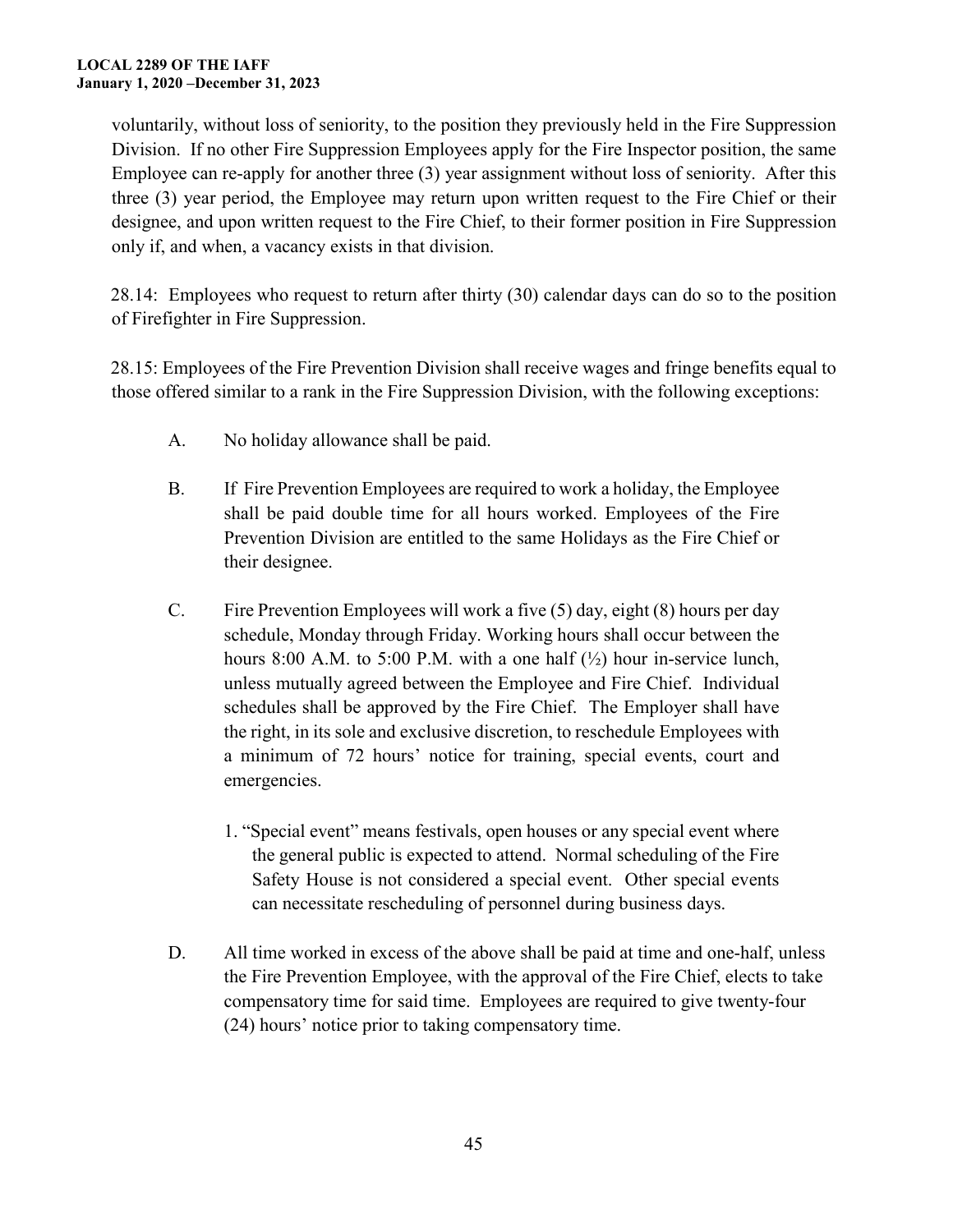voluntarily, without loss of seniority, to the position they previously held in the Fire Suppression Division. If no other Fire Suppression Employees apply for the Fire Inspector position, the same Employee can re-apply for another three (3) year assignment without loss of seniority. After this three (3) year period, the Employee may return upon written request to the Fire Chief or their designee, and upon written request to the Fire Chief, to their former position in Fire Suppression only if, and when, a vacancy exists in that division.

28.14: Employees who request to return after thirty (30) calendar days can do so to the position of Firefighter in Fire Suppression.

28.15: Employees of the Fire Prevention Division shall receive wages and fringe benefits equal to those offered similar to a rank in the Fire Suppression Division, with the following exceptions:

A. No holiday allowance shall be paid.

B. If Fire Prevention Employees are required to work a holiday, the Employee shall be paid double time for all hours worked. Employees of the Fire Prevention Division are entitled to the same Holidays as the Fire Chief or their designee.

C. Fire Prevention Employees will work a five (5) day, eight (8) hours per day schedule, Monday through Friday. Working hours shall occur between the hours 8:00 A.M. to 5:00 P.M. with a one half (½) hour in-service lunch, unless mutually agreed between the Employee and Fire Chief. Individual schedules shall be approved by the Fire Chief. The Employer shall have the right, in its sole and exclusive discretion, to reschedule Employees with a minimum of 72 hours' notice for training, special events, court and emergencies.

   1. "Special event" means festivals, open houses or any special event where the general public is expected to attend. Normal scheduling of the Fire Safety House is not considered a special event. Other special events can necessitate rescheduling of personnel during business days.

D. All time worked in excess of the above shall be paid at time and one-half, unless the Fire Prevention Employee, with the approval of the Fire Chief, elects to take compensatory time for said time. Employees are required to give twenty-four (24) hours' notice prior to taking compensatory time.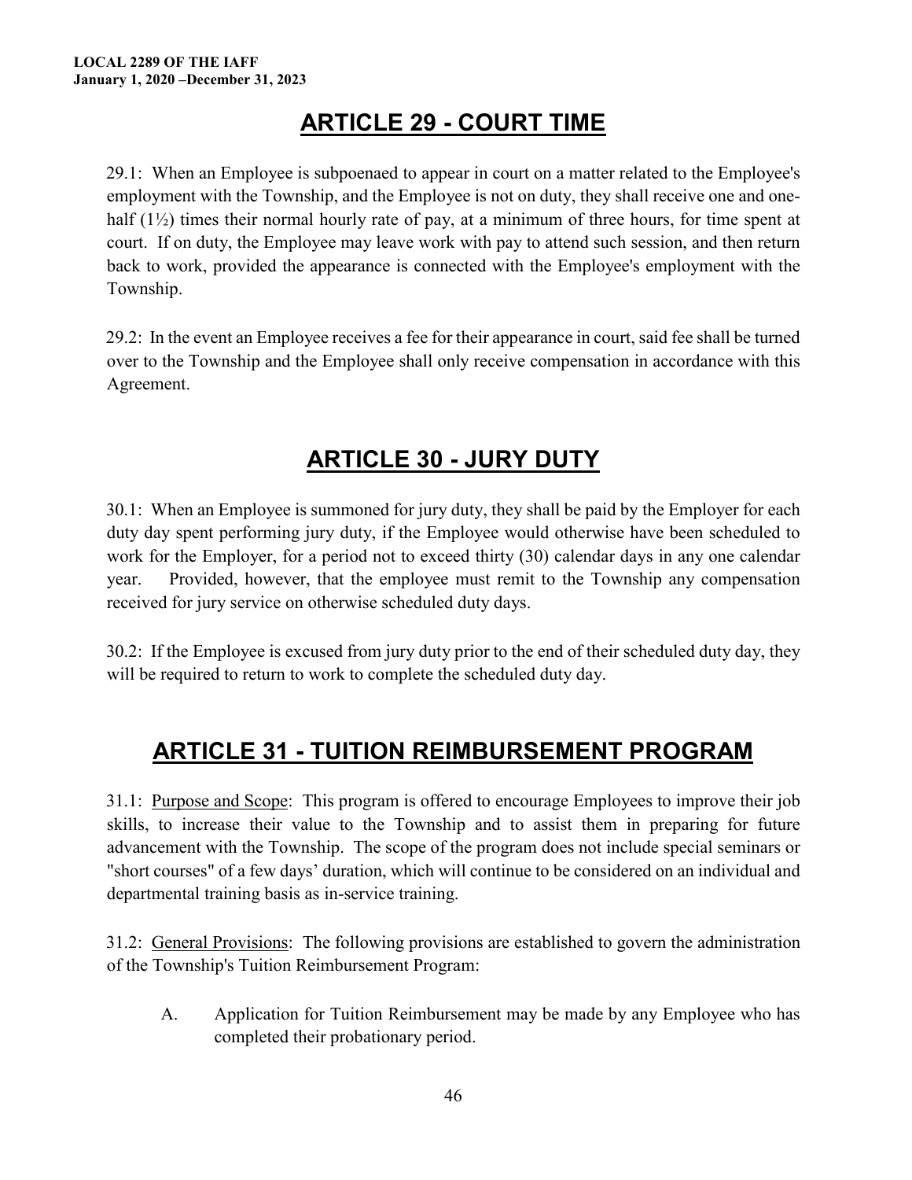## ARTICLE 29 - COURT TIME

29.1: When an Employee is subpoenaed to appear in court on a matter related to the Employee's employment with the Township, and the Employee is not on duty, they shall receive one and one-half (1½) times their normal hourly rate of pay, at a minimum of three hours, for time spent at court. If on duty, the Employee may leave work with pay to attend such session, and then return back to work, provided the appearance is connected with the Employee's employment with the Township.

29.2: In the event an Employee receives a fee for their appearance in court, said fee shall be turned over to the Township and the Employee shall only receive compensation in accordance with this Agreement.

## ARTICLE 30 - JURY DUTY

30.1: When an Employee is summoned for jury duty, they shall be paid by the Employer for each duty day spent performing jury duty, if the Employee would otherwise have been scheduled to work for the Employer, for a period not to exceed thirty (30) calendar days in any one calendar year. Provided, however, that the employee must remit to the Township any compensation received for jury service on otherwise scheduled duty days.

30.2: If the Employee is excused from jury duty prior to the end of their scheduled duty day, they will be required to return to work to complete the scheduled duty day.

## ARTICLE 31 - TUITION REIMBURSEMENT PROGRAM

31.1: Purpose and Scope: This program is offered to encourage Employees to improve their job skills, to increase their value to the Township and to assist them in preparing for future advancement with the Township. The scope of the program does not include special seminars or "short courses" of a few days' duration, which will continue to be considered on an individual and departmental training basis as in-service training.

31.2: General Provisions: The following provisions are established to govern the administration of the Township's Tuition Reimbursement Program:

A. Application for Tuition Reimbursement may be made by any Employee who has completed their probationary period.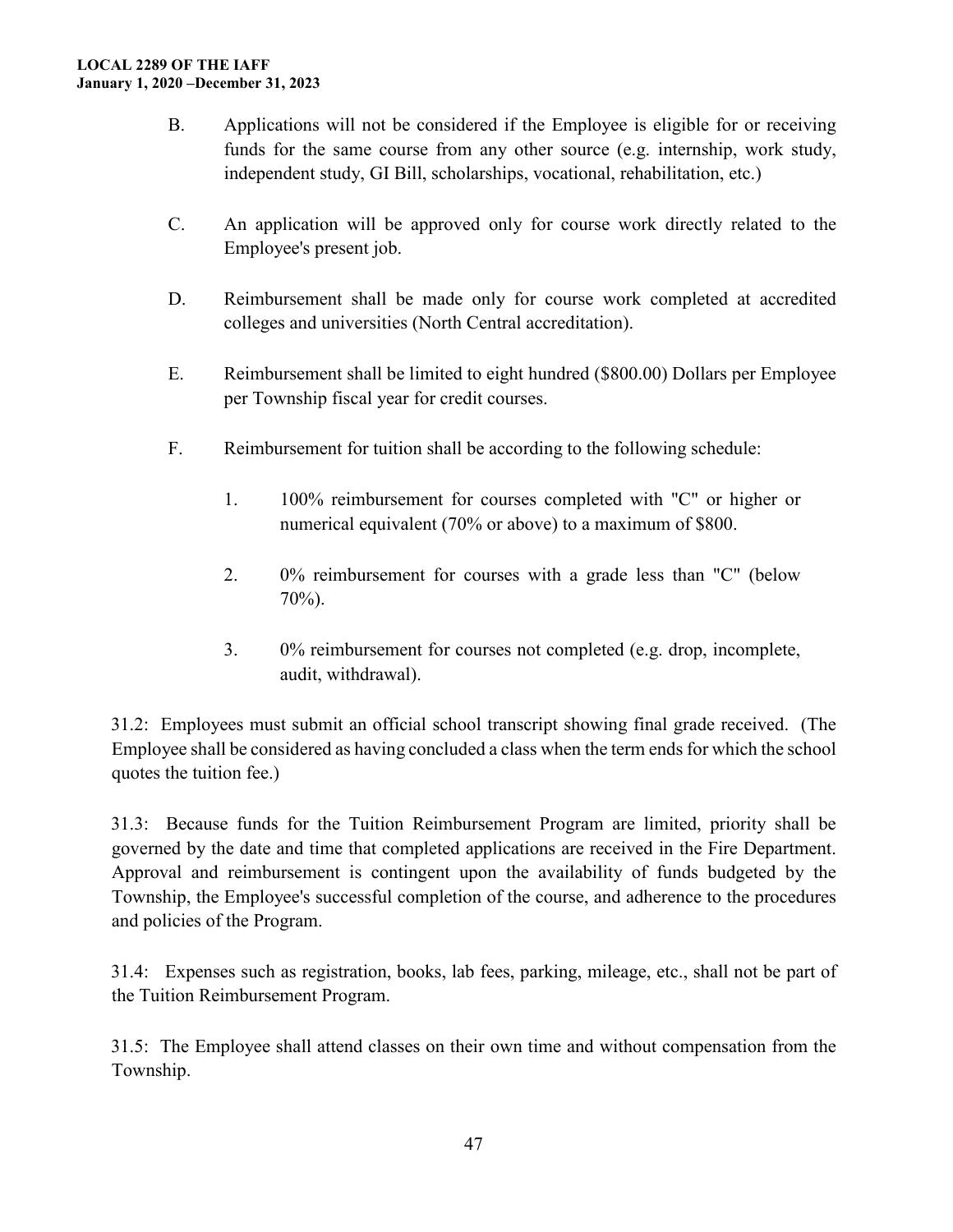B. Applications will not be considered if the Employee is eligible for or receiving funds for the same course from any other source (e.g. internship, work study, independent study, GI Bill, scholarships, vocational, rehabilitation, etc.)

C. An application will be approved only for course work directly related to the Employee's present job.

D. Reimbursement shall be made only for course work completed at accredited colleges and universities (North Central accreditation).

E. Reimbursement shall be limited to eight hundred ($800.00) Dollars per Employee per Township fiscal year for credit courses.

F. Reimbursement for tuition shall be according to the following schedule:

1. 100% reimbursement for courses completed with "C" or higher or numerical equivalent (70% or above) to a maximum of $800.

2. 0% reimbursement for courses with a grade less than "C" (below 70%).

3. 0% reimbursement for courses not completed (e.g. drop, incomplete, audit, withdrawal).

31.2: Employees must submit an official school transcript showing final grade received. (The Employee shall be considered as having concluded a class when the term ends for which the school quotes the tuition fee.)

31.3: Because funds for the Tuition Reimbursement Program are limited, priority shall be governed by the date and time that completed applications are received in the Fire Department. Approval and reimbursement is contingent upon the availability of funds budgeted by the Township, the Employee's successful completion of the course, and adherence to the procedures and policies of the Program.

31.4: Expenses such as registration, books, lab fees, parking, mileage, etc., shall not be part of the Tuition Reimbursement Program.

31.5: The Employee shall attend classes on their own time and without compensation from the Township.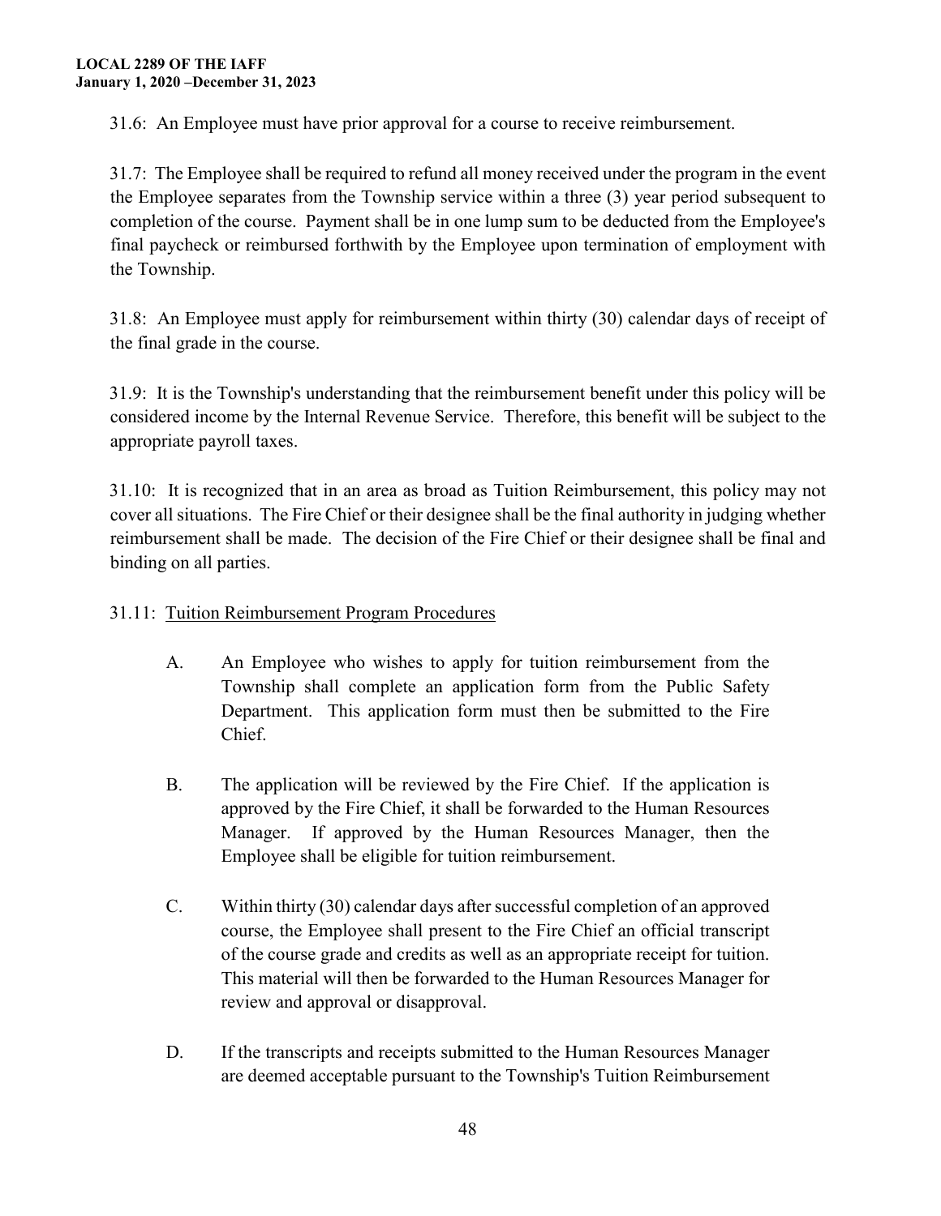31.6: An Employee must have prior approval for a course to receive reimbursement.

31.7: The Employee shall be required to refund all money received under the program in the event the Employee separates from the Township service within a three (3) year period subsequent to completion of the course. Payment shall be in one lump sum to be deducted from the Employee's final paycheck or reimbursed forthwith by the Employee upon termination of employment with the Township.

31.8: An Employee must apply for reimbursement within thirty (30) calendar days of receipt of the final grade in the course.

31.9: It is the Township's understanding that the reimbursement benefit under this policy will be considered income by the Internal Revenue Service. Therefore, this benefit will be subject to the appropriate payroll taxes.

31.10: It is recognized that in an area as broad as Tuition Reimbursement, this policy may not cover all situations. The Fire Chief or their designee shall be the final authority in judging whether reimbursement shall be made. The decision of the Fire Chief or their designee shall be final and binding on all parties.

31.11: <u>Tuition Reimbursement Program Procedures</u>

A. An Employee who wishes to apply for tuition reimbursement from the Township shall complete an application form from the Public Safety Department. This application form must then be submitted to the Fire Chief.

B. The application will be reviewed by the Fire Chief. If the application is approved by the Fire Chief, it shall be forwarded to the Human Resources Manager. If approved by the Human Resources Manager, then the Employee shall be eligible for tuition reimbursement.

C. Within thirty (30) calendar days after successful completion of an approved course, the Employee shall present to the Fire Chief an official transcript of the course grade and credits as well as an appropriate receipt for tuition. This material will then be forwarded to the Human Resources Manager for review and approval or disapproval.

D. If the transcripts and receipts submitted to the Human Resources Manager are deemed acceptable pursuant to the Township's Tuition Reimbursement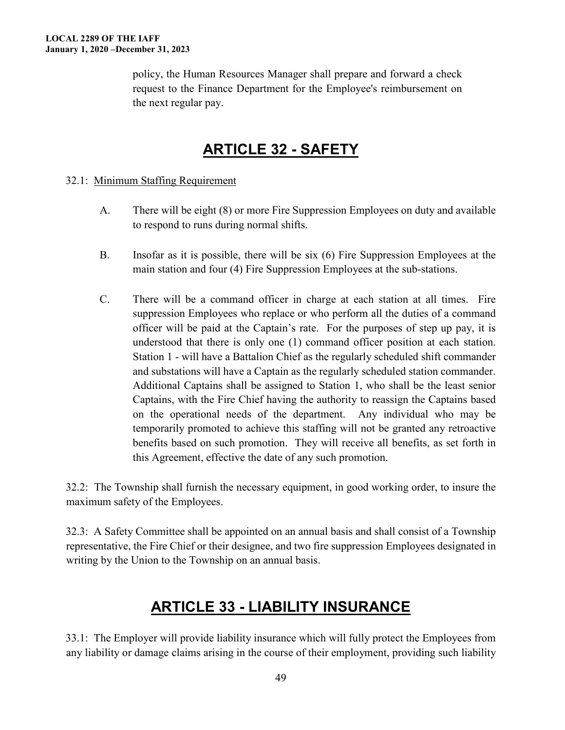policy, the Human Resources Manager shall prepare and forward a check request to the Finance Department for the Employee's reimbursement on the next regular pay.

# ARTICLE 32 - SAFETY

32.1: Minimum Staffing Requirement

A. There will be eight (8) or more Fire Suppression Employees on duty and available to respond to runs during normal shifts.

B. Insofar as it is possible, there will be six (6) Fire Suppression Employees at the main station and four (4) Fire Suppression Employees at the sub-stations.

C. There will be a command officer in charge at each station at all times. Fire suppression Employees who replace or who perform all the duties of a command officer will be paid at the Captain's rate. For the purposes of step up pay, it is understood that there is only one (1) command officer position at each station. Station 1 - will have a Battalion Chief as the regularly scheduled shift commander and substations will have a Captain as the regularly scheduled station commander. Additional Captains shall be assigned to Station 1, who shall be the least senior Captains, with the Fire Chief having the authority to reassign the Captains based on the operational needs of the department. Any individual who may be temporarily promoted to achieve this staffing will not be granted any retroactive benefits based on such promotion. They will receive all benefits, as set forth in this Agreement, effective the date of any such promotion.

32.2: The Township shall furnish the necessary equipment, in good working order, to insure the maximum safety of the Employees.

32.3: A Safety Committee shall be appointed on an annual basis and shall consist of a Township representative, the Fire Chief or their designee, and two fire suppression Employees designated in writing by the Union to the Township on an annual basis.

# ARTICLE 33 - LIABILITY INSURANCE

33.1: The Employer will provide liability insurance which will fully protect the Employees from any liability or damage claims arising in the course of their employment, providing such liability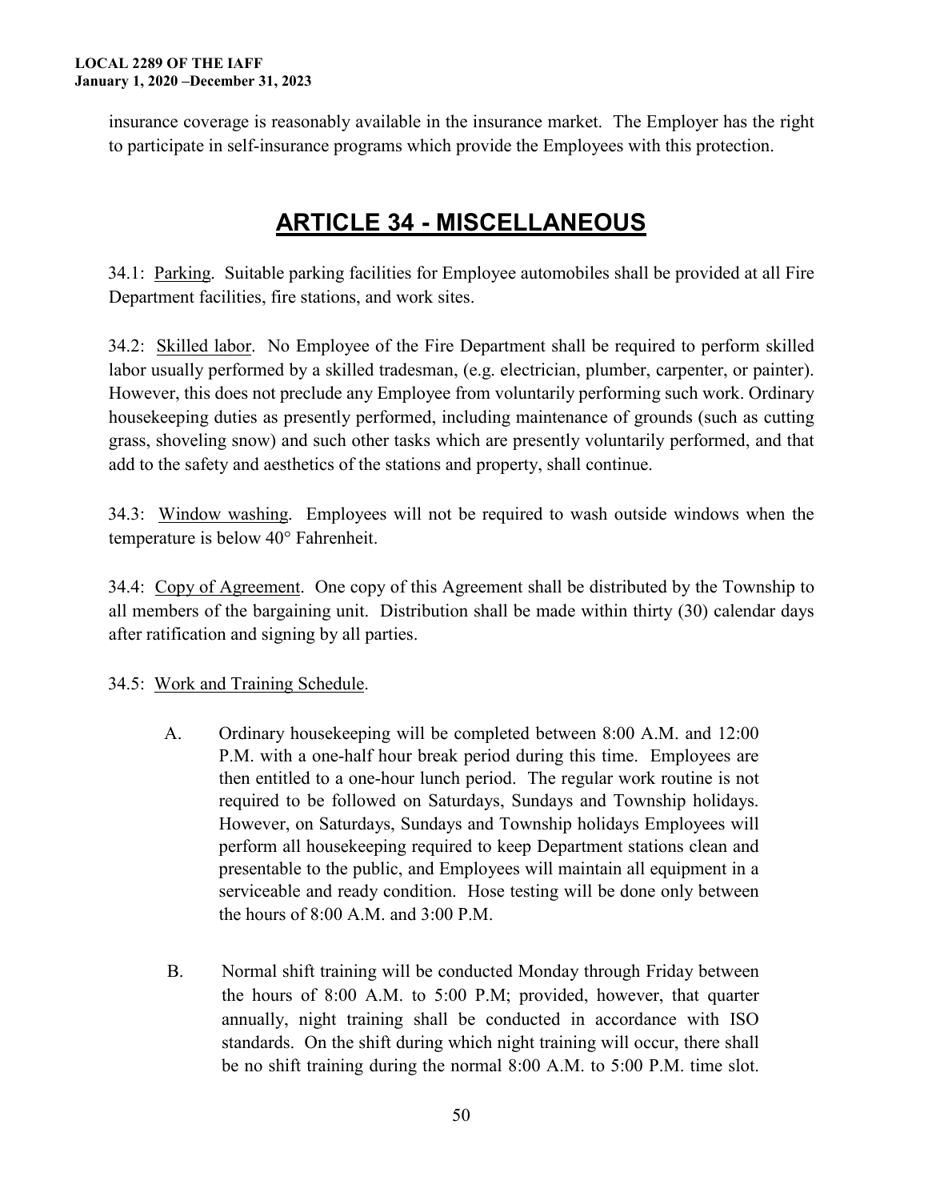insurance coverage is reasonably available in the insurance market. The Employer has the right to participate in self-insurance programs which provide the Employees with this protection.

# ARTICLE 34 - MISCELLANEOUS

34.1: Parking. Suitable parking facilities for Employee automobiles shall be provided at all Fire Department facilities, fire stations, and work sites.

34.2: Skilled labor. No Employee of the Fire Department shall be required to perform skilled labor usually performed by a skilled tradesman, (e.g. electrician, plumber, carpenter, or painter). However, this does not preclude any Employee from voluntarily performing such work. Ordinary housekeeping duties as presently performed, including maintenance of grounds (such as cutting grass, shoveling snow) and such other tasks which are presently voluntarily performed, and that add to the safety and aesthetics of the stations and property, shall continue.

34.3: Window washing. Employees will not be required to wash outside windows when the temperature is below 40° Fahrenheit.

34.4: Copy of Agreement. One copy of this Agreement shall be distributed by the Township to all members of the bargaining unit. Distribution shall be made within thirty (30) calendar days after ratification and signing by all parties.

34.5: Work and Training Schedule.

A. Ordinary housekeeping will be completed between 8:00 A.M. and 12:00 P.M. with a one-half hour break period during this time. Employees are then entitled to a one-hour lunch period. The regular work routine is not required to be followed on Saturdays, Sundays and Township holidays. However, on Saturdays, Sundays and Township holidays Employees will perform all housekeeping required to keep Department stations clean and presentable to the public, and Employees will maintain all equipment in a serviceable and ready condition. Hose testing will be done only between the hours of 8:00 A.M. and 3:00 P.M.

B. Normal shift training will be conducted Monday through Friday between the hours of 8:00 A.M. to 5:00 P.M; provided, however, that quarter annually, night training shall be conducted in accordance with ISO standards. On the shift during which night training will occur, there shall be no shift training during the normal 8:00 A.M. to 5:00 P.M. time slot.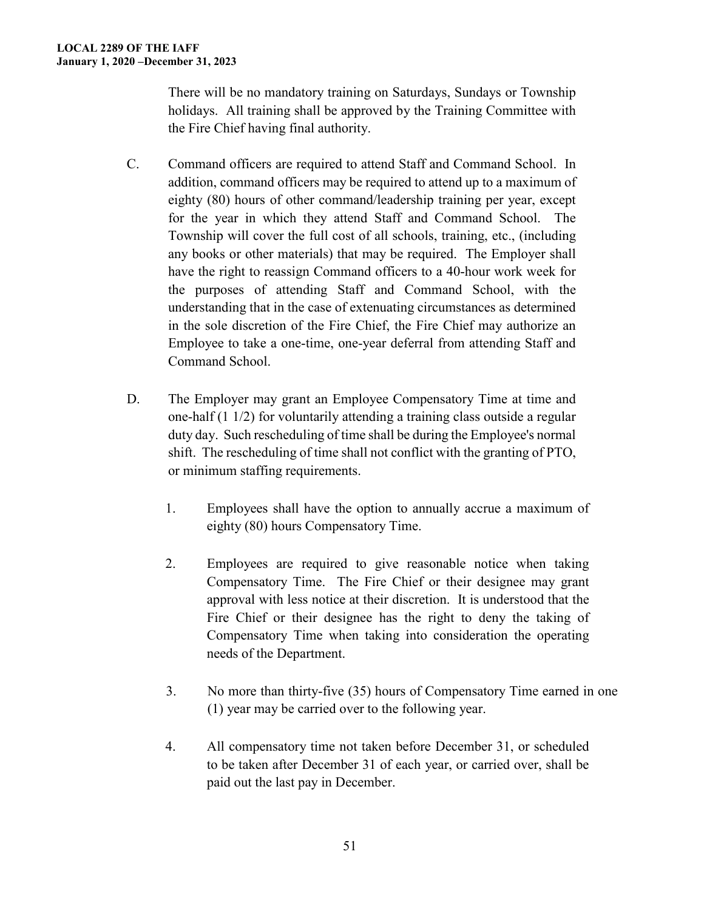There will be no mandatory training on Saturdays, Sundays or Township holidays. All training shall be approved by the Training Committee with the Fire Chief having final authority.

C. Command officers are required to attend Staff and Command School. In addition, command officers may be required to attend up to a maximum of eighty (80) hours of other command/leadership training per year, except for the year in which they attend Staff and Command School. The Township will cover the full cost of all schools, training, etc., (including any books or other materials) that may be required. The Employer shall have the right to reassign Command officers to a 40-hour work week for the purposes of attending Staff and Command School, with the understanding that in the case of extenuating circumstances as determined in the sole discretion of the Fire Chief, the Fire Chief may authorize an Employee to take a one-time, one-year deferral from attending Staff and Command School.

D. The Employer may grant an Employee Compensatory Time at time and one-half (1 1/2) for voluntarily attending a training class outside a regular duty day. Such rescheduling of time shall be during the Employee's normal shift. The rescheduling of time shall not conflict with the granting of PTO, or minimum staffing requirements.

1. Employees shall have the option to annually accrue a maximum of eighty (80) hours Compensatory Time.

2. Employees are required to give reasonable notice when taking Compensatory Time. The Fire Chief or their designee may grant approval with less notice at their discretion. It is understood that the Fire Chief or their designee has the right to deny the taking of Compensatory Time when taking into consideration the operating needs of the Department.

3. No more than thirty-five (35) hours of Compensatory Time earned in one (1) year may be carried over to the following year.

4. All compensatory time not taken before December 31, or scheduled to be taken after December 31 of each year, or carried over, shall be paid out the last pay in December.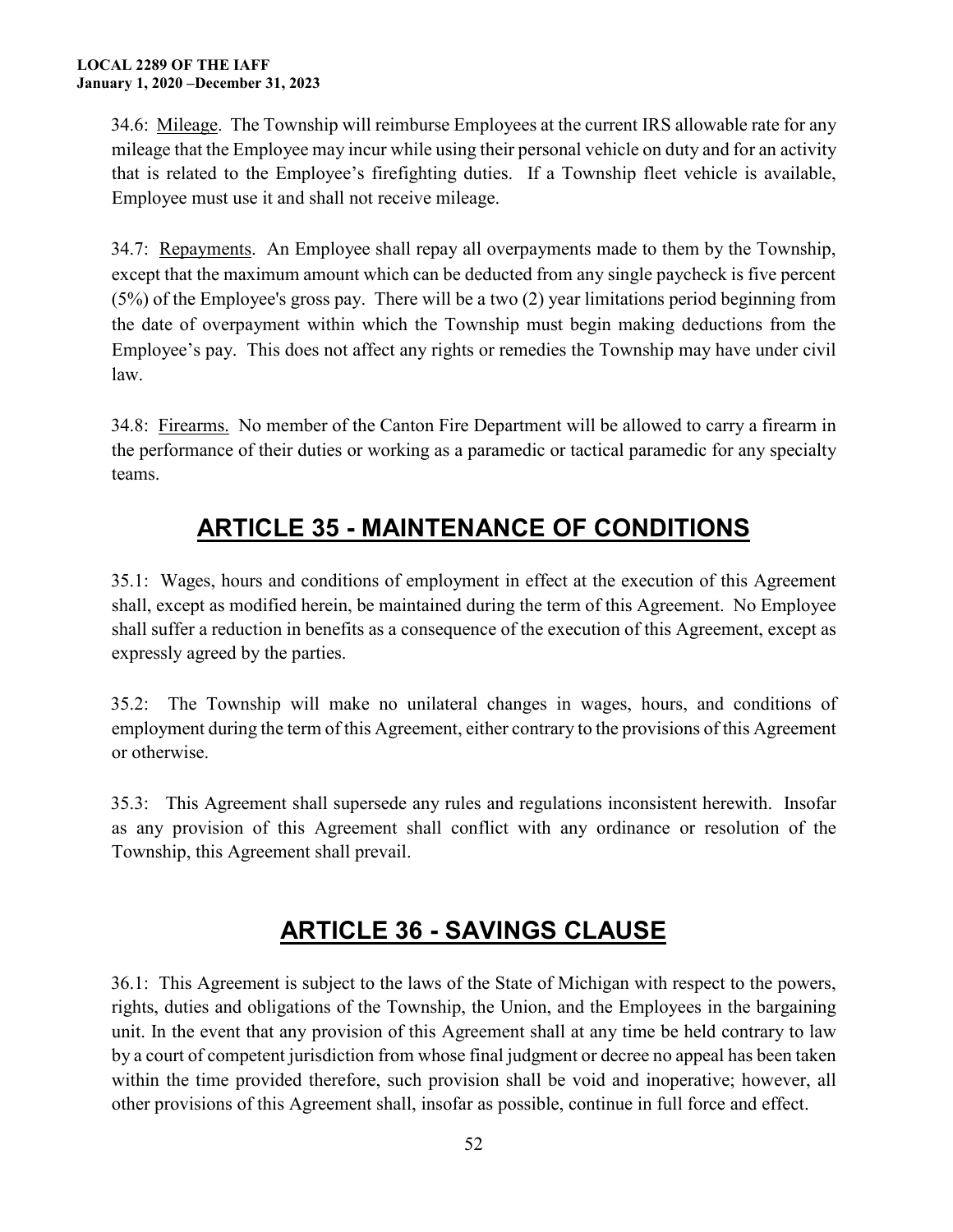34.6: Mileage. The Township will reimburse Employees at the current IRS allowable rate for any mileage that the Employee may incur while using their personal vehicle on duty and for an activity that is related to the Employee's firefighting duties. If a Township fleet vehicle is available, Employee must use it and shall not receive mileage.

34.7: Repayments. An Employee shall repay all overpayments made to them by the Township, except that the maximum amount which can be deducted from any single paycheck is five percent (5%) of the Employee's gross pay. There will be a two (2) year limitations period beginning from the date of overpayment within which the Township must begin making deductions from the Employee's pay. This does not affect any rights or remedies the Township may have under civil law.

34.8: Firearms. No member of the Canton Fire Department will be allowed to carry a firearm in the performance of their duties or working as a paramedic or tactical paramedic for any specialty teams.

# ARTICLE 35 - MAINTENANCE OF CONDITIONS

35.1: Wages, hours and conditions of employment in effect at the execution of this Agreement shall, except as modified herein, be maintained during the term of this Agreement. No Employee shall suffer a reduction in benefits as a consequence of the execution of this Agreement, except as expressly agreed by the parties.

35.2: The Township will make no unilateral changes in wages, hours, and conditions of employment during the term of this Agreement, either contrary to the provisions of this Agreement or otherwise.

35.3: This Agreement shall supersede any rules and regulations inconsistent herewith. Insofar as any provision of this Agreement shall conflict with any ordinance or resolution of the Township, this Agreement shall prevail.

# ARTICLE 36 - SAVINGS CLAUSE

36.1: This Agreement is subject to the laws of the State of Michigan with respect to the powers, rights, duties and obligations of the Township, the Union, and the Employees in the bargaining unit. In the event that any provision of this Agreement shall at any time be held contrary to law by a court of competent jurisdiction from whose final judgment or decree no appeal has been taken within the time provided therefore, such provision shall be void and inoperative; however, all other provisions of this Agreement shall, insofar as possible, continue in full force and effect.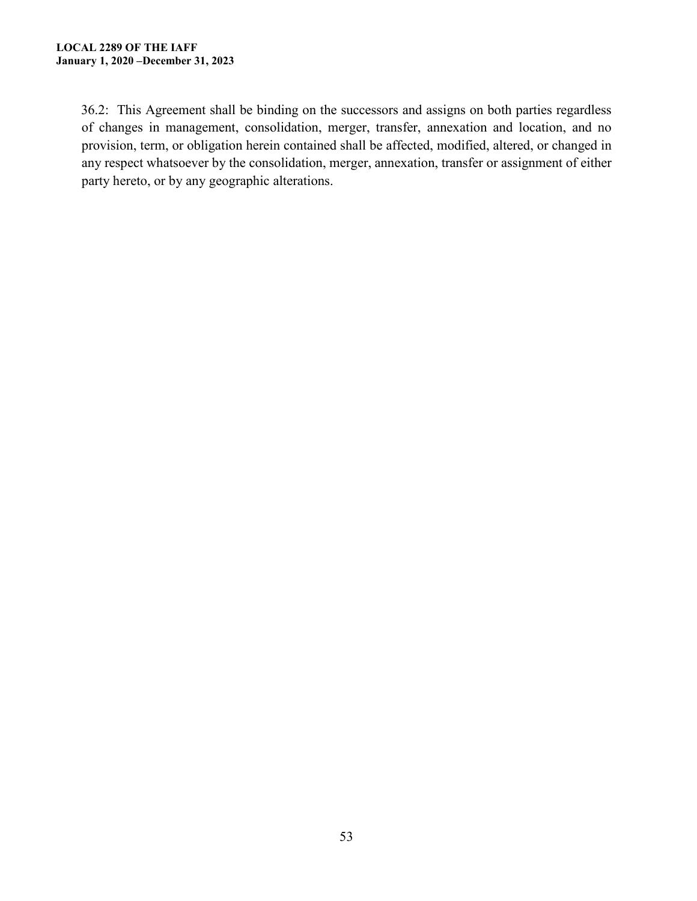36.2: This Agreement shall be binding on the successors and assigns on both parties regardless of changes in management, consolidation, merger, transfer, annexation and location, and no provision, term, or obligation herein contained shall be affected, modified, altered, or changed in any respect whatsoever by the consolidation, merger, annexation, transfer or assignment of either party hereto, or by any geographic alterations.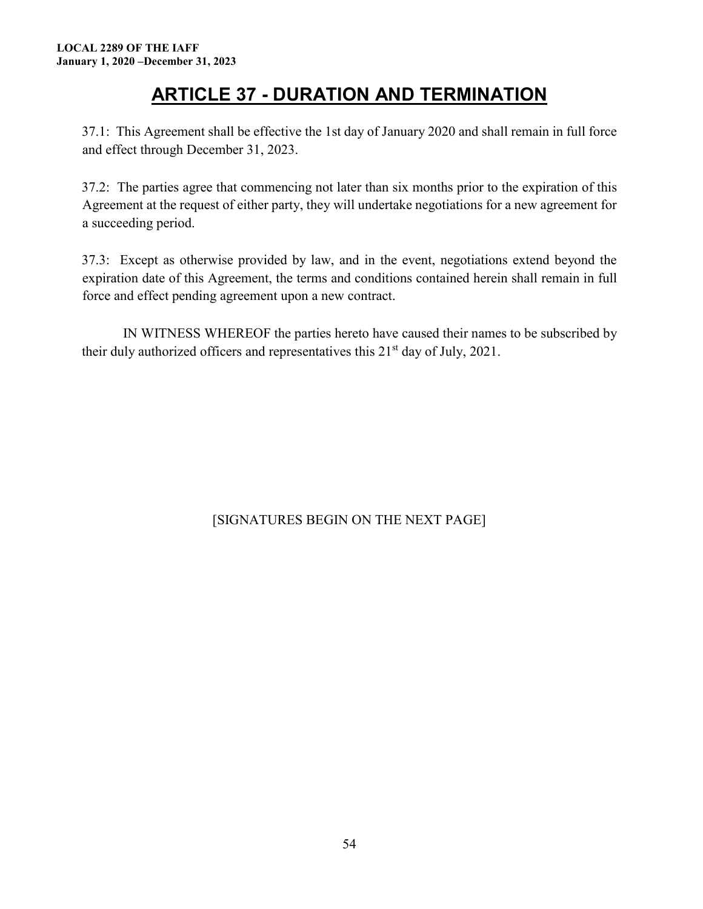# ARTICLE 37 - DURATION AND TERMINATION

37.1: This Agreement shall be effective the 1st day of January 2020 and shall remain in full force and effect through December 31, 2023.

37.2: The parties agree that commencing not later than six months prior to the expiration of this Agreement at the request of either party, they will undertake negotiations for a new agreement for a succeeding period.

37.3: Except as otherwise provided by law, and in the event, negotiations extend beyond the expiration date of this Agreement, the terms and conditions contained herein shall remain in full force and effect pending agreement upon a new contract.

IN WITNESS WHEREOF the parties hereto have caused their names to be subscribed by their duly authorized officers and representatives this 21st day of July, 2021.

[SIGNATURES BEGIN ON THE NEXT PAGE]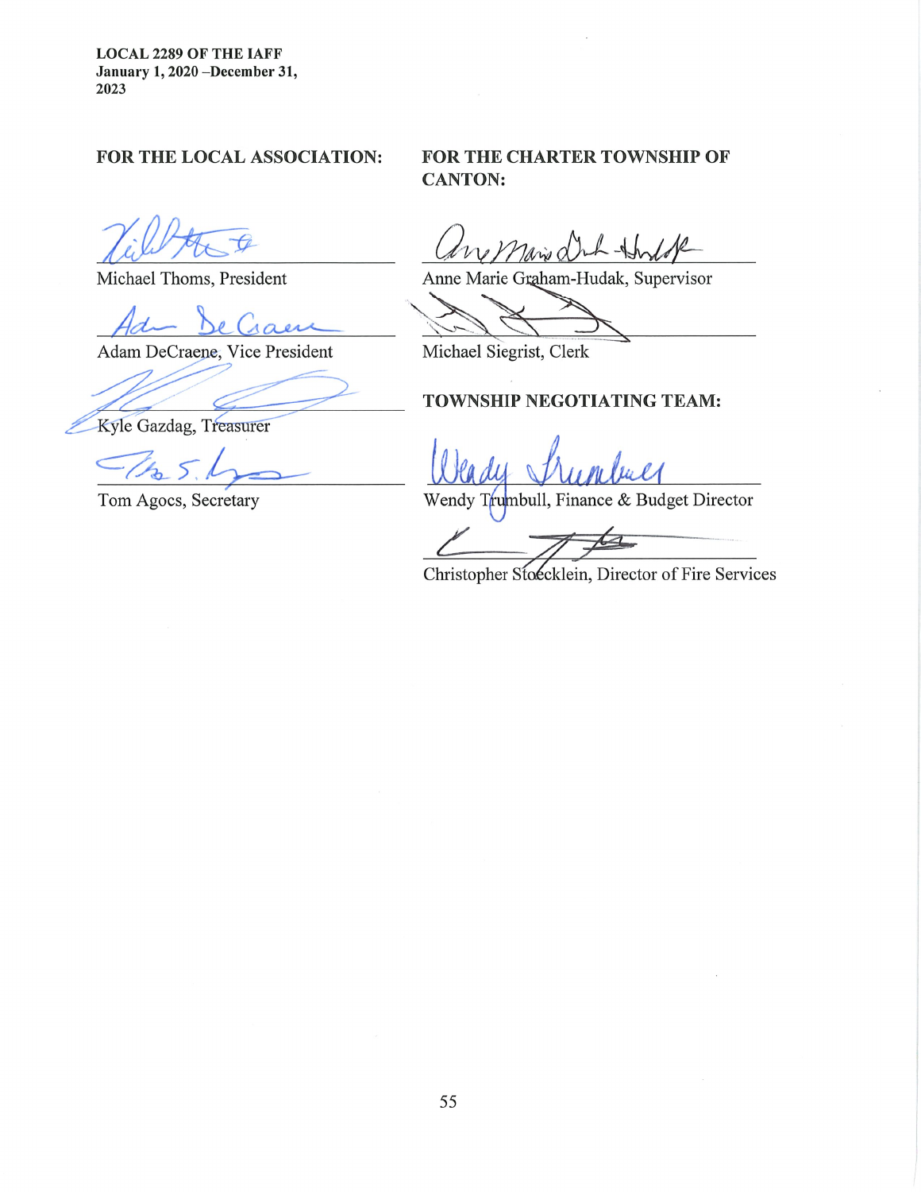**LOCAL 2289 OF THE IAFF**
**January 1, 2020 –December 31, 2023**

**FOR THE LOCAL ASSOCIATION:**

Michael Thoms, President

Adam DeCraene, Vice President

Kyle Gazdag, Treasurer

Tom Agocs, Secretary

**FOR THE CHARTER TOWNSHIP OF CANTON:**

Anne Marie Graham-Hudak, Supervisor

Michael Siegrist, Clerk

**TOWNSHIP NEGOTIATING TEAM:**

Wendy Trumbull, Finance & Budget Director

Christopher Stoecklein, Director of Fire Services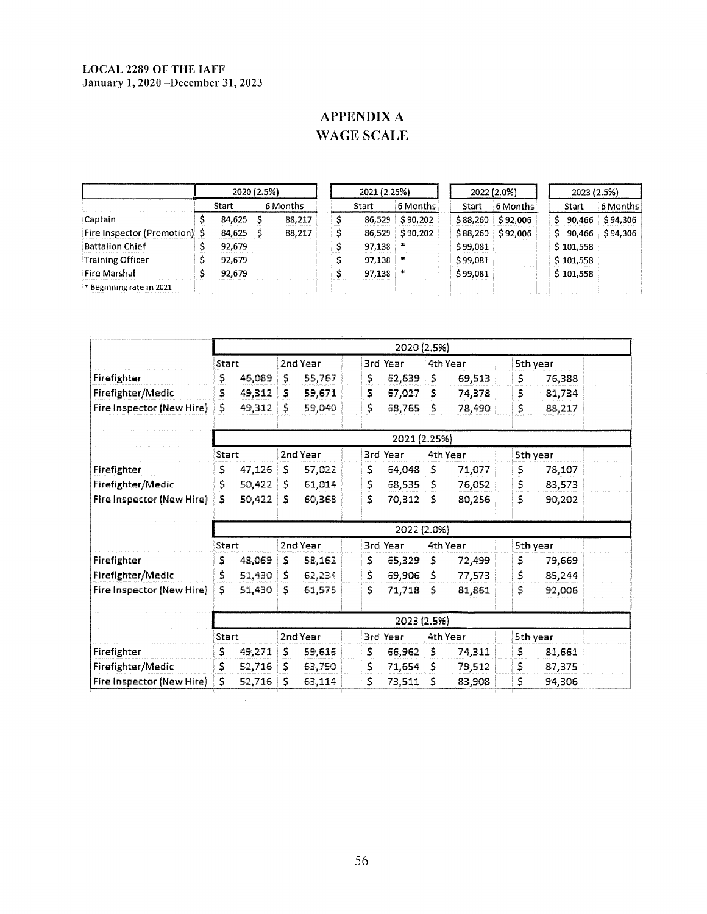LOCAL 2289 OF THE IAFF
January 1, 2020 –December 31, 2023

# APPENDIX A
# WAGE SCALE

| | 2020 (2.5%) | | 2021 (2.25%) | | 2022 (2.0%) | | 2023 (2.5%) | |
|---|---|---|---|---|---|---|---|---|
| | Start | 6 Months | Start | 6 Months | Start | 6 Months | Start | 6 Months |
| Captain | $ 84,625 | $ 88,217 | $ 86,529 | $ 90,202 | $ 88,260 | $ 92,006 | $ 90,466 | $ 94,306 |
| Fire Inspector (Promotion) | $ 84,625 | $ 88,217 | $ 86,529 | $ 90,202 | $ 88,260 | $ 92,006 | $ 90,466 | $ 94,306 |
| Battalion Chief | $ 92,679 | | $ 97,138 | * | $ 99,081 | | $ 101,558 | |
| Training Officer | $ 92,679 | | $ 97,138 | * | $ 99,081 | | $ 101,558 | |
| Fire Marshal | $ 92,679 | | $ 97,138 | * | $ 99,081 | | $ 101,558 | |
| * Beginning rate in 2021 | | | | | | | | |

| | 2020 (2.5%) | | | | |
|---|---|---|---|---|---|
| | Start | 2nd Year | 3rd Year | 4th Year | 5th year |
| Firefighter | $ 46,089 | $ 55,767 | $ 62,639 | $ 69,513 | $ 76,388 |
| Firefighter/Medic | $ 49,312 | $ 59,671 | $ 67,027 | $ 74,378 | $ 81,734 |
| Fire Inspector (New Hire) | $ 49,312 | $ 59,040 | $ 68,765 | $ 78,490 | $ 88,217 |
| | 2021 (2.25%) | | | | |
| | Start | 2nd Year | 3rd Year | 4th Year | 5th year |
| Firefighter | $ 47,126 | $ 57,022 | $ 64,048 | $ 71,077 | $ 78,107 |
| Firefighter/Medic | $ 50,422 | $ 61,014 | $ 68,535 | $ 76,052 | $ 83,573 |
| Fire Inspector (New Hire) | $ 50,422 | $ 60,368 | $ 70,312 | $ 80,256 | $ 90,202 |
| | 2022 (2.0%) | | | | |
| | Start | 2nd Year | 3rd Year | 4th Year | 5th year |
| Firefighter | $ 48,069 | $ 58,162 | $ 65,329 | $ 72,499 | $ 79,669 |
| Firefighter/Medic | $ 51,430 | $ 62,234 | $ 69,906 | $ 77,573 | $ 85,244 |
| Fire Inspector (New Hire) | $ 51,430 | $ 61,575 | $ 71,718 | $ 81,861 | $ 92,006 |
| | 2023 (2.5%) | | | | |
| | Start | 2nd Year | 3rd Year | 4th Year | 5th year |
| Firefighter | $ 49,271 | $ 59,616 | $ 66,962 | $ 74,311 | $ 81,661 |
| Firefighter/Medic | $ 52,716 | $ 63,790 | $ 71,654 | $ 79,512 | $ 87,375 |
| Fire Inspector (New Hire) | $ 52,716 | $ 63,114 | $ 73,511 | $ 83,908 | $ 94,306 |